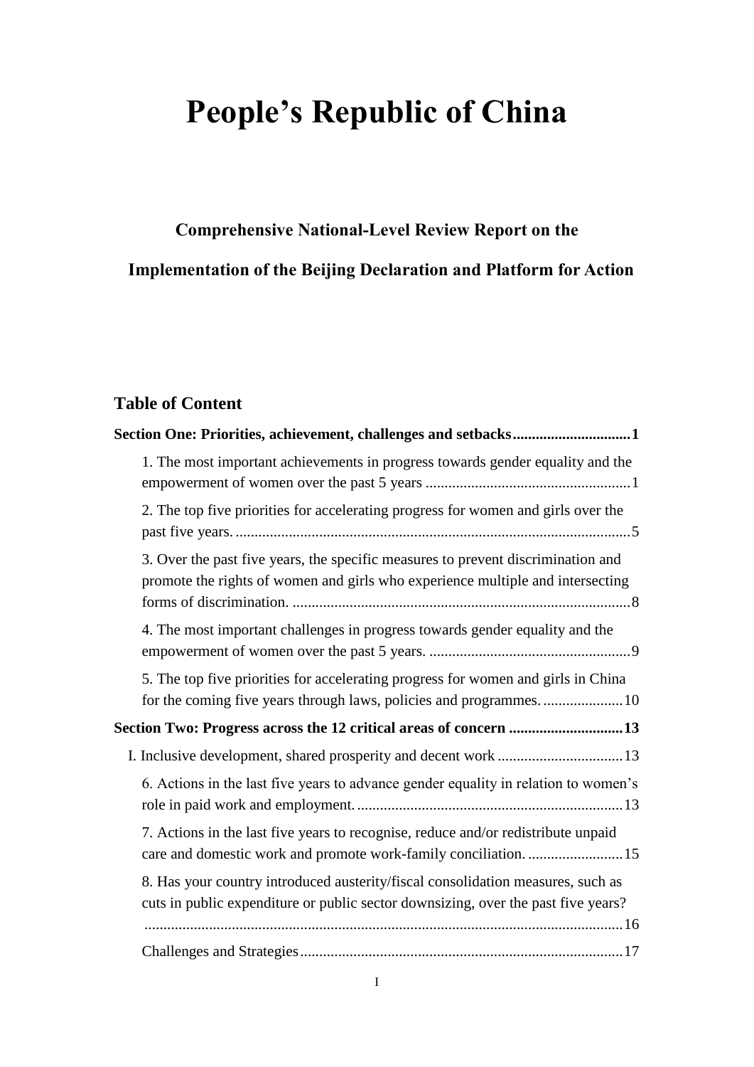# People's Republic of China

## Comprehensive National-Level Review Report on the Implementation of the Beijing Declaration and Platform for Action

### Table of Content

**Section One: Priorities, achievement, challenges and setbacks ............................... 1**

1. The most important achievements in progress towards gender equality and the empowerment of women over the past 5 years ...................................................... 1

2. The top five priorities for accelerating progress for women and girls over the past five years. ........................................................................................................ 5

3. Over the past five years, the specific measures to prevent discrimination and promote the rights of women and girls who experience multiple and intersecting forms of discrimination. ......................................................................................... 8

4. The most important challenges in progress towards gender equality and the empowerment of women over the past 5 years. ..................................................... 9

5. The top five priorities for accelerating progress for women and girls in China for the coming five years through laws, policies and programmes. ..................... 10

**Section Two: Progress across the 12 critical areas of concern .............................. 13**

I. Inclusive development, shared prosperity and decent work ................................. 13

6. Actions in the last five years to advance gender equality in relation to women's role in paid work and employment. ...................................................................... 13

7. Actions in the last five years to recognise, reduce and/or redistribute unpaid care and domestic work and promote work-family conciliation. ......................... 15

8. Has your country introduced austerity/fiscal consolidation measures, such as cuts in public expenditure or public sector downsizing, over the past five years? ............................................................................................................................. 16

Challenges and Strategies ..................................................................................... 17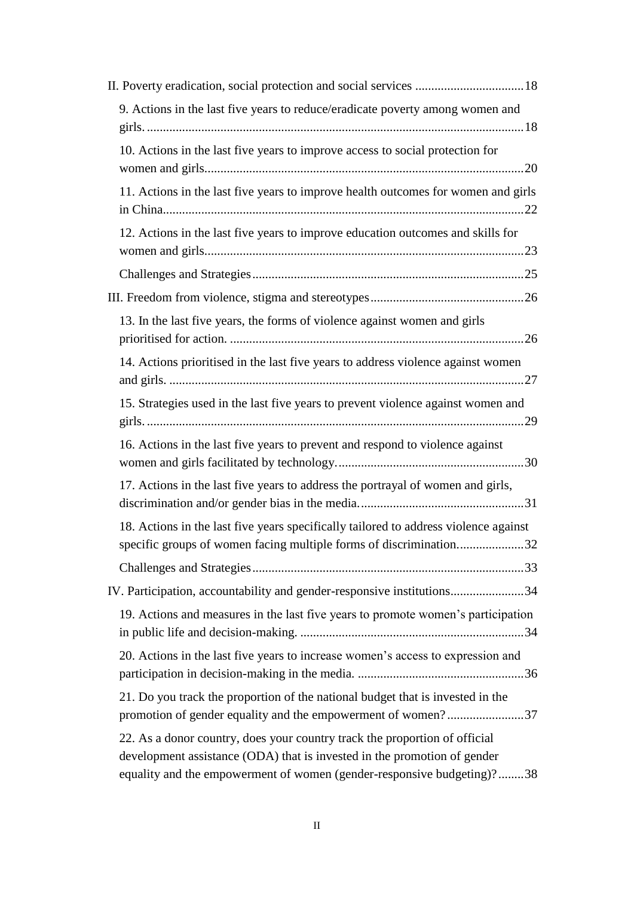II. Poverty eradication, social protection and social services ..................................18

9. Actions in the last five years to reduce/eradicate poverty among women and girls. ....................................................................................................................18

10. Actions in the last five years to improve access to social protection for women and girls...................................................................................................20

11. Actions in the last five years to improve health outcomes for women and girls in China................................................................................................................22

12. Actions in the last five years to improve education outcomes and skills for women and girls...................................................................................................23

Challenges and Strategies....................................................................................25

III. Freedom from violence, stigma and stereotypes................................................26

13. In the last five years, the forms of violence against women and girls prioritised for action. ...........................................................................................26

14. Actions prioritised in the last five years to address violence against women and girls. ..............................................................................................................27

15. Strategies used in the last five years to prevent violence against women and girls. .....................................................................................................................29

16. Actions in the last five years to prevent and respond to violence against women and girls facilitated by technology. ..........................................................30

17. Actions in the last five years to address the portrayal of women and girls, discrimination and/or gender bias in the media. ..................................................31

18. Actions in the last five years specifically tailored to address violence against specific groups of women facing multiple forms of discrimination. ....................32

Challenges and Strategies....................................................................................33

IV. Participation, accountability and gender-responsive institutions.......................34

19. Actions and measures in the last five years to promote women's participation in public life and decision-making. ......................................................................34

20. Actions in the last five years to increase women's access to expression and participation in decision-making in the media. ....................................................36

21. Do you track the proportion of the national budget that is invested in the promotion of gender equality and the empowerment of women? ........................37

22. As a donor country, does your country track the proportion of official development assistance (ODA) that is invested in the promotion of gender equality and the empowerment of women (gender-responsive budgeting)? ........38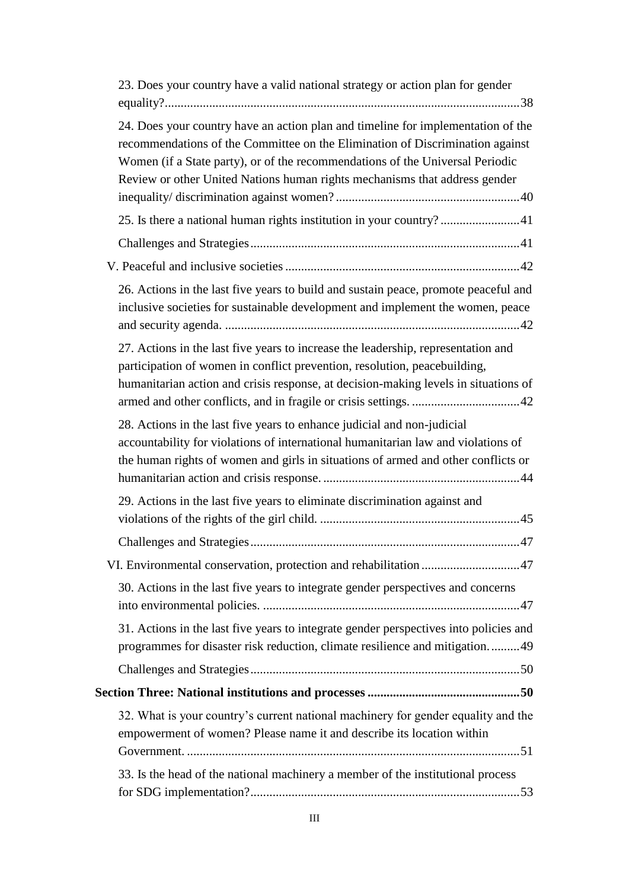23. Does your country have a valid national strategy or action plan for gender equality? ..... 38

24. Does your country have an action plan and timeline for implementation of the recommendations of the Committee on the Elimination of Discrimination against Women (if a State party), or of the recommendations of the Universal Periodic Review or other United Nations human rights mechanisms that address gender inequality/ discrimination against women? ..... 40

25. Is there a national human rights institution in your country? ..... 41

Challenges and Strategies ..... 41

V. Peaceful and inclusive societies ..... 42

26. Actions in the last five years to build and sustain peace, promote peaceful and inclusive societies for sustainable development and implement the women, peace and security agenda. ..... 42

27. Actions in the last five years to increase the leadership, representation and participation of women in conflict prevention, resolution, peacebuilding, humanitarian action and crisis response, at decision-making levels in situations of armed and other conflicts, and in fragile or crisis settings. ..... 42

28. Actions in the last five years to enhance judicial and non-judicial accountability for violations of international humanitarian law and violations of the human rights of women and girls in situations of armed and other conflicts or humanitarian action and crisis response. ..... 44

29. Actions in the last five years to eliminate discrimination against and violations of the rights of the girl child. ..... 45

Challenges and Strategies ..... 47

VI. Environmental conservation, protection and rehabilitation ..... 47

30. Actions in the last five years to integrate gender perspectives and concerns into environmental policies. ..... 47

31. Actions in the last five years to integrate gender perspectives into policies and programmes for disaster risk reduction, climate resilience and mitigation. ..... 49

Challenges and Strategies ..... 50

**Section Three: National institutions and processes ..... 50**

32. What is your country's current national machinery for gender equality and the empowerment of women? Please name it and describe its location within Government. ..... 51

33. Is the head of the national machinery a member of the institutional process for SDG implementation? ..... 53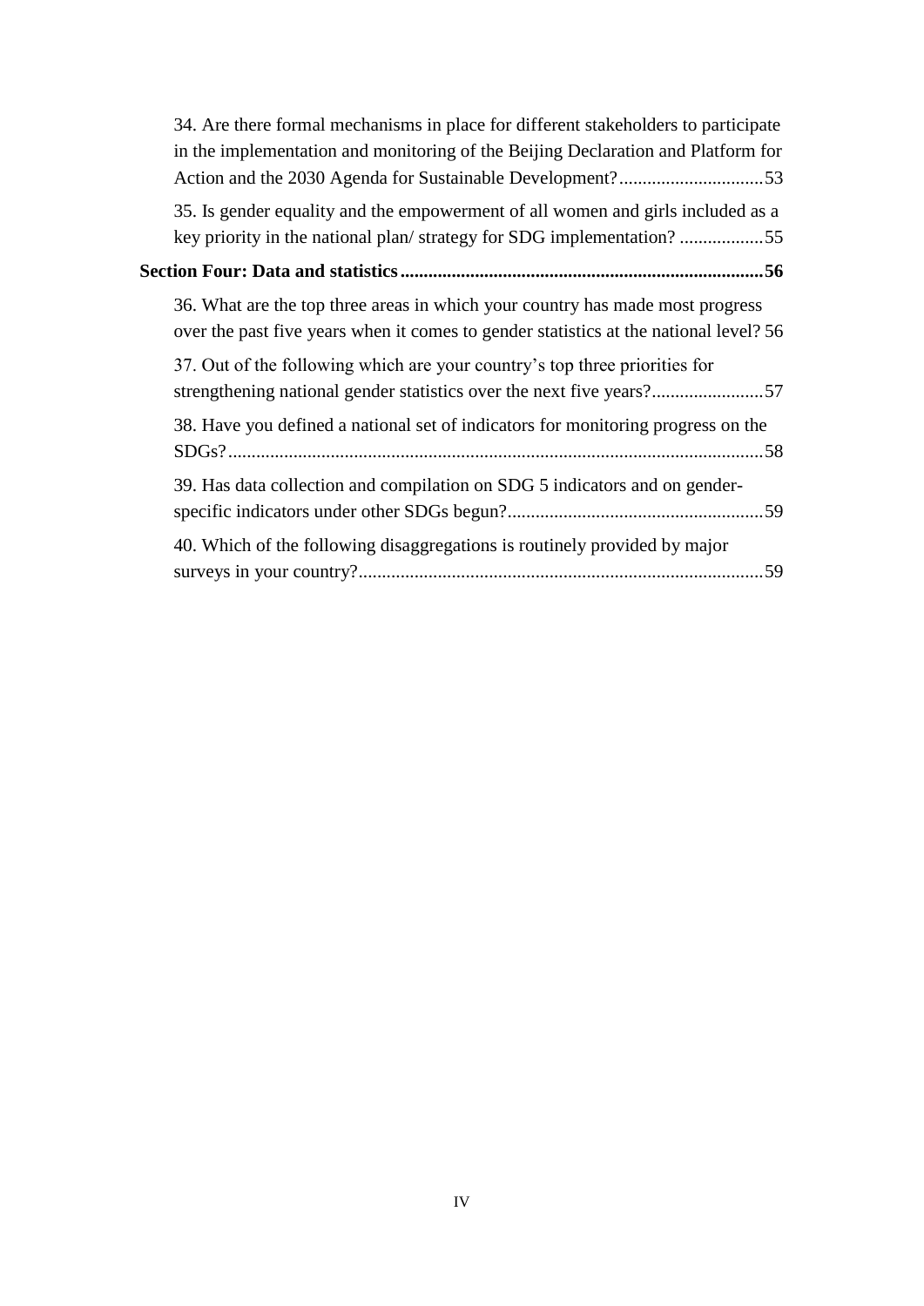34. Are there formal mechanisms in place for different stakeholders to participate in the implementation and monitoring of the Beijing Declaration and Platform for Action and the 2030 Agenda for Sustainable Development? ............................... 53

35. Is gender equality and the empowerment of all women and girls included as a key priority in the national plan/ strategy for SDG implementation? .................. 55

**Section Four: Data and statistics .............................................................................. 56**

36. What are the top three areas in which your country has made most progress over the past five years when it comes to gender statistics at the national level? 56

37. Out of the following which are your country's top three priorities for strengthening national gender statistics over the next five years? ........................ 57

38. Have you defined a national set of indicators for monitoring progress on the SDGs? .................................................................................................................. 58

39. Has data collection and compilation on SDG 5 indicators and on gender-specific indicators under other SDGs begun? ....................................................... 59

40. Which of the following disaggregations is routinely provided by major surveys in your country? ....................................................................................... 59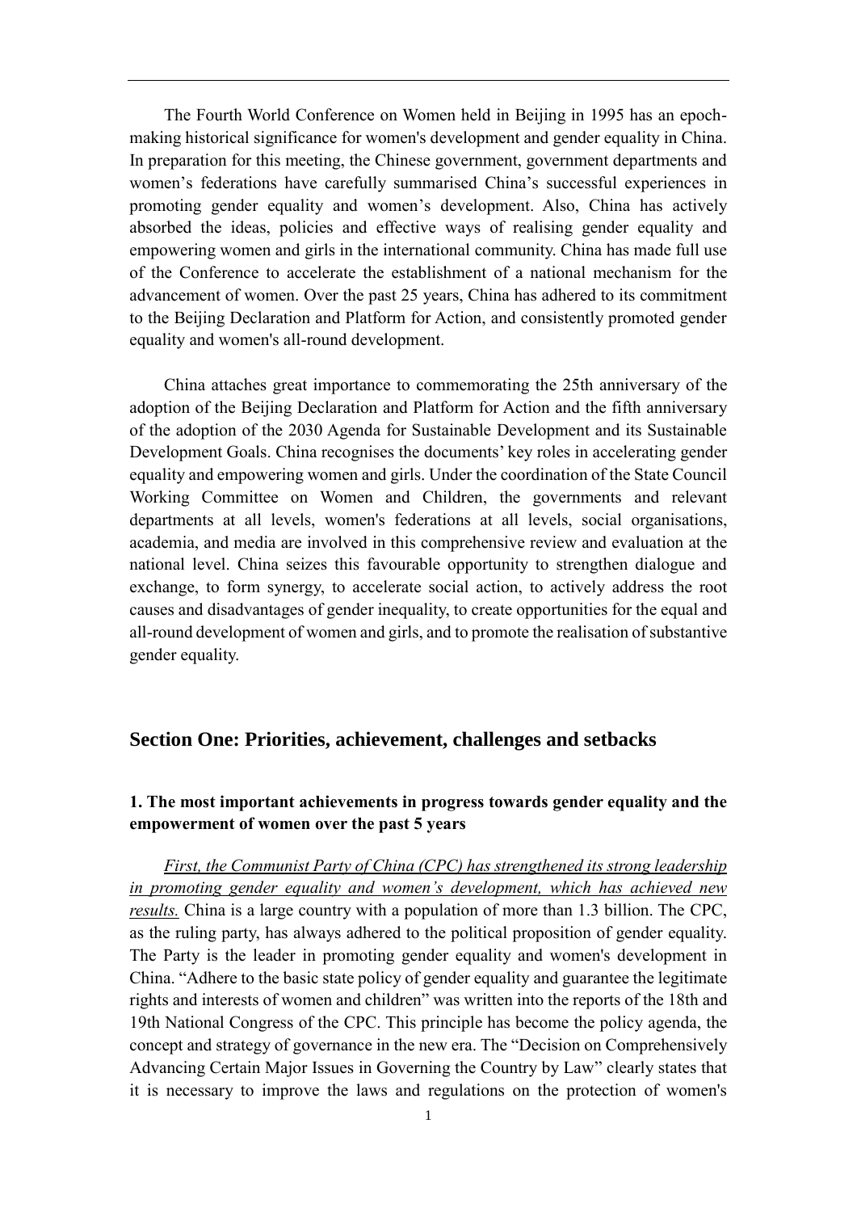The Fourth World Conference on Women held in Beijing in 1995 has an epoch-making historical significance for women's development and gender equality in China. In preparation for this meeting, the Chinese government, government departments and women's federations have carefully summarised China's successful experiences in promoting gender equality and women's development. Also, China has actively absorbed the ideas, policies and effective ways of realising gender equality and empowering women and girls in the international community. China has made full use of the Conference to accelerate the establishment of a national mechanism for the advancement of women. Over the past 25 years, China has adhered to its commitment to the Beijing Declaration and Platform for Action, and consistently promoted gender equality and women's all-round development.

China attaches great importance to commemorating the 25th anniversary of the adoption of the Beijing Declaration and Platform for Action and the fifth anniversary of the adoption of the 2030 Agenda for Sustainable Development and its Sustainable Development Goals. China recognises the documents' key roles in accelerating gender equality and empowering women and girls. Under the coordination of the State Council Working Committee on Women and Children, the governments and relevant departments at all levels, women's federations at all levels, social organisations, academia, and media are involved in this comprehensive review and evaluation at the national level. China seizes this favourable opportunity to strengthen dialogue and exchange, to form synergy, to accelerate social action, to actively address the root causes and disadvantages of gender inequality, to create opportunities for the equal and all-round development of women and girls, and to promote the realisation of substantive gender equality.

## Section One: Priorities, achievement, challenges and setbacks

### 1. The most important achievements in progress towards gender equality and the empowerment of women over the past 5 years

*First, the Communist Party of China (CPC) has strengthened its strong leadership in promoting gender equality and women's development, which has achieved new results.* China is a large country with a population of more than 1.3 billion. The CPC, as the ruling party, has always adhered to the political proposition of gender equality. The Party is the leader in promoting gender equality and women's development in China. "Adhere to the basic state policy of gender equality and guarantee the legitimate rights and interests of women and children" was written into the reports of the 18th and 19th National Congress of the CPC. This principle has become the policy agenda, the concept and strategy of governance in the new era. The "Decision on Comprehensively Advancing Certain Major Issues in Governing the Country by Law" clearly states that it is necessary to improve the laws and regulations on the protection of women's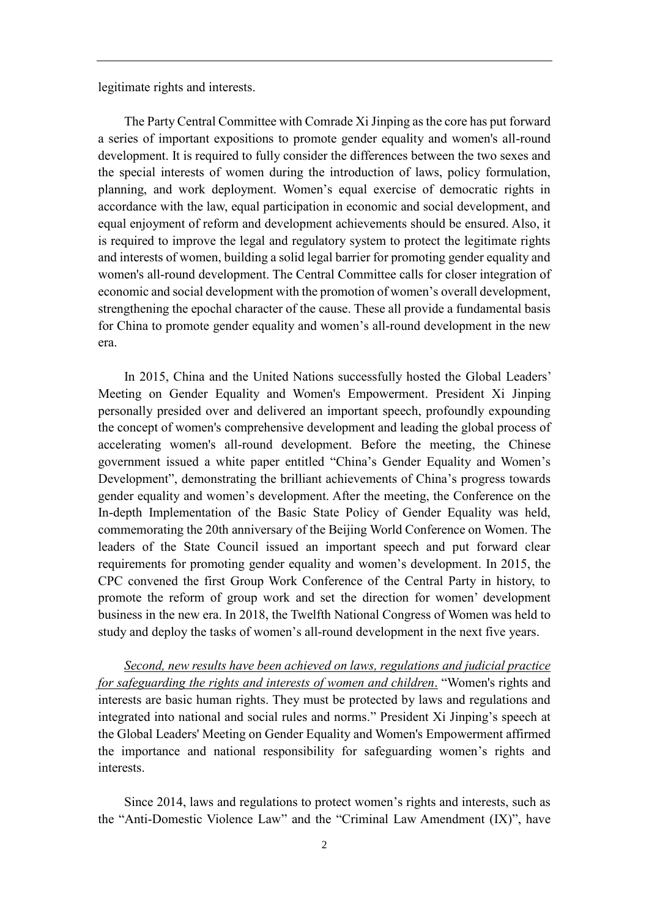legitimate rights and interests.

The Party Central Committee with Comrade Xi Jinping as the core has put forward a series of important expositions to promote gender equality and women's all-round development. It is required to fully consider the differences between the two sexes and the special interests of women during the introduction of laws, policy formulation, planning, and work deployment. Women's equal exercise of democratic rights in accordance with the law, equal participation in economic and social development, and equal enjoyment of reform and development achievements should be ensured. Also, it is required to improve the legal and regulatory system to protect the legitimate rights and interests of women, building a solid legal barrier for promoting gender equality and women's all-round development. The Central Committee calls for closer integration of economic and social development with the promotion of women's overall development, strengthening the epochal character of the cause. These all provide a fundamental basis for China to promote gender equality and women's all-round development in the new era.

In 2015, China and the United Nations successfully hosted the Global Leaders' Meeting on Gender Equality and Women's Empowerment. President Xi Jinping personally presided over and delivered an important speech, profoundly expounding the concept of women's comprehensive development and leading the global process of accelerating women's all-round development. Before the meeting, the Chinese government issued a white paper entitled "China's Gender Equality and Women's Development", demonstrating the brilliant achievements of China's progress towards gender equality and women's development. After the meeting, the Conference on the In-depth Implementation of the Basic State Policy of Gender Equality was held, commemorating the 20th anniversary of the Beijing World Conference on Women. The leaders of the State Council issued an important speech and put forward clear requirements for promoting gender equality and women's development. In 2015, the CPC convened the first Group Work Conference of the Central Party in history, to promote the reform of group work and set the direction for women' development business in the new era. In 2018, the Twelfth National Congress of Women was held to study and deploy the tasks of women's all-round development in the next five years.

*Second, new results have been achieved on laws, regulations and judicial practice for safeguarding the rights and interests of women and children*. "Women's rights and interests are basic human rights. They must be protected by laws and regulations and integrated into national and social rules and norms." President Xi Jinping's speech at the Global Leaders' Meeting on Gender Equality and Women's Empowerment affirmed the importance and national responsibility for safeguarding women's rights and interests.

Since 2014, laws and regulations to protect women's rights and interests, such as the "Anti-Domestic Violence Law" and the "Criminal Law Amendment (IX)", have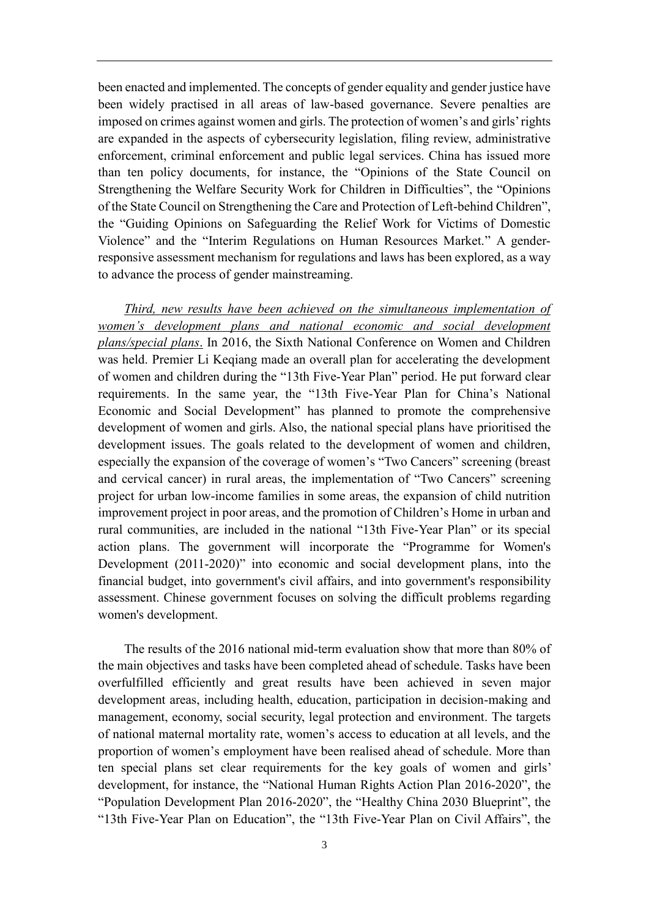been enacted and implemented. The concepts of gender equality and gender justice have been widely practised in all areas of law-based governance. Severe penalties are imposed on crimes against women and girls. The protection of women's and girls' rights are expanded in the aspects of cybersecurity legislation, filing review, administrative enforcement, criminal enforcement and public legal services. China has issued more than ten policy documents, for instance, the "Opinions of the State Council on Strengthening the Welfare Security Work for Children in Difficulties", the "Opinions of the State Council on Strengthening the Care and Protection of Left-behind Children", the "Guiding Opinions on Safeguarding the Relief Work for Victims of Domestic Violence" and the "Interim Regulations on Human Resources Market." A gender-responsive assessment mechanism for regulations and laws has been explored, as a way to advance the process of gender mainstreaming.

*Third, new results have been achieved on the simultaneous implementation of women's development plans and national economic and social development plans/special plans*. In 2016, the Sixth National Conference on Women and Children was held. Premier Li Keqiang made an overall plan for accelerating the development of women and children during the "13th Five-Year Plan" period. He put forward clear requirements. In the same year, the "13th Five-Year Plan for China's National Economic and Social Development" has planned to promote the comprehensive development of women and girls. Also, the national special plans have prioritised the development issues. The goals related to the development of women and children, especially the expansion of the coverage of women's "Two Cancers" screening (breast and cervical cancer) in rural areas, the implementation of "Two Cancers" screening project for urban low-income families in some areas, the expansion of child nutrition improvement project in poor areas, and the promotion of Children's Home in urban and rural communities, are included in the national "13th Five-Year Plan" or its special action plans. The government will incorporate the "Programme for Women's Development (2011-2020)" into economic and social development plans, into the financial budget, into government's civil affairs, and into government's responsibility assessment. Chinese government focuses on solving the difficult problems regarding women's development.

The results of the 2016 national mid-term evaluation show that more than 80% of the main objectives and tasks have been completed ahead of schedule. Tasks have been overfulfilled efficiently and great results have been achieved in seven major development areas, including health, education, participation in decision-making and management, economy, social security, legal protection and environment. The targets of national maternal mortality rate, women's access to education at all levels, and the proportion of women's employment have been realised ahead of schedule. More than ten special plans set clear requirements for the key goals of women and girls' development, for instance, the "National Human Rights Action Plan 2016-2020", the "Population Development Plan 2016-2020", the "Healthy China 2030 Blueprint", the "13th Five-Year Plan on Education", the "13th Five-Year Plan on Civil Affairs", the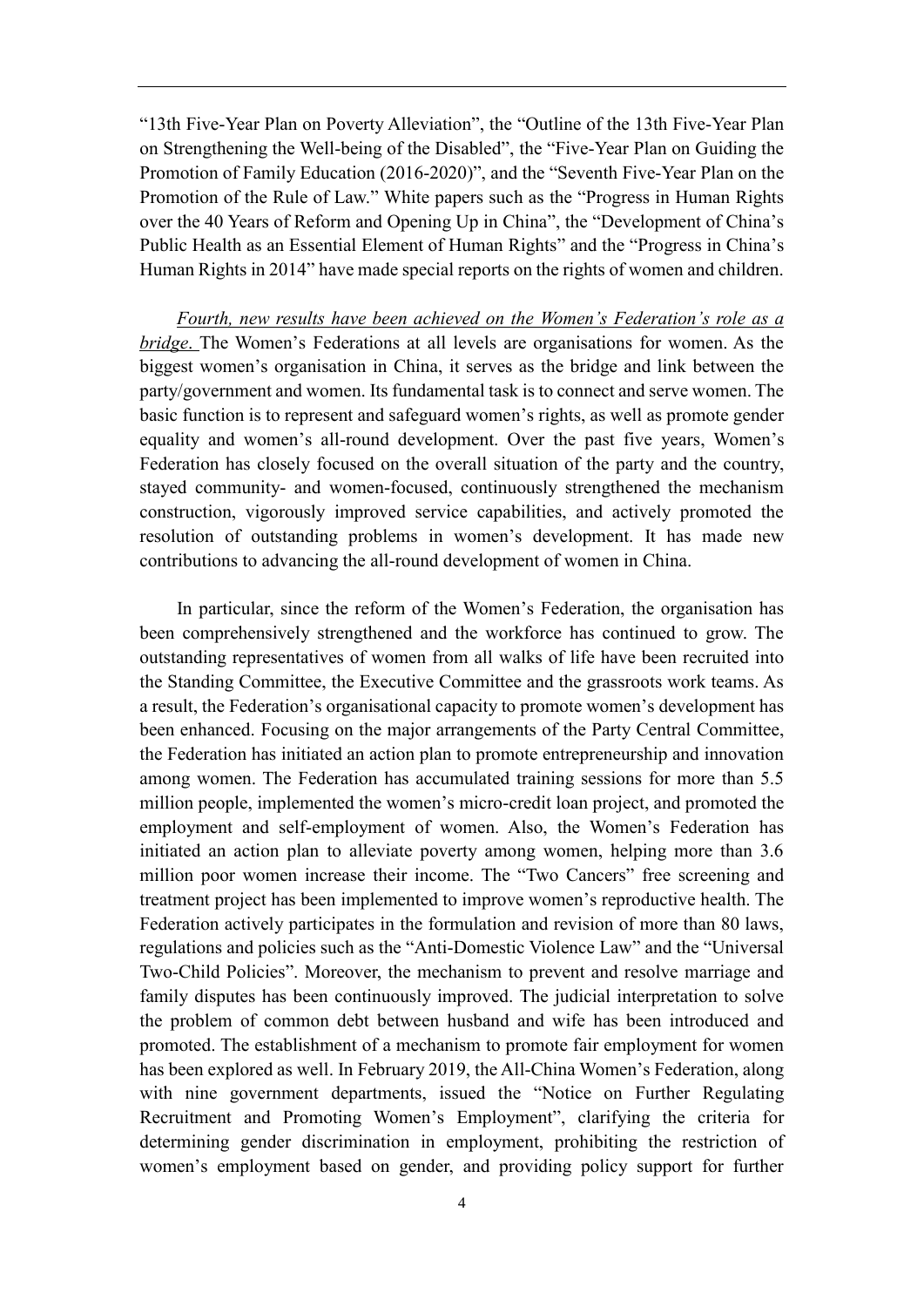"13th Five-Year Plan on Poverty Alleviation", the "Outline of the 13th Five-Year Plan on Strengthening the Well-being of the Disabled", the "Five-Year Plan on Guiding the Promotion of Family Education (2016-2020)", and the "Seventh Five-Year Plan on the Promotion of the Rule of Law." White papers such as the "Progress in Human Rights over the 40 Years of Reform and Opening Up in China", the "Development of China's Public Health as an Essential Element of Human Rights" and the "Progress in China's Human Rights in 2014" have made special reports on the rights of women and children.

*Fourth, new results have been achieved on the Women's Federation's role as a bridge.* The Women's Federations at all levels are organisations for women. As the biggest women's organisation in China, it serves as the bridge and link between the party/government and women. Its fundamental task is to connect and serve women. The basic function is to represent and safeguard women's rights, as well as promote gender equality and women's all-round development. Over the past five years, Women's Federation has closely focused on the overall situation of the party and the country, stayed community- and women-focused, continuously strengthened the mechanism construction, vigorously improved service capabilities, and actively promoted the resolution of outstanding problems in women's development. It has made new contributions to advancing the all-round development of women in China.

In particular, since the reform of the Women's Federation, the organisation has been comprehensively strengthened and the workforce has continued to grow. The outstanding representatives of women from all walks of life have been recruited into the Standing Committee, the Executive Committee and the grassroots work teams. As a result, the Federation's organisational capacity to promote women's development has been enhanced. Focusing on the major arrangements of the Party Central Committee, the Federation has initiated an action plan to promote entrepreneurship and innovation among women. The Federation has accumulated training sessions for more than 5.5 million people, implemented the women's micro-credit loan project, and promoted the employment and self-employment of women. Also, the Women's Federation has initiated an action plan to alleviate poverty among women, helping more than 3.6 million poor women increase their income. The "Two Cancers" free screening and treatment project has been implemented to improve women's reproductive health. The Federation actively participates in the formulation and revision of more than 80 laws, regulations and policies such as the "Anti-Domestic Violence Law" and the "Universal Two-Child Policies". Moreover, the mechanism to prevent and resolve marriage and family disputes has been continuously improved. The judicial interpretation to solve the problem of common debt between husband and wife has been introduced and promoted. The establishment of a mechanism to promote fair employment for women has been explored as well. In February 2019, the All-China Women's Federation, along with nine government departments, issued the "Notice on Further Regulating Recruitment and Promoting Women's Employment", clarifying the criteria for determining gender discrimination in employment, prohibiting the restriction of women's employment based on gender, and providing policy support for further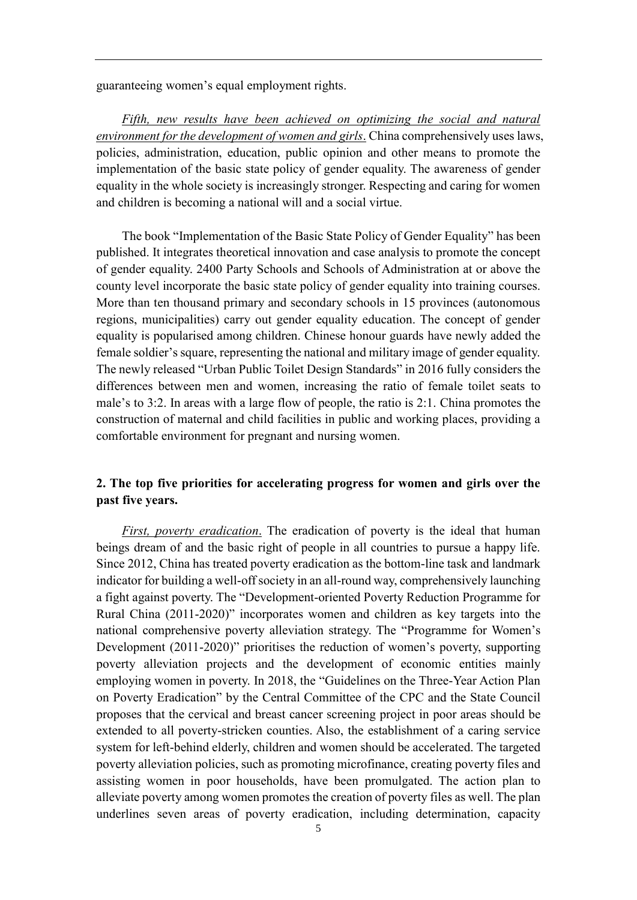guaranteeing women's equal employment rights.

*Fifth, new results have been achieved on optimizing the social and natural environment for the development of women and girls*. China comprehensively uses laws, policies, administration, education, public opinion and other means to promote the implementation of the basic state policy of gender equality. The awareness of gender equality in the whole society is increasingly stronger. Respecting and caring for women and children is becoming a national will and a social virtue.

The book "Implementation of the Basic State Policy of Gender Equality" has been published. It integrates theoretical innovation and case analysis to promote the concept of gender equality. 2400 Party Schools and Schools of Administration at or above the county level incorporate the basic state policy of gender equality into training courses. More than ten thousand primary and secondary schools in 15 provinces (autonomous regions, municipalities) carry out gender equality education. The concept of gender equality is popularised among children. Chinese honour guards have newly added the female soldier's square, representing the national and military image of gender equality. The newly released "Urban Public Toilet Design Standards" in 2016 fully considers the differences between men and women, increasing the ratio of female toilet seats to male's to 3:2. In areas with a large flow of people, the ratio is 2:1. China promotes the construction of maternal and child facilities in public and working places, providing a comfortable environment for pregnant and nursing women.

## 2. The top five priorities for accelerating progress for women and girls over the past five years.

*First, poverty eradication*. The eradication of poverty is the ideal that human beings dream of and the basic right of people in all countries to pursue a happy life. Since 2012, China has treated poverty eradication as the bottom-line task and landmark indicator for building a well-off society in an all-round way, comprehensively launching a fight against poverty. The "Development-oriented Poverty Reduction Programme for Rural China (2011-2020)" incorporates women and children as key targets into the national comprehensive poverty alleviation strategy. The "Programme for Women's Development (2011-2020)" prioritises the reduction of women's poverty, supporting poverty alleviation projects and the development of economic entities mainly employing women in poverty. In 2018, the "Guidelines on the Three-Year Action Plan on Poverty Eradication" by the Central Committee of the CPC and the State Council proposes that the cervical and breast cancer screening project in poor areas should be extended to all poverty-stricken counties. Also, the establishment of a caring service system for left-behind elderly, children and women should be accelerated. The targeted poverty alleviation policies, such as promoting microfinance, creating poverty files and assisting women in poor households, have been promulgated. The action plan to alleviate poverty among women promotes the creation of poverty files as well. The plan underlines seven areas of poverty eradication, including determination, capacity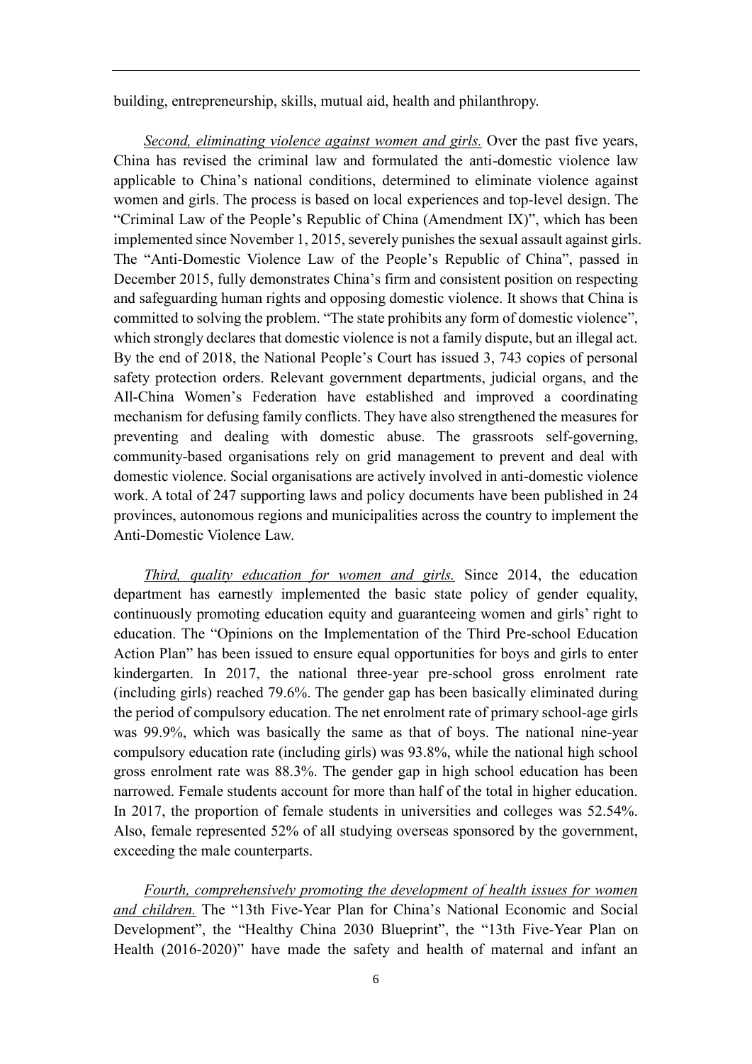building, entrepreneurship, skills, mutual aid, health and philanthropy.

*Second, eliminating violence against women and girls.* Over the past five years, China has revised the criminal law and formulated the anti-domestic violence law applicable to China's national conditions, determined to eliminate violence against women and girls. The process is based on local experiences and top-level design. The "Criminal Law of the People's Republic of China (Amendment IX)", which has been implemented since November 1, 2015, severely punishes the sexual assault against girls. The "Anti-Domestic Violence Law of the People's Republic of China", passed in December 2015, fully demonstrates China's firm and consistent position on respecting and safeguarding human rights and opposing domestic violence. It shows that China is committed to solving the problem. "The state prohibits any form of domestic violence", which strongly declares that domestic violence is not a family dispute, but an illegal act. By the end of 2018, the National People's Court has issued 3, 743 copies of personal safety protection orders. Relevant government departments, judicial organs, and the All-China Women's Federation have established and improved a coordinating mechanism for defusing family conflicts. They have also strengthened the measures for preventing and dealing with domestic abuse. The grassroots self-governing, community-based organisations rely on grid management to prevent and deal with domestic violence. Social organisations are actively involved in anti-domestic violence work. A total of 247 supporting laws and policy documents have been published in 24 provinces, autonomous regions and municipalities across the country to implement the Anti-Domestic Violence Law.

*Third, quality education for women and girls.* Since 2014, the education department has earnestly implemented the basic state policy of gender equality, continuously promoting education equity and guaranteeing women and girls' right to education. The "Opinions on the Implementation of the Third Pre-school Education Action Plan" has been issued to ensure equal opportunities for boys and girls to enter kindergarten. In 2017, the national three-year pre-school gross enrolment rate (including girls) reached 79.6%. The gender gap has been basically eliminated during the period of compulsory education. The net enrolment rate of primary school-age girls was 99.9%, which was basically the same as that of boys. The national nine-year compulsory education rate (including girls) was 93.8%, while the national high school gross enrolment rate was 88.3%. The gender gap in high school education has been narrowed. Female students account for more than half of the total in higher education. In 2017, the proportion of female students in universities and colleges was 52.54%. Also, female represented 52% of all studying overseas sponsored by the government, exceeding the male counterparts.

*Fourth, comprehensively promoting the development of health issues for women and children.* The "13th Five-Year Plan for China's National Economic and Social Development", the "Healthy China 2030 Blueprint", the "13th Five-Year Plan on Health (2016-2020)" have made the safety and health of maternal and infant an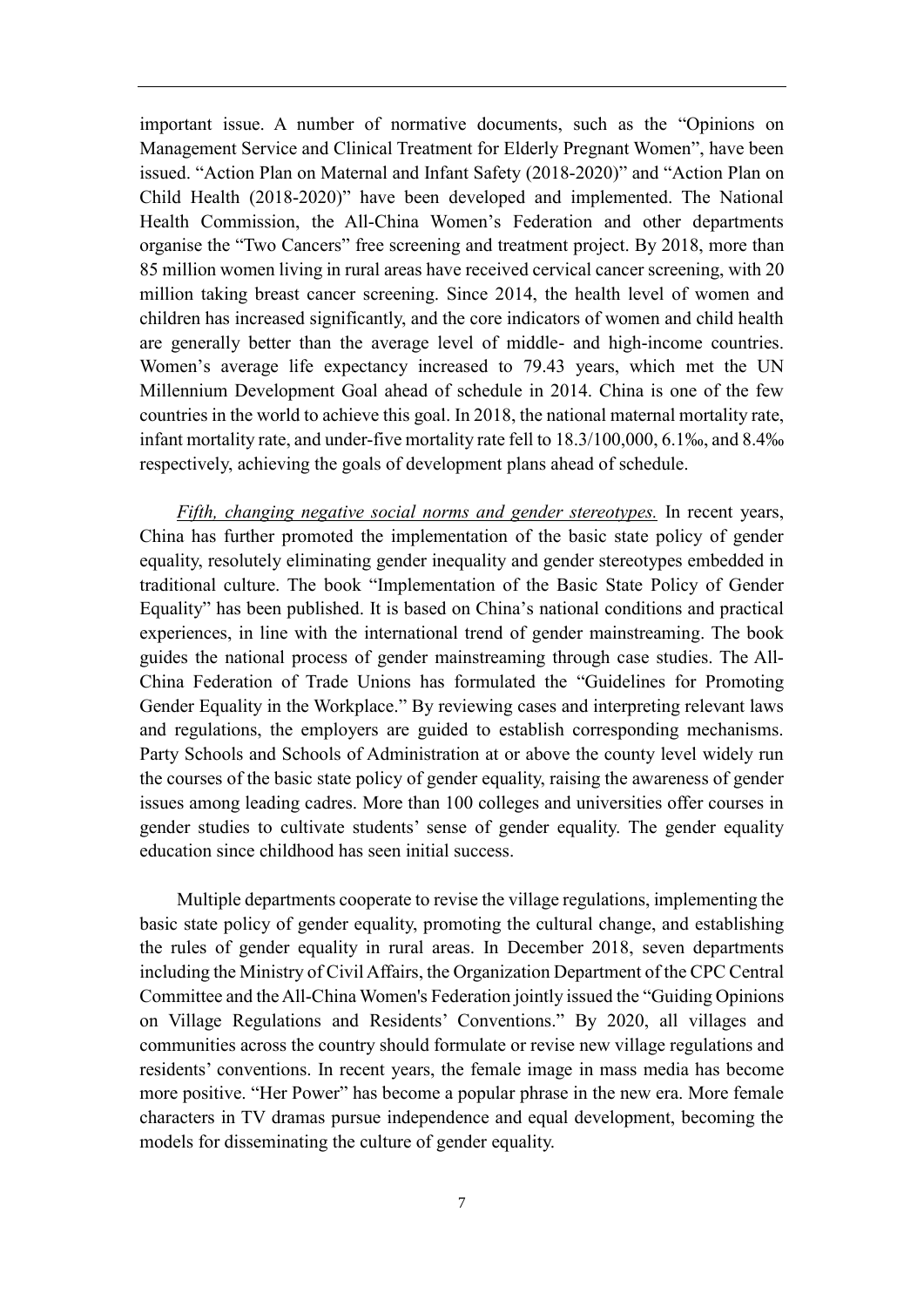important issue. A number of normative documents, such as the "Opinions on Management Service and Clinical Treatment for Elderly Pregnant Women", have been issued. "Action Plan on Maternal and Infant Safety (2018-2020)" and "Action Plan on Child Health (2018-2020)" have been developed and implemented. The National Health Commission, the All-China Women's Federation and other departments organise the "Two Cancers" free screening and treatment project. By 2018, more than 85 million women living in rural areas have received cervical cancer screening, with 20 million taking breast cancer screening. Since 2014, the health level of women and children has increased significantly, and the core indicators of women and child health are generally better than the average level of middle- and high-income countries. Women's average life expectancy increased to 79.43 years, which met the UN Millennium Development Goal ahead of schedule in 2014. China is one of the few countries in the world to achieve this goal. In 2018, the national maternal mortality rate, infant mortality rate, and under-five mortality rate fell to 18.3/100,000, 6.1‰, and 8.4‰ respectively, achieving the goals of development plans ahead of schedule.

*Fifth, changing negative social norms and gender stereotypes.* In recent years, China has further promoted the implementation of the basic state policy of gender equality, resolutely eliminating gender inequality and gender stereotypes embedded in traditional culture. The book "Implementation of the Basic State Policy of Gender Equality" has been published. It is based on China's national conditions and practical experiences, in line with the international trend of gender mainstreaming. The book guides the national process of gender mainstreaming through case studies. The All-China Federation of Trade Unions has formulated the "Guidelines for Promoting Gender Equality in the Workplace." By reviewing cases and interpreting relevant laws and regulations, the employers are guided to establish corresponding mechanisms. Party Schools and Schools of Administration at or above the county level widely run the courses of the basic state policy of gender equality, raising the awareness of gender issues among leading cadres. More than 100 colleges and universities offer courses in gender studies to cultivate students' sense of gender equality. The gender equality education since childhood has seen initial success.

Multiple departments cooperate to revise the village regulations, implementing the basic state policy of gender equality, promoting the cultural change, and establishing the rules of gender equality in rural areas. In December 2018, seven departments including the Ministry of Civil Affairs, the Organization Department of the CPC Central Committee and the All-China Women's Federation jointly issued the "Guiding Opinions on Village Regulations and Residents' Conventions." By 2020, all villages and communities across the country should formulate or revise new village regulations and residents' conventions. In recent years, the female image in mass media has become more positive. "Her Power" has become a popular phrase in the new era. More female characters in TV dramas pursue independence and equal development, becoming the models for disseminating the culture of gender equality.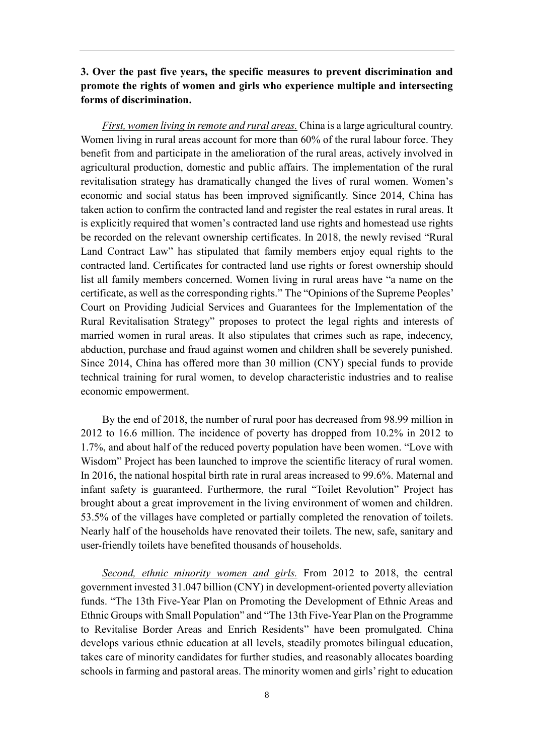**3. Over the past five years, the specific measures to prevent discrimination and promote the rights of women and girls who experience multiple and intersecting forms of discrimination.**

*First, women living in remote and rural areas.* China is a large agricultural country. Women living in rural areas account for more than 60% of the rural labour force. They benefit from and participate in the amelioration of the rural areas, actively involved in agricultural production, domestic and public affairs. The implementation of the rural revitalisation strategy has dramatically changed the lives of rural women. Women's economic and social status has been improved significantly. Since 2014, China has taken action to confirm the contracted land and register the real estates in rural areas. It is explicitly required that women's contracted land use rights and homestead use rights be recorded on the relevant ownership certificates. In 2018, the newly revised "Rural Land Contract Law" has stipulated that family members enjoy equal rights to the contracted land. Certificates for contracted land use rights or forest ownership should list all family members concerned. Women living in rural areas have "a name on the certificate, as well as the corresponding rights." The "Opinions of the Supreme Peoples' Court on Providing Judicial Services and Guarantees for the Implementation of the Rural Revitalisation Strategy" proposes to protect the legal rights and interests of married women in rural areas. It also stipulates that crimes such as rape, indecency, abduction, purchase and fraud against women and children shall be severely punished. Since 2014, China has offered more than 30 million (CNY) special funds to provide technical training for rural women, to develop characteristic industries and to realise economic empowerment.

By the end of 2018, the number of rural poor has decreased from 98.99 million in 2012 to 16.6 million. The incidence of poverty has dropped from 10.2% in 2012 to 1.7%, and about half of the reduced poverty population have been women. "Love with Wisdom" Project has been launched to improve the scientific literacy of rural women. In 2016, the national hospital birth rate in rural areas increased to 99.6%. Maternal and infant safety is guaranteed. Furthermore, the rural "Toilet Revolution" Project has brought about a great improvement in the living environment of women and children. 53.5% of the villages have completed or partially completed the renovation of toilets. Nearly half of the households have renovated their toilets. The new, safe, sanitary and user-friendly toilets have benefited thousands of households.

*Second, ethnic minority women and girls.* From 2012 to 2018, the central government invested 31.047 billion (CNY) in development-oriented poverty alleviation funds. "The 13th Five-Year Plan on Promoting the Development of Ethnic Areas and Ethnic Groups with Small Population" and "The 13th Five-Year Plan on the Programme to Revitalise Border Areas and Enrich Residents" have been promulgated. China develops various ethnic education at all levels, steadily promotes bilingual education, takes care of minority candidates for further studies, and reasonably allocates boarding schools in farming and pastoral areas. The minority women and girls' right to education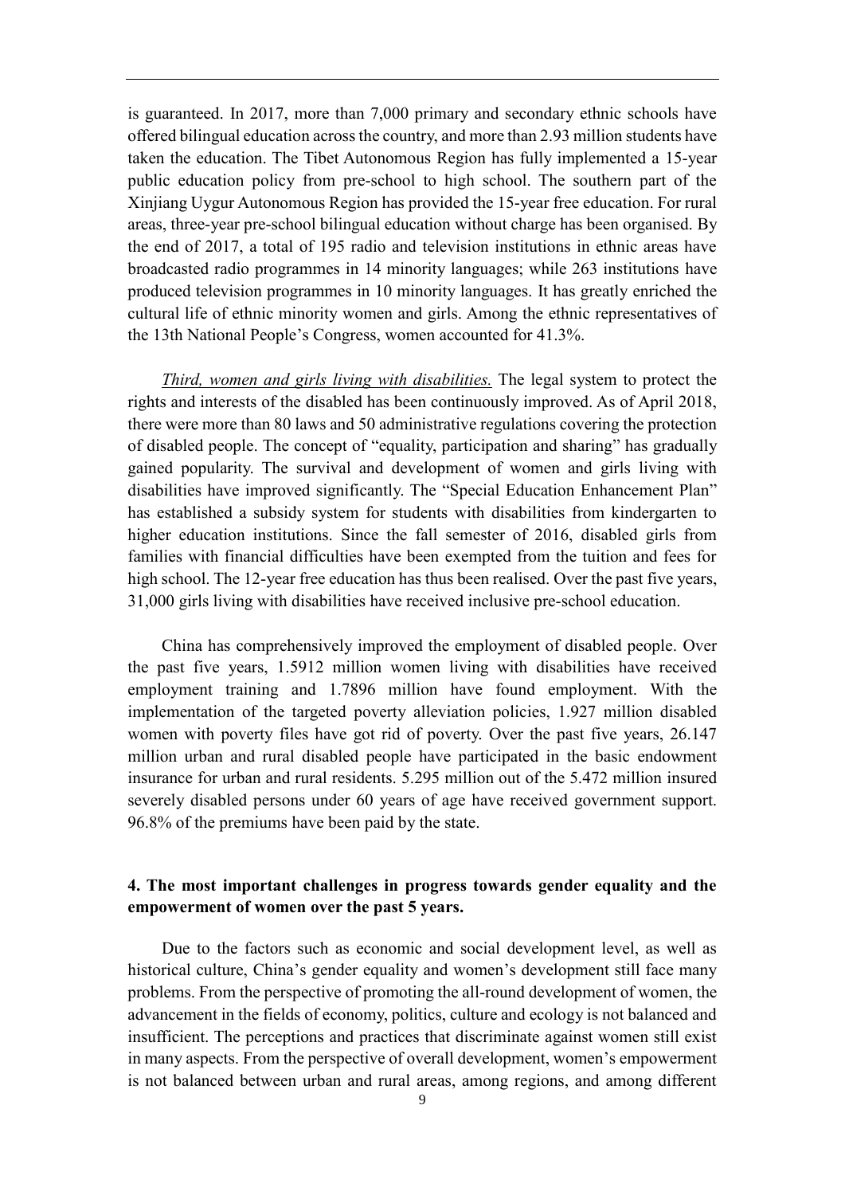is guaranteed. In 2017, more than 7,000 primary and secondary ethnic schools have offered bilingual education across the country, and more than 2.93 million students have taken the education. The Tibet Autonomous Region has fully implemented a 15-year public education policy from pre-school to high school. The southern part of the Xinjiang Uygur Autonomous Region has provided the 15-year free education. For rural areas, three-year pre-school bilingual education without charge has been organised. By the end of 2017, a total of 195 radio and television institutions in ethnic areas have broadcasted radio programmes in 14 minority languages; while 263 institutions have produced television programmes in 10 minority languages. It has greatly enriched the cultural life of ethnic minority women and girls. Among the ethnic representatives of the 13th National People's Congress, women accounted for 41.3%.

*Third, women and girls living with disabilities.* The legal system to protect the rights and interests of the disabled has been continuously improved. As of April 2018, there were more than 80 laws and 50 administrative regulations covering the protection of disabled people. The concept of "equality, participation and sharing" has gradually gained popularity. The survival and development of women and girls living with disabilities have improved significantly. The "Special Education Enhancement Plan" has established a subsidy system for students with disabilities from kindergarten to higher education institutions. Since the fall semester of 2016, disabled girls from families with financial difficulties have been exempted from the tuition and fees for high school. The 12-year free education has thus been realised. Over the past five years, 31,000 girls living with disabilities have received inclusive pre-school education.

China has comprehensively improved the employment of disabled people. Over the past five years, 1.5912 million women living with disabilities have received employment training and 1.7896 million have found employment. With the implementation of the targeted poverty alleviation policies, 1.927 million disabled women with poverty files have got rid of poverty. Over the past five years, 26.147 million urban and rural disabled people have participated in the basic endowment insurance for urban and rural residents. 5.295 million out of the 5.472 million insured severely disabled persons under 60 years of age have received government support. 96.8% of the premiums have been paid by the state.

**4. The most important challenges in progress towards gender equality and the empowerment of women over the past 5 years.**

Due to the factors such as economic and social development level, as well as historical culture, China's gender equality and women's development still face many problems. From the perspective of promoting the all-round development of women, the advancement in the fields of economy, politics, culture and ecology is not balanced and insufficient. The perceptions and practices that discriminate against women still exist in many aspects. From the perspective of overall development, women's empowerment is not balanced between urban and rural areas, among regions, and among different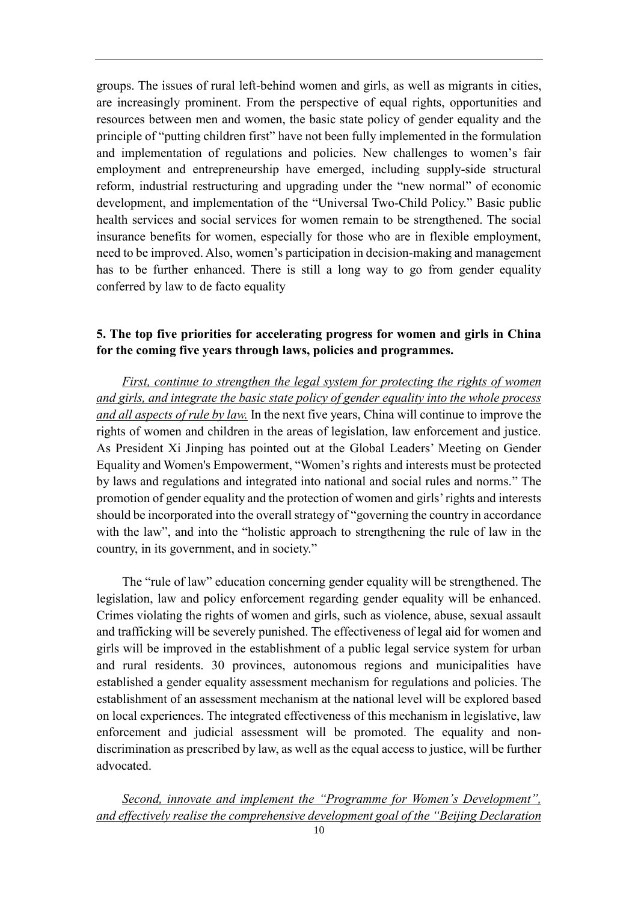groups. The issues of rural left-behind women and girls, as well as migrants in cities, are increasingly prominent. From the perspective of equal rights, opportunities and resources between men and women, the basic state policy of gender equality and the principle of "putting children first" have not been fully implemented in the formulation and implementation of regulations and policies. New challenges to women's fair employment and entrepreneurship have emerged, including supply-side structural reform, industrial restructuring and upgrading under the "new normal" of economic development, and implementation of the "Universal Two-Child Policy." Basic public health services and social services for women remain to be strengthened. The social insurance benefits for women, especially for those who are in flexible employment, need to be improved. Also, women's participation in decision-making and management has to be further enhanced. There is still a long way to go from gender equality conferred by law to de facto equality

**5. The top five priorities for accelerating progress for women and girls in China for the coming five years through laws, policies and programmes.**

*First, continue to strengthen the legal system for protecting the rights of women and girls, and integrate the basic state policy of gender equality into the whole process and all aspects of rule by law.* In the next five years, China will continue to improve the rights of women and children in the areas of legislation, law enforcement and justice. As President Xi Jinping has pointed out at the Global Leaders' Meeting on Gender Equality and Women's Empowerment, "Women's rights and interests must be protected by laws and regulations and integrated into national and social rules and norms." The promotion of gender equality and the protection of women and girls' rights and interests should be incorporated into the overall strategy of "governing the country in accordance with the law", and into the "holistic approach to strengthening the rule of law in the country, in its government, and in society."

The "rule of law" education concerning gender equality will be strengthened. The legislation, law and policy enforcement regarding gender equality will be enhanced. Crimes violating the rights of women and girls, such as violence, abuse, sexual assault and trafficking will be severely punished. The effectiveness of legal aid for women and girls will be improved in the establishment of a public legal service system for urban and rural residents. 30 provinces, autonomous regions and municipalities have established a gender equality assessment mechanism for regulations and policies. The establishment of an assessment mechanism at the national level will be explored based on local experiences. The integrated effectiveness of this mechanism in legislative, law enforcement and judicial assessment will be promoted. The equality and non-discrimination as prescribed by law, as well as the equal access to justice, will be further advocated.

*Second, innovate and implement the "Programme for Women's Development", and effectively realise the comprehensive development goal of the "Beijing Declaration*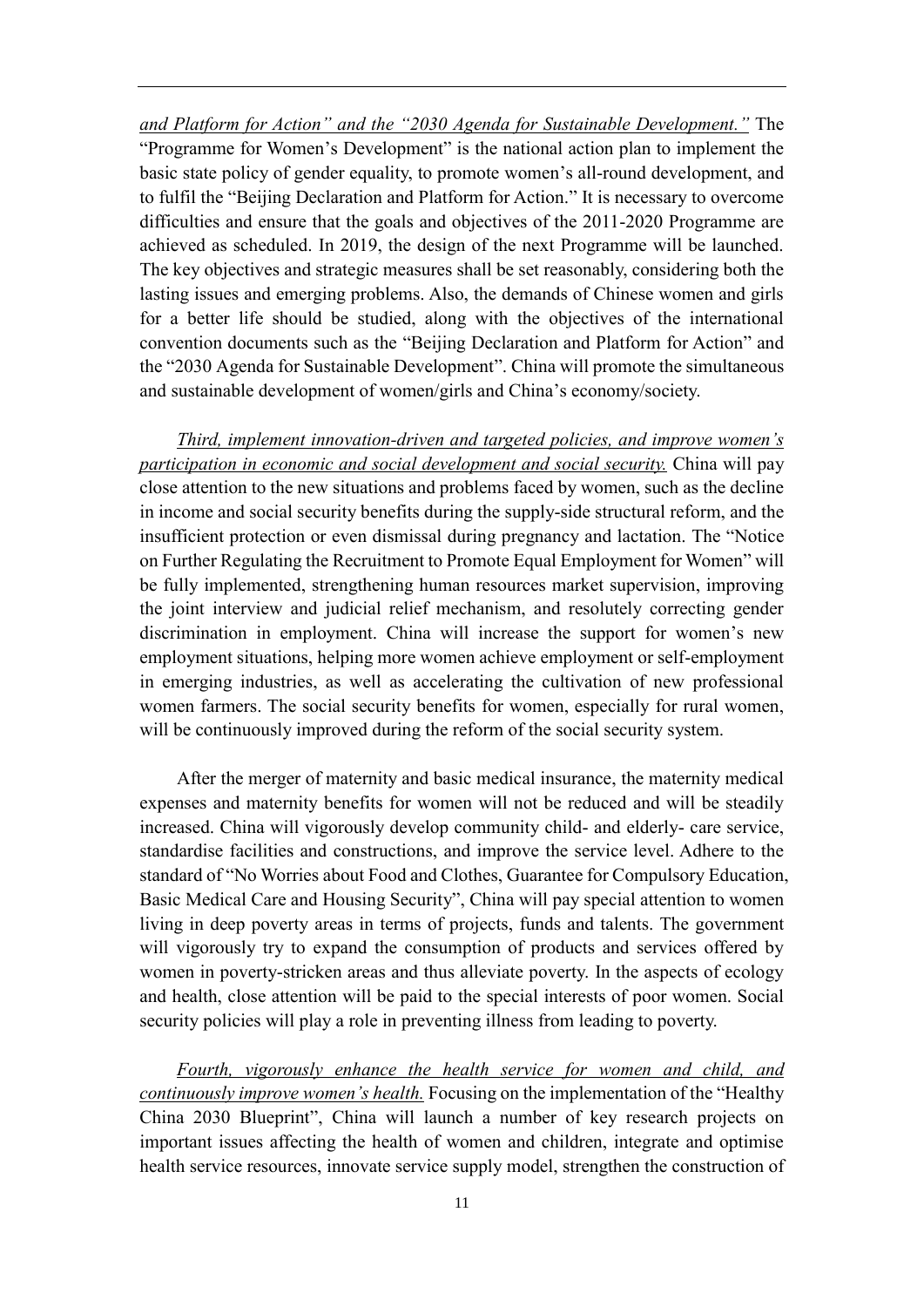*and Platform for Action" and the "2030 Agenda for Sustainable Development."* The "Programme for Women's Development" is the national action plan to implement the basic state policy of gender equality, to promote women's all-round development, and to fulfil the "Beijing Declaration and Platform for Action." It is necessary to overcome difficulties and ensure that the goals and objectives of the 2011-2020 Programme are achieved as scheduled. In 2019, the design of the next Programme will be launched. The key objectives and strategic measures shall be set reasonably, considering both the lasting issues and emerging problems. Also, the demands of Chinese women and girls for a better life should be studied, along with the objectives of the international convention documents such as the "Beijing Declaration and Platform for Action" and the "2030 Agenda for Sustainable Development". China will promote the simultaneous and sustainable development of women/girls and China's economy/society.

*Third, implement innovation-driven and targeted policies, and improve women's participation in economic and social development and social security.* China will pay close attention to the new situations and problems faced by women, such as the decline in income and social security benefits during the supply-side structural reform, and the insufficient protection or even dismissal during pregnancy and lactation. The "Notice on Further Regulating the Recruitment to Promote Equal Employment for Women" will be fully implemented, strengthening human resources market supervision, improving the joint interview and judicial relief mechanism, and resolutely correcting gender discrimination in employment. China will increase the support for women's new employment situations, helping more women achieve employment or self-employment in emerging industries, as well as accelerating the cultivation of new professional women farmers. The social security benefits for women, especially for rural women, will be continuously improved during the reform of the social security system.

After the merger of maternity and basic medical insurance, the maternity medical expenses and maternity benefits for women will not be reduced and will be steadily increased. China will vigorously develop community child- and elderly- care service, standardise facilities and constructions, and improve the service level. Adhere to the standard of "No Worries about Food and Clothes, Guarantee for Compulsory Education, Basic Medical Care and Housing Security", China will pay special attention to women living in deep poverty areas in terms of projects, funds and talents. The government will vigorously try to expand the consumption of products and services offered by women in poverty-stricken areas and thus alleviate poverty. In the aspects of ecology and health, close attention will be paid to the special interests of poor women. Social security policies will play a role in preventing illness from leading to poverty.

*Fourth, vigorously enhance the health service for women and child, and continuously improve women's health.* Focusing on the implementation of the "Healthy China 2030 Blueprint", China will launch a number of key research projects on important issues affecting the health of women and children, integrate and optimise health service resources, innovate service supply model, strengthen the construction of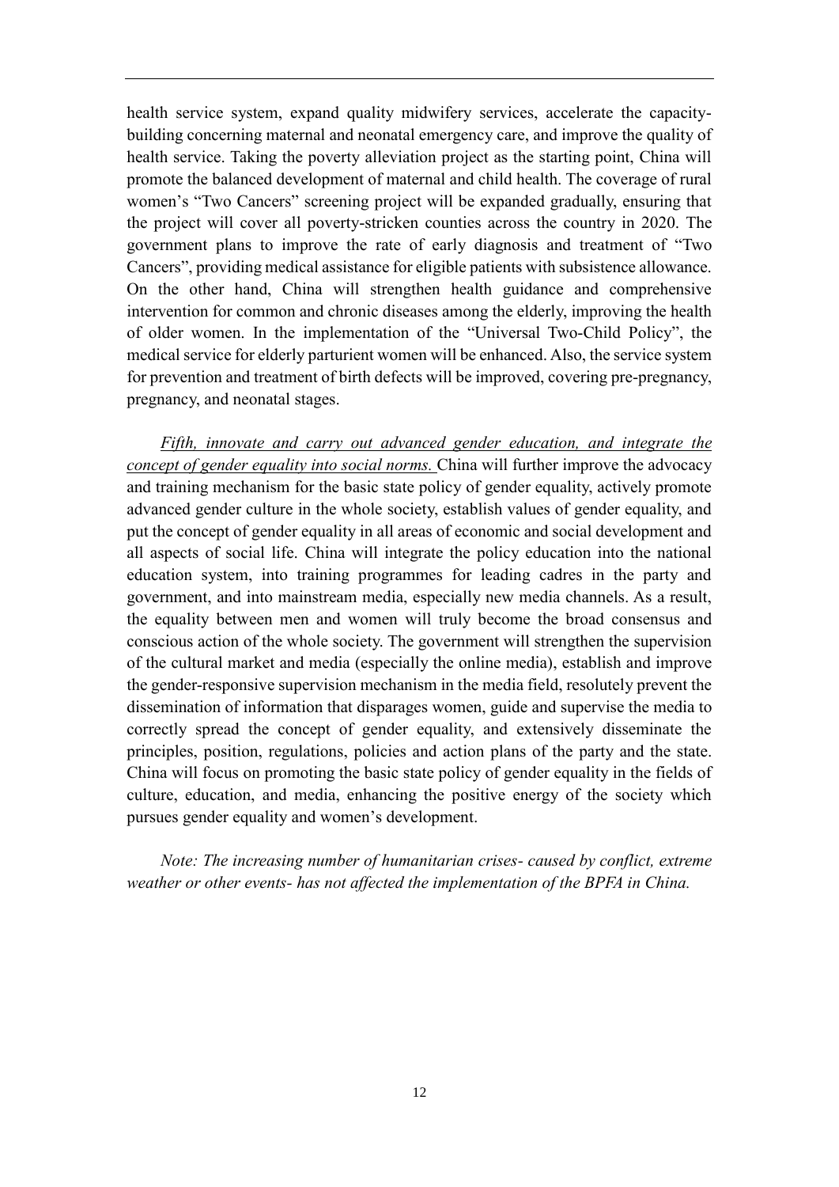health service system, expand quality midwifery services, accelerate the capacity-building concerning maternal and neonatal emergency care, and improve the quality of health service. Taking the poverty alleviation project as the starting point, China will promote the balanced development of maternal and child health. The coverage of rural women's "Two Cancers" screening project will be expanded gradually, ensuring that the project will cover all poverty-stricken counties across the country in 2020. The government plans to improve the rate of early diagnosis and treatment of "Two Cancers", providing medical assistance for eligible patients with subsistence allowance. On the other hand, China will strengthen health guidance and comprehensive intervention for common and chronic diseases among the elderly, improving the health of older women. In the implementation of the "Universal Two-Child Policy", the medical service for elderly parturient women will be enhanced. Also, the service system for prevention and treatment of birth defects will be improved, covering pre-pregnancy, pregnancy, and neonatal stages.

*Fifth, innovate and carry out advanced gender education, and integrate the concept of gender equality into social norms.* China will further improve the advocacy and training mechanism for the basic state policy of gender equality, actively promote advanced gender culture in the whole society, establish values of gender equality, and put the concept of gender equality in all areas of economic and social development and all aspects of social life. China will integrate the policy education into the national education system, into training programmes for leading cadres in the party and government, and into mainstream media, especially new media channels. As a result, the equality between men and women will truly become the broad consensus and conscious action of the whole society. The government will strengthen the supervision of the cultural market and media (especially the online media), establish and improve the gender-responsive supervision mechanism in the media field, resolutely prevent the dissemination of information that disparages women, guide and supervise the media to correctly spread the concept of gender equality, and extensively disseminate the principles, position, regulations, policies and action plans of the party and the state. China will focus on promoting the basic state policy of gender equality in the fields of culture, education, and media, enhancing the positive energy of the society which pursues gender equality and women's development.

*Note: The increasing number of humanitarian crises- caused by conflict, extreme weather or other events- has not affected the implementation of the BPFA in China.*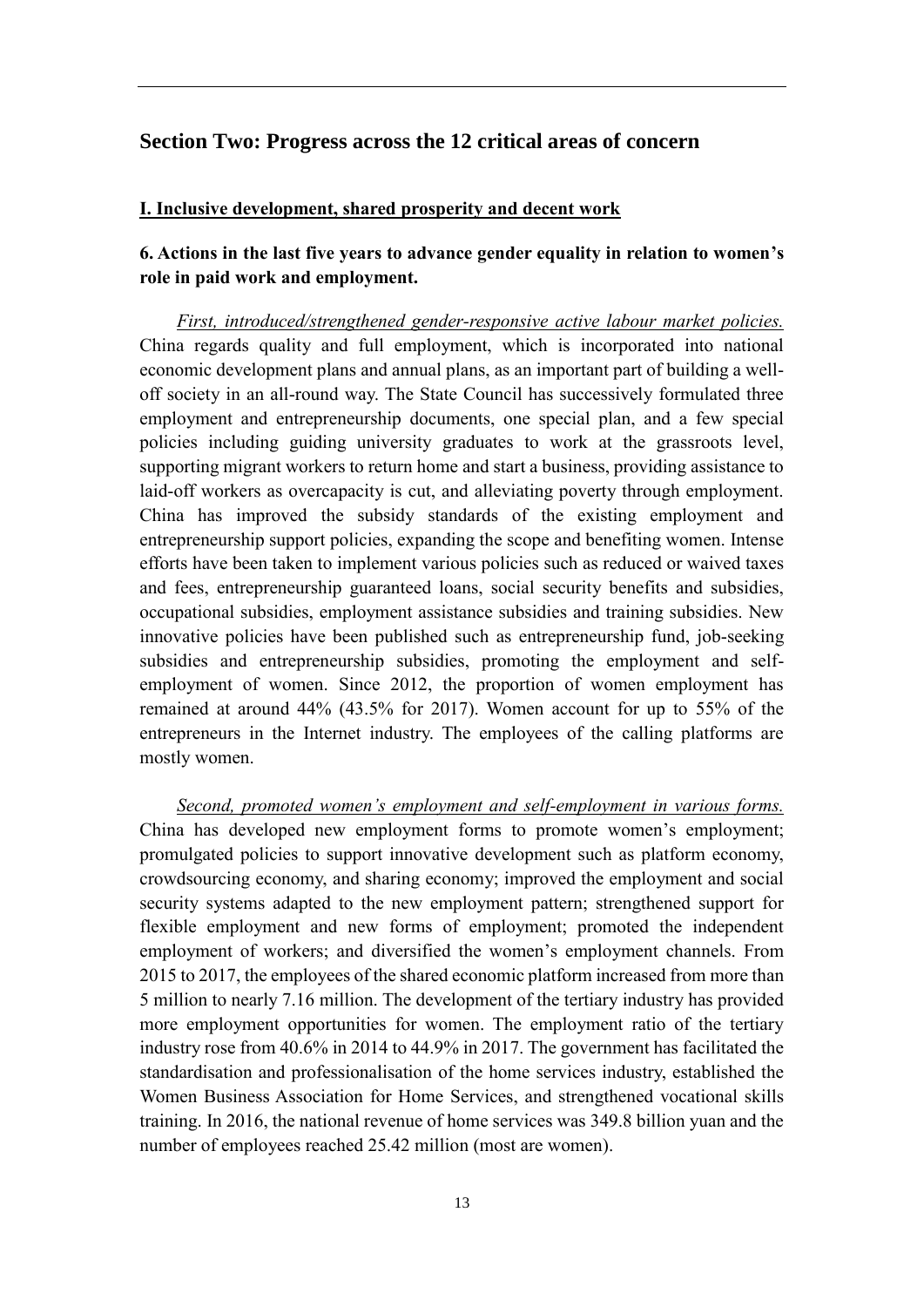## Section Two: Progress across the 12 critical areas of concern

### I. Inclusive development, shared prosperity and decent work

**6. Actions in the last five years to advance gender equality in relation to women's role in paid work and employment.**

*First, introduced/strengthened gender-responsive active labour market policies.* China regards quality and full employment, which is incorporated into national economic development plans and annual plans, as an important part of building a well-off society in an all-round way. The State Council has successively formulated three employment and entrepreneurship documents, one special plan, and a few special policies including guiding university graduates to work at the grassroots level, supporting migrant workers to return home and start a business, providing assistance to laid-off workers as overcapacity is cut, and alleviating poverty through employment. China has improved the subsidy standards of the existing employment and entrepreneurship support policies, expanding the scope and benefiting women. Intense efforts have been taken to implement various policies such as reduced or waived taxes and fees, entrepreneurship guaranteed loans, social security benefits and subsidies, occupational subsidies, employment assistance subsidies and training subsidies. New innovative policies have been published such as entrepreneurship fund, job-seeking subsidies and entrepreneurship subsidies, promoting the employment and self-employment of women. Since 2012, the proportion of women employment has remained at around 44% (43.5% for 2017). Women account for up to 55% of the entrepreneurs in the Internet industry. The employees of the calling platforms are mostly women.

*Second, promoted women's employment and self-employment in various forms.* China has developed new employment forms to promote women's employment; promulgated policies to support innovative development such as platform economy, crowdsourcing economy, and sharing economy; improved the employment and social security systems adapted to the new employment pattern; strengthened support for flexible employment and new forms of employment; promoted the independent employment of workers; and diversified the women's employment channels. From 2015 to 2017, the employees of the shared economic platform increased from more than 5 million to nearly 7.16 million. The development of the tertiary industry has provided more employment opportunities for women. The employment ratio of the tertiary industry rose from 40.6% in 2014 to 44.9% in 2017. The government has facilitated the standardisation and professionalisation of the home services industry, established the Women Business Association for Home Services, and strengthened vocational skills training. In 2016, the national revenue of home services was 349.8 billion yuan and the number of employees reached 25.42 million (most are women).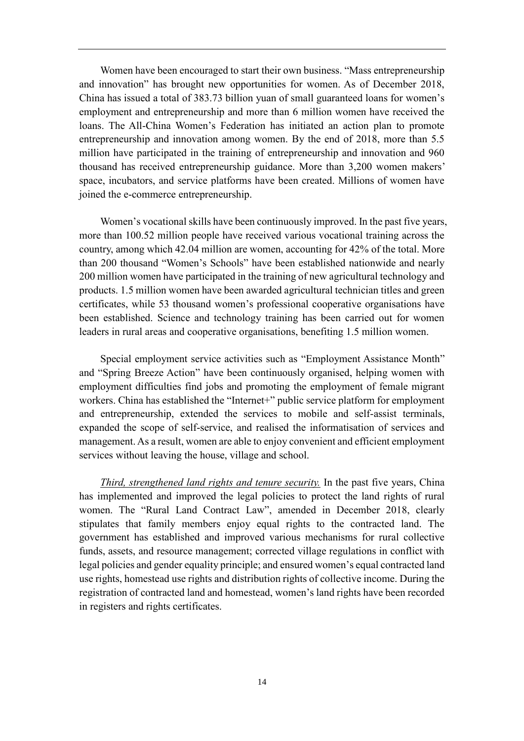Women have been encouraged to start their own business. “Mass entrepreneurship and innovation” has brought new opportunities for women. As of December 2018, China has issued a total of 383.73 billion yuan of small guaranteed loans for women’s employment and entrepreneurship and more than 6 million women have received the loans. The All-China Women’s Federation has initiated an action plan to promote entrepreneurship and innovation among women. By the end of 2018, more than 5.5 million have participated in the training of entrepreneurship and innovation and 960 thousand has received entrepreneurship guidance. More than 3,200 women makers’ space, incubators, and service platforms have been created. Millions of women have joined the e-commerce entrepreneurship.

Women’s vocational skills have been continuously improved. In the past five years, more than 100.52 million people have received various vocational training across the country, among which 42.04 million are women, accounting for 42% of the total. More than 200 thousand “Women’s Schools” have been established nationwide and nearly 200 million women have participated in the training of new agricultural technology and products. 1.5 million women have been awarded agricultural technician titles and green certificates, while 53 thousand women’s professional cooperative organisations have been established. Science and technology training has been carried out for women leaders in rural areas and cooperative organisations, benefiting 1.5 million women.

Special employment service activities such as “Employment Assistance Month” and “Spring Breeze Action” have been continuously organised, helping women with employment difficulties find jobs and promoting the employment of female migrant workers. China has established the “Internet+” public service platform for employment and entrepreneurship, extended the services to mobile and self-assist terminals, expanded the scope of self-service, and realised the informatisation of services and management. As a result, women are able to enjoy convenient and efficient employment services without leaving the house, village and school.

*Third, strengthened land rights and tenure security.* In the past five years, China has implemented and improved the legal policies to protect the land rights of rural women. The “Rural Land Contract Law”, amended in December 2018, clearly stipulates that family members enjoy equal rights to the contracted land. The government has established and improved various mechanisms for rural collective funds, assets, and resource management; corrected village regulations in conflict with legal policies and gender equality principle; and ensured women’s equal contracted land use rights, homestead use rights and distribution rights of collective income. During the registration of contracted land and homestead, women’s land rights have been recorded in registers and rights certificates.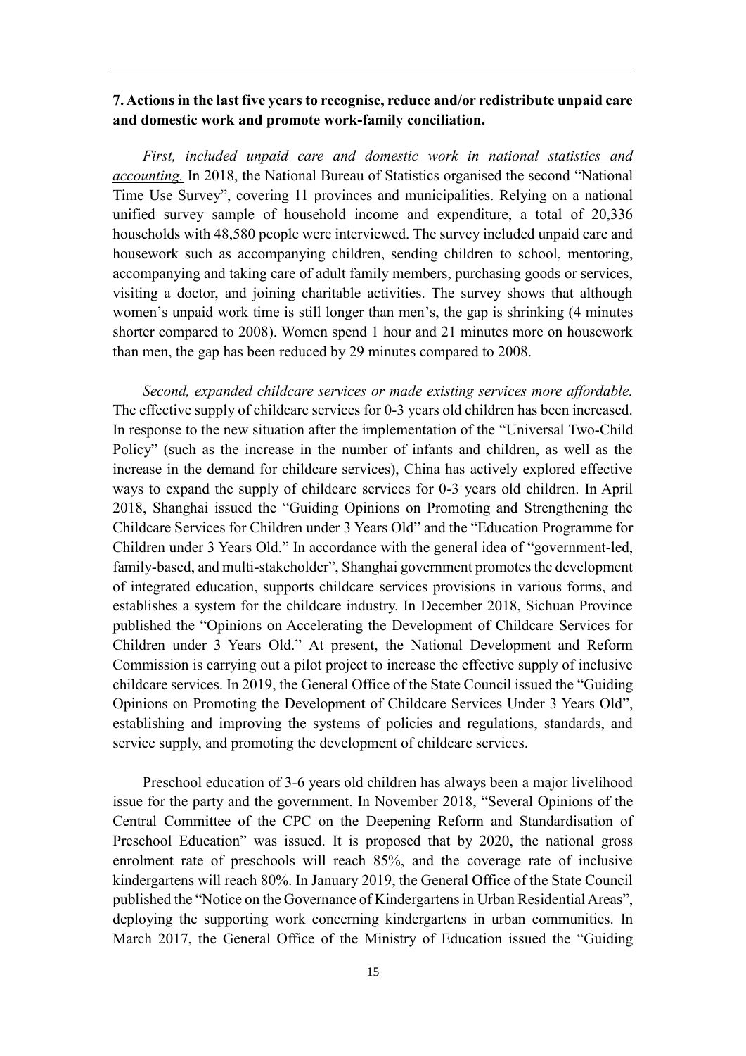**7. Actions in the last five years to recognise, reduce and/or redistribute unpaid care and domestic work and promote work-family conciliation.**

*First, included unpaid care and domestic work in national statistics and accounting.* In 2018, the National Bureau of Statistics organised the second "National Time Use Survey", covering 11 provinces and municipalities. Relying on a national unified survey sample of household income and expenditure, a total of 20,336 households with 48,580 people were interviewed. The survey included unpaid care and housework such as accompanying children, sending children to school, mentoring, accompanying and taking care of adult family members, purchasing goods or services, visiting a doctor, and joining charitable activities. The survey shows that although women's unpaid work time is still longer than men's, the gap is shrinking (4 minutes shorter compared to 2008). Women spend 1 hour and 21 minutes more on housework than men, the gap has been reduced by 29 minutes compared to 2008.

*Second, expanded childcare services or made existing services more affordable.* The effective supply of childcare services for 0-3 years old children has been increased. In response to the new situation after the implementation of the "Universal Two-Child Policy" (such as the increase in the number of infants and children, as well as the increase in the demand for childcare services), China has actively explored effective ways to expand the supply of childcare services for 0-3 years old children. In April 2018, Shanghai issued the "Guiding Opinions on Promoting and Strengthening the Childcare Services for Children under 3 Years Old" and the "Education Programme for Children under 3 Years Old." In accordance with the general idea of "government-led, family-based, and multi-stakeholder", Shanghai government promotes the development of integrated education, supports childcare services provisions in various forms, and establishes a system for the childcare industry. In December 2018, Sichuan Province published the "Opinions on Accelerating the Development of Childcare Services for Children under 3 Years Old." At present, the National Development and Reform Commission is carrying out a pilot project to increase the effective supply of inclusive childcare services. In 2019, the General Office of the State Council issued the "Guiding Opinions on Promoting the Development of Childcare Services Under 3 Years Old", establishing and improving the systems of policies and regulations, standards, and service supply, and promoting the development of childcare services.

Preschool education of 3-6 years old children has always been a major livelihood issue for the party and the government. In November 2018, "Several Opinions of the Central Committee of the CPC on the Deepening Reform and Standardisation of Preschool Education" was issued. It is proposed that by 2020, the national gross enrolment rate of preschools will reach 85%, and the coverage rate of inclusive kindergartens will reach 80%. In January 2019, the General Office of the State Council published the "Notice on the Governance of Kindergartens in Urban Residential Areas", deploying the supporting work concerning kindergartens in urban communities. In March 2017, the General Office of the Ministry of Education issued the "Guiding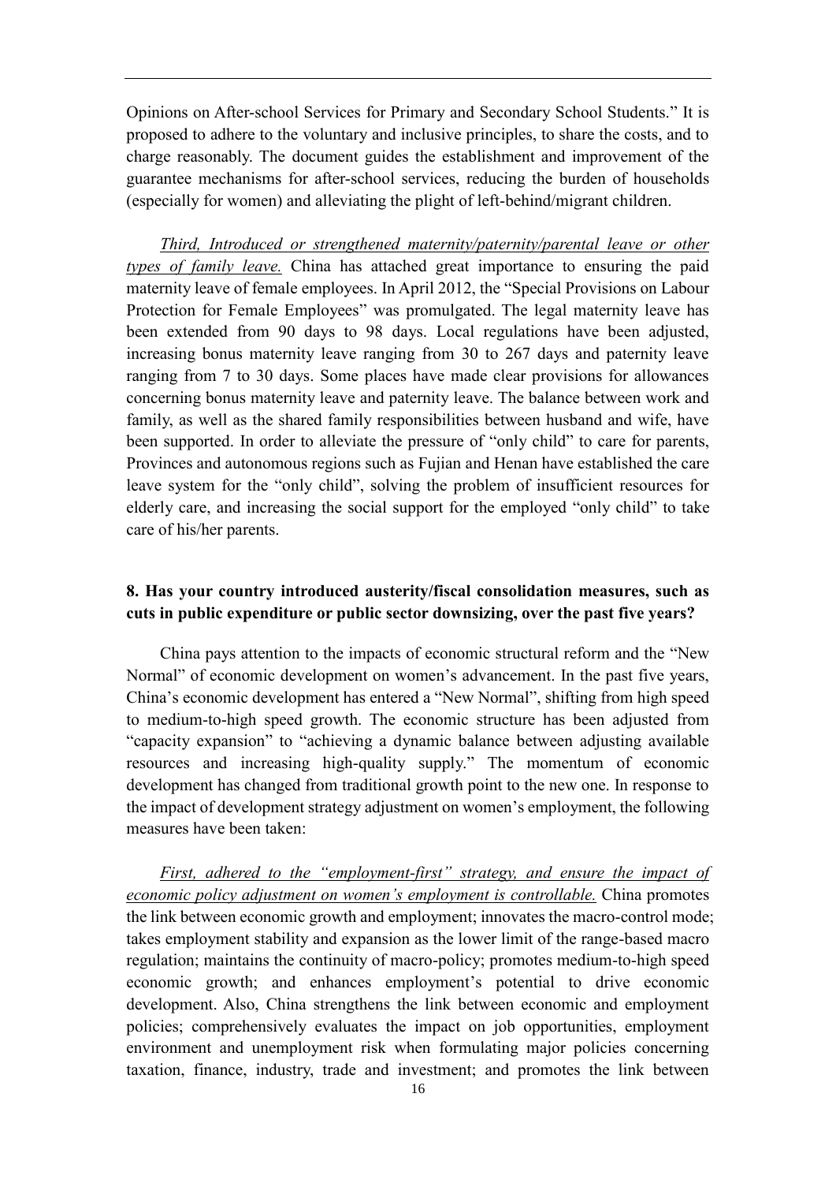Opinions on After-school Services for Primary and Secondary School Students." It is proposed to adhere to the voluntary and inclusive principles, to share the costs, and to charge reasonably. The document guides the establishment and improvement of the guarantee mechanisms for after-school services, reducing the burden of households (especially for women) and alleviating the plight of left-behind/migrant children.

*Third, Introduced or strengthened maternity/paternity/parental leave or other types of family leave.* China has attached great importance to ensuring the paid maternity leave of female employees. In April 2012, the "Special Provisions on Labour Protection for Female Employees" was promulgated. The legal maternity leave has been extended from 90 days to 98 days. Local regulations have been adjusted, increasing bonus maternity leave ranging from 30 to 267 days and paternity leave ranging from 7 to 30 days. Some places have made clear provisions for allowances concerning bonus maternity leave and paternity leave. The balance between work and family, as well as the shared family responsibilities between husband and wife, have been supported. In order to alleviate the pressure of "only child" to care for parents, Provinces and autonomous regions such as Fujian and Henan have established the care leave system for the "only child", solving the problem of insufficient resources for elderly care, and increasing the social support for the employed "only child" to take care of his/her parents.

**8. Has your country introduced austerity/fiscal consolidation measures, such as cuts in public expenditure or public sector downsizing, over the past five years?**

China pays attention to the impacts of economic structural reform and the "New Normal" of economic development on women's advancement. In the past five years, China's economic development has entered a "New Normal", shifting from high speed to medium-to-high speed growth. The economic structure has been adjusted from "capacity expansion" to "achieving a dynamic balance between adjusting available resources and increasing high-quality supply." The momentum of economic development has changed from traditional growth point to the new one. In response to the impact of development strategy adjustment on women's employment, the following measures have been taken:

*First, adhered to the "employment-first" strategy, and ensure the impact of economic policy adjustment on women's employment is controllable.* China promotes the link between economic growth and employment; innovates the macro-control mode; takes employment stability and expansion as the lower limit of the range-based macro regulation; maintains the continuity of macro-policy; promotes medium-to-high speed economic growth; and enhances employment's potential to drive economic development. Also, China strengthens the link between economic and employment policies; comprehensively evaluates the impact on job opportunities, employment environment and unemployment risk when formulating major policies concerning taxation, finance, industry, trade and investment; and promotes the link between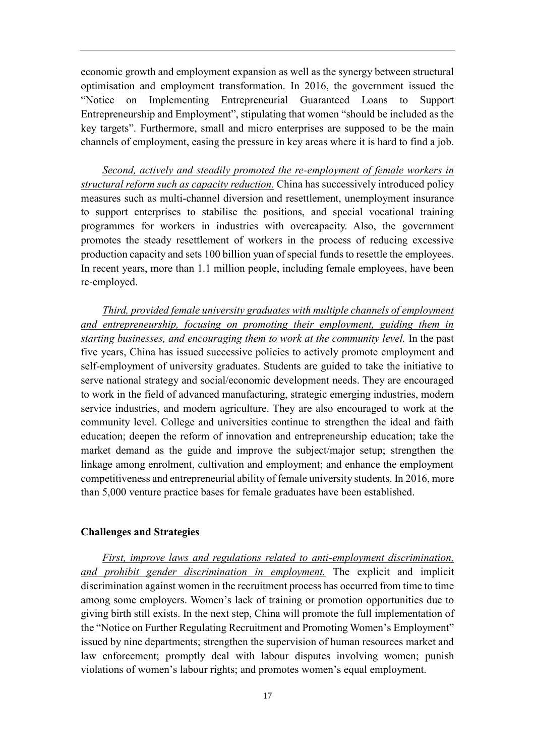economic growth and employment expansion as well as the synergy between structural optimisation and employment transformation. In 2016, the government issued the "Notice on Implementing Entrepreneurial Guaranteed Loans to Support Entrepreneurship and Employment", stipulating that women "should be included as the key targets". Furthermore, small and micro enterprises are supposed to be the main channels of employment, easing the pressure in key areas where it is hard to find a job.

*Second, actively and steadily promoted the re-employment of female workers in structural reform such as capacity reduction.* China has successively introduced policy measures such as multi-channel diversion and resettlement, unemployment insurance to support enterprises to stabilise the positions, and special vocational training programmes for workers in industries with overcapacity. Also, the government promotes the steady resettlement of workers in the process of reducing excessive production capacity and sets 100 billion yuan of special funds to resettle the employees. In recent years, more than 1.1 million people, including female employees, have been re-employed.

*Third, provided female university graduates with multiple channels of employment and entrepreneurship, focusing on promoting their employment, guiding them in starting businesses, and encouraging them to work at the community level.* In the past five years, China has issued successive policies to actively promote employment and self-employment of university graduates. Students are guided to take the initiative to serve national strategy and social/economic development needs. They are encouraged to work in the field of advanced manufacturing, strategic emerging industries, modern service industries, and modern agriculture. They are also encouraged to work at the community level. College and universities continue to strengthen the ideal and faith education; deepen the reform of innovation and entrepreneurship education; take the market demand as the guide and improve the subject/major setup; strengthen the linkage among enrolment, cultivation and employment; and enhance the employment competitiveness and entrepreneurial ability of female university students. In 2016, more than 5,000 venture practice bases for female graduates have been established.

**Challenges and Strategies**

*First, improve laws and regulations related to anti-employment discrimination, and prohibit gender discrimination in employment.* The explicit and implicit discrimination against women in the recruitment process has occurred from time to time among some employers. Women's lack of training or promotion opportunities due to giving birth still exists. In the next step, China will promote the full implementation of the "Notice on Further Regulating Recruitment and Promoting Women's Employment" issued by nine departments; strengthen the supervision of human resources market and law enforcement; promptly deal with labour disputes involving women; punish violations of women's labour rights; and promotes women's equal employment.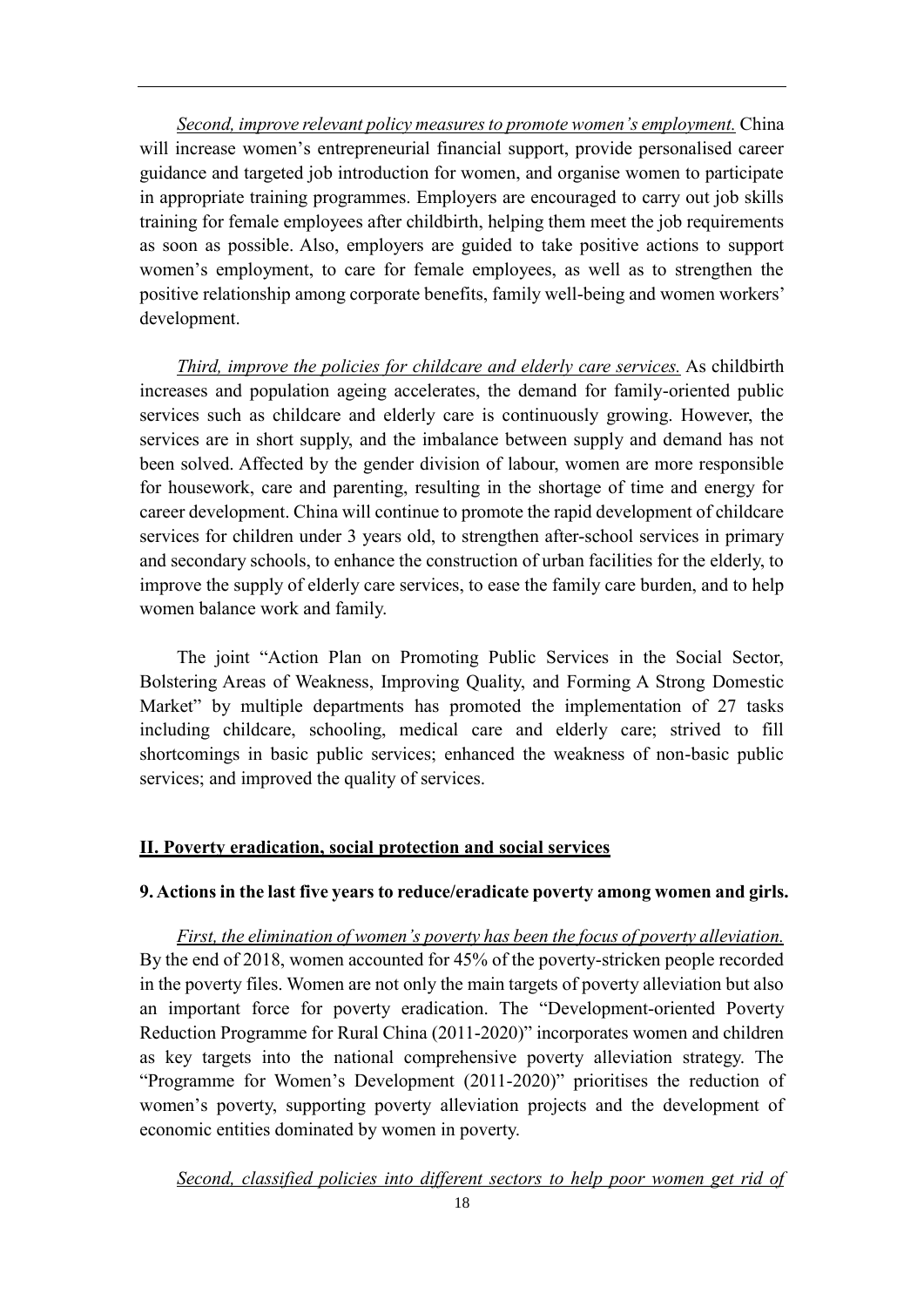*Second, improve relevant policy measures to promote women's employment.* China will increase women's entrepreneurial financial support, provide personalised career guidance and targeted job introduction for women, and organise women to participate in appropriate training programmes. Employers are encouraged to carry out job skills training for female employees after childbirth, helping them meet the job requirements as soon as possible. Also, employers are guided to take positive actions to support women's employment, to care for female employees, as well as to strengthen the positive relationship among corporate benefits, family well-being and women workers' development.

*Third, improve the policies for childcare and elderly care services.* As childbirth increases and population ageing accelerates, the demand for family-oriented public services such as childcare and elderly care is continuously growing. However, the services are in short supply, and the imbalance between supply and demand has not been solved. Affected by the gender division of labour, women are more responsible for housework, care and parenting, resulting in the shortage of time and energy for career development. China will continue to promote the rapid development of childcare services for children under 3 years old, to strengthen after-school services in primary and secondary schools, to enhance the construction of urban facilities for the elderly, to improve the supply of elderly care services, to ease the family care burden, and to help women balance work and family.

The joint "Action Plan on Promoting Public Services in the Social Sector, Bolstering Areas of Weakness, Improving Quality, and Forming A Strong Domestic Market" by multiple departments has promoted the implementation of 27 tasks including childcare, schooling, medical care and elderly care; strived to fill shortcomings in basic public services; enhanced the weakness of non-basic public services; and improved the quality of services.

## II. Poverty eradication, social protection and social services

### 9. Actions in the last five years to reduce/eradicate poverty among women and girls.

*First, the elimination of women's poverty has been the focus of poverty alleviation.* By the end of 2018, women accounted for 45% of the poverty-stricken people recorded in the poverty files. Women are not only the main targets of poverty alleviation but also an important force for poverty eradication. The "Development-oriented Poverty Reduction Programme for Rural China (2011-2020)" incorporates women and children as key targets into the national comprehensive poverty alleviation strategy. The "Programme for Women's Development (2011-2020)" prioritises the reduction of women's poverty, supporting poverty alleviation projects and the development of economic entities dominated by women in poverty.

*Second, classified policies into different sectors to help poor women get rid of*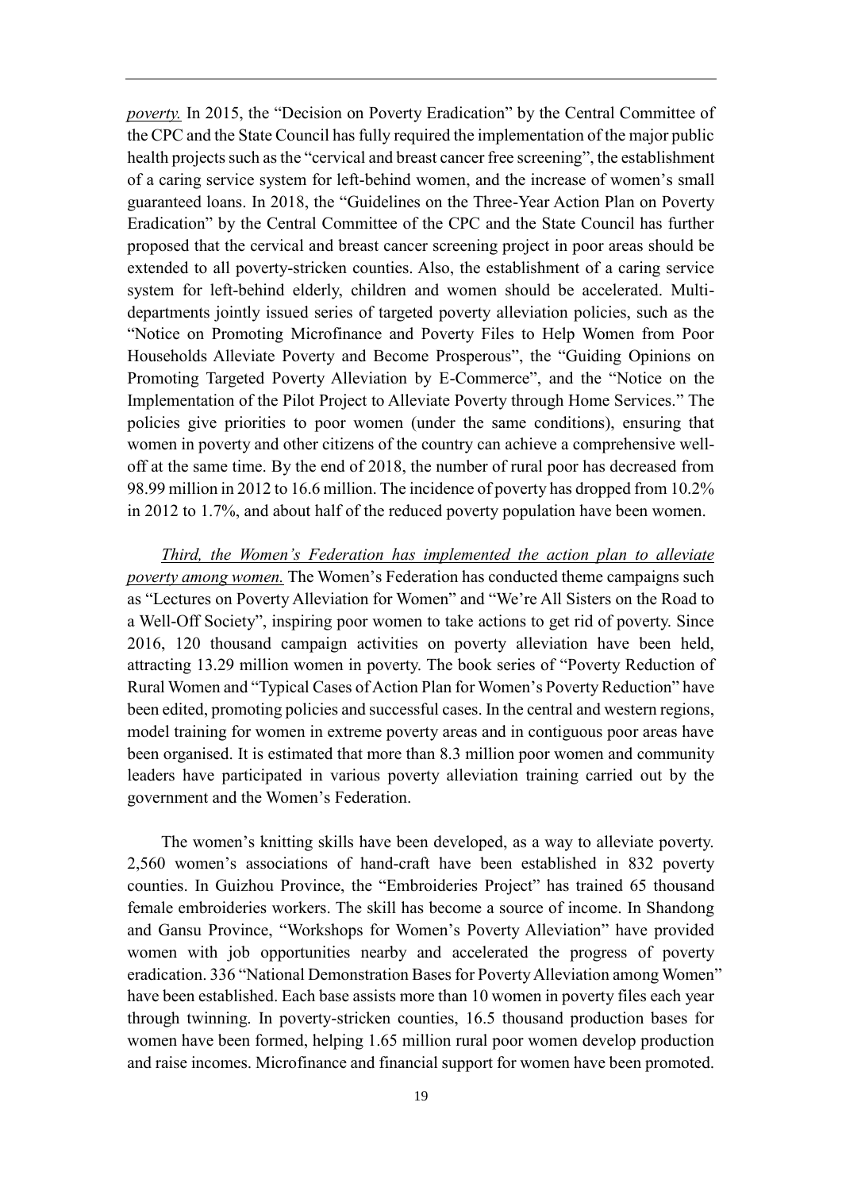*poverty.* In 2015, the "Decision on Poverty Eradication" by the Central Committee of the CPC and the State Council has fully required the implementation of the major public health projects such as the "cervical and breast cancer free screening", the establishment of a caring service system for left-behind women, and the increase of women's small guaranteed loans. In 2018, the "Guidelines on the Three-Year Action Plan on Poverty Eradication" by the Central Committee of the CPC and the State Council has further proposed that the cervical and breast cancer screening project in poor areas should be extended to all poverty-stricken counties. Also, the establishment of a caring service system for left-behind elderly, children and women should be accelerated. Multi-departments jointly issued series of targeted poverty alleviation policies, such as the "Notice on Promoting Microfinance and Poverty Files to Help Women from Poor Households Alleviate Poverty and Become Prosperous", the "Guiding Opinions on Promoting Targeted Poverty Alleviation by E-Commerce", and the "Notice on the Implementation of the Pilot Project to Alleviate Poverty through Home Services." The policies give priorities to poor women (under the same conditions), ensuring that women in poverty and other citizens of the country can achieve a comprehensive well-off at the same time. By the end of 2018, the number of rural poor has decreased from 98.99 million in 2012 to 16.6 million. The incidence of poverty has dropped from 10.2% in 2012 to 1.7%, and about half of the reduced poverty population have been women.

*Third, the Women's Federation has implemented the action plan to alleviate poverty among women.* The Women's Federation has conducted theme campaigns such as "Lectures on Poverty Alleviation for Women" and "We're All Sisters on the Road to a Well-Off Society", inspiring poor women to take actions to get rid of poverty. Since 2016, 120 thousand campaign activities on poverty alleviation have been held, attracting 13.29 million women in poverty. The book series of "Poverty Reduction of Rural Women and "Typical Cases of Action Plan for Women's Poverty Reduction" have been edited, promoting policies and successful cases. In the central and western regions, model training for women in extreme poverty areas and in contiguous poor areas have been organised. It is estimated that more than 8.3 million poor women and community leaders have participated in various poverty alleviation training carried out by the government and the Women's Federation.

The women's knitting skills have been developed, as a way to alleviate poverty. 2,560 women's associations of hand-craft have been established in 832 poverty counties. In Guizhou Province, the "Embroideries Project" has trained 65 thousand female embroideries workers. The skill has become a source of income. In Shandong and Gansu Province, "Workshops for Women's Poverty Alleviation" have provided women with job opportunities nearby and accelerated the progress of poverty eradication. 336 "National Demonstration Bases for Poverty Alleviation among Women" have been established. Each base assists more than 10 women in poverty files each year through twinning. In poverty-stricken counties, 16.5 thousand production bases for women have been formed, helping 1.65 million rural poor women develop production and raise incomes. Microfinance and financial support for women have been promoted.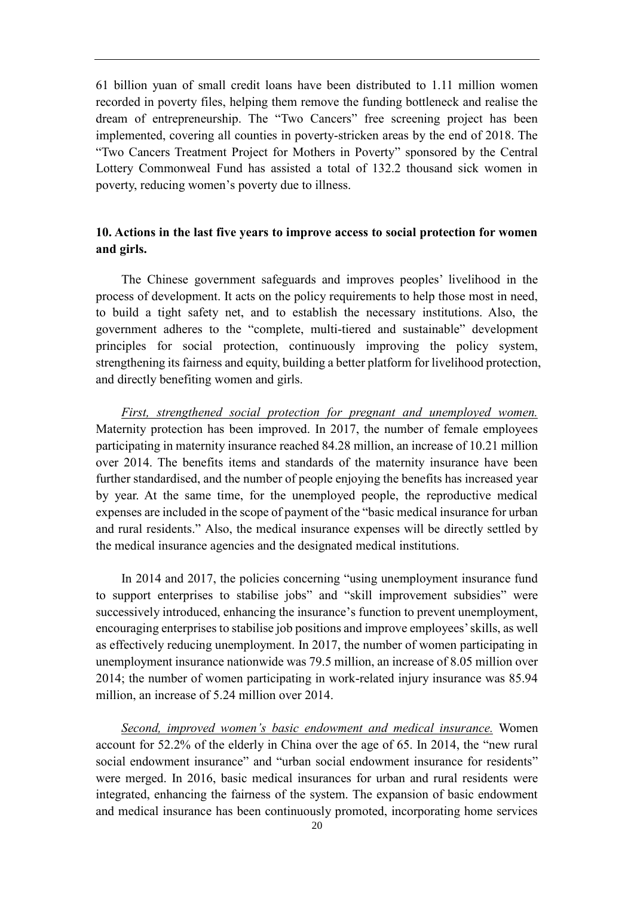61 billion yuan of small credit loans have been distributed to 1.11 million women recorded in poverty files, helping them remove the funding bottleneck and realise the dream of entrepreneurship. The "Two Cancers" free screening project has been implemented, covering all counties in poverty-stricken areas by the end of 2018. The "Two Cancers Treatment Project for Mothers in Poverty" sponsored by the Central Lottery Commonweal Fund has assisted a total of 132.2 thousand sick women in poverty, reducing women's poverty due to illness.

### 10. Actions in the last five years to improve access to social protection for women and girls.

The Chinese government safeguards and improves peoples' livelihood in the process of development. It acts on the policy requirements to help those most in need, to build a tight safety net, and to establish the necessary institutions. Also, the government adheres to the "complete, multi-tiered and sustainable" development principles for social protection, continuously improving the policy system, strengthening its fairness and equity, building a better platform for livelihood protection, and directly benefiting women and girls.

*First, strengthened social protection for pregnant and unemployed women.* Maternity protection has been improved. In 2017, the number of female employees participating in maternity insurance reached 84.28 million, an increase of 10.21 million over 2014. The benefits items and standards of the maternity insurance have been further standardised, and the number of people enjoying the benefits has increased year by year. At the same time, for the unemployed people, the reproductive medical expenses are included in the scope of payment of the "basic medical insurance for urban and rural residents." Also, the medical insurance expenses will be directly settled by the medical insurance agencies and the designated medical institutions.

In 2014 and 2017, the policies concerning "using unemployment insurance fund to support enterprises to stabilise jobs" and "skill improvement subsidies" were successively introduced, enhancing the insurance's function to prevent unemployment, encouraging enterprises to stabilise job positions and improve employees' skills, as well as effectively reducing unemployment. In 2017, the number of women participating in unemployment insurance nationwide was 79.5 million, an increase of 8.05 million over 2014; the number of women participating in work-related injury insurance was 85.94 million, an increase of 5.24 million over 2014.

*Second, improved women's basic endowment and medical insurance.* Women account for 52.2% of the elderly in China over the age of 65. In 2014, the "new rural social endowment insurance" and "urban social endowment insurance for residents" were merged. In 2016, basic medical insurances for urban and rural residents were integrated, enhancing the fairness of the system. The expansion of basic endowment and medical insurance has been continuously promoted, incorporating home services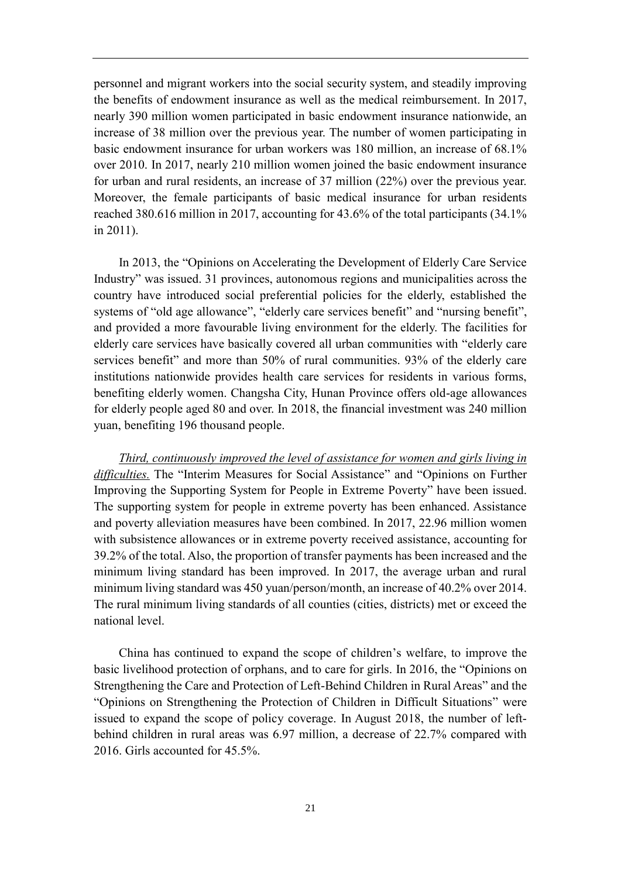personnel and migrant workers into the social security system, and steadily improving the benefits of endowment insurance as well as the medical reimbursement. In 2017, nearly 390 million women participated in basic endowment insurance nationwide, an increase of 38 million over the previous year. The number of women participating in basic endowment insurance for urban workers was 180 million, an increase of 68.1% over 2010. In 2017, nearly 210 million women joined the basic endowment insurance for urban and rural residents, an increase of 37 million (22%) over the previous year. Moreover, the female participants of basic medical insurance for urban residents reached 380.616 million in 2017, accounting for 43.6% of the total participants (34.1% in 2011).

In 2013, the "Opinions on Accelerating the Development of Elderly Care Service Industry" was issued. 31 provinces, autonomous regions and municipalities across the country have introduced social preferential policies for the elderly, established the systems of "old age allowance", "elderly care services benefit" and "nursing benefit", and provided a more favourable living environment for the elderly. The facilities for elderly care services have basically covered all urban communities with "elderly care services benefit" and more than 50% of rural communities. 93% of the elderly care institutions nationwide provides health care services for residents in various forms, benefiting elderly women. Changsha City, Hunan Province offers old-age allowances for elderly people aged 80 and over. In 2018, the financial investment was 240 million yuan, benefiting 196 thousand people.

*Third, continuously improved the level of assistance for women and girls living in difficulties.* The "Interim Measures for Social Assistance" and "Opinions on Further Improving the Supporting System for People in Extreme Poverty" have been issued. The supporting system for people in extreme poverty has been enhanced. Assistance and poverty alleviation measures have been combined. In 2017, 22.96 million women with subsistence allowances or in extreme poverty received assistance, accounting for 39.2% of the total. Also, the proportion of transfer payments has been increased and the minimum living standard has been improved. In 2017, the average urban and rural minimum living standard was 450 yuan/person/month, an increase of 40.2% over 2014. The rural minimum living standards of all counties (cities, districts) met or exceed the national level.

China has continued to expand the scope of children's welfare, to improve the basic livelihood protection of orphans, and to care for girls. In 2016, the "Opinions on Strengthening the Care and Protection of Left-Behind Children in Rural Areas" and the "Opinions on Strengthening the Protection of Children in Difficult Situations" were issued to expand the scope of policy coverage. In August 2018, the number of left-behind children in rural areas was 6.97 million, a decrease of 22.7% compared with 2016. Girls accounted for 45.5%.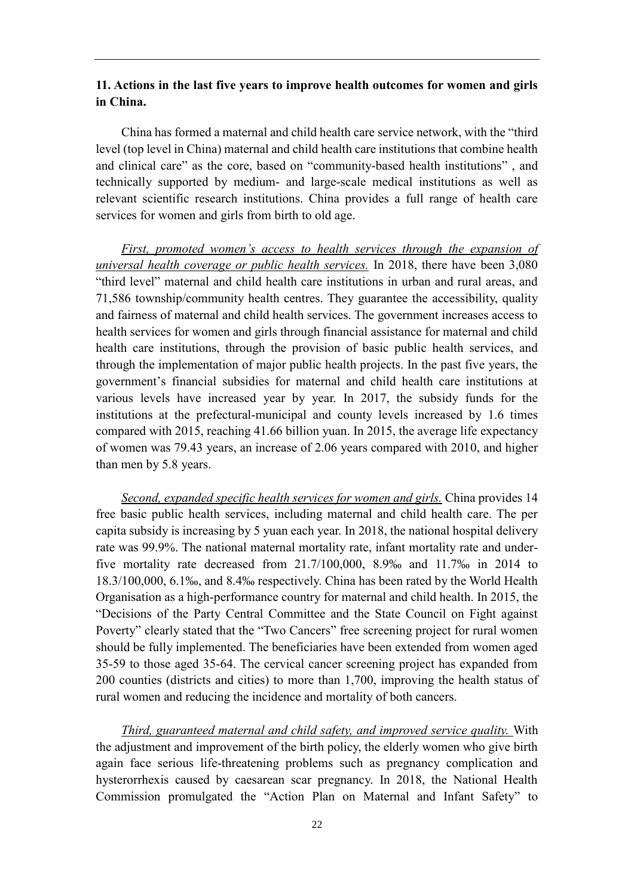**11. Actions in the last five years to improve health outcomes for women and girls in China.**

China has formed a maternal and child health care service network, with the "third level (top level in China) maternal and child health care institutions that combine health and clinical care" as the core, based on "community-based health institutions" , and technically supported by medium- and large-scale medical institutions as well as relevant scientific research institutions. China provides a full range of health care services for women and girls from birth to old age.

*First, promoted women's access to health services through the expansion of universal health coverage or public health services.* In 2018, there have been 3,080 "third level" maternal and child health care institutions in urban and rural areas, and 71,586 township/community health centres. They guarantee the accessibility, quality and fairness of maternal and child health services. The government increases access to health services for women and girls through financial assistance for maternal and child health care institutions, through the provision of basic public health services, and through the implementation of major public health projects. In the past five years, the government's financial subsidies for maternal and child health care institutions at various levels have increased year by year. In 2017, the subsidy funds for the institutions at the prefectural-municipal and county levels increased by 1.6 times compared with 2015, reaching 41.66 billion yuan. In 2015, the average life expectancy of women was 79.43 years, an increase of 2.06 years compared with 2010, and higher than men by 5.8 years.

*Second, expanded specific health services for women and girls.* China provides 14 free basic public health services, including maternal and child health care. The per capita subsidy is increasing by 5 yuan each year. In 2018, the national hospital delivery rate was 99.9%. The national maternal mortality rate, infant mortality rate and under-five mortality rate decreased from 21.7/100,000, 8.9‰ and 11.7‰ in 2014 to 18.3/100,000, 6.1‰, and 8.4‰ respectively. China has been rated by the World Health Organisation as a high-performance country for maternal and child health. In 2015, the "Decisions of the Party Central Committee and the State Council on Fight against Poverty" clearly stated that the "Two Cancers" free screening project for rural women should be fully implemented. The beneficiaries have been extended from women aged 35-59 to those aged 35-64. The cervical cancer screening project has expanded from 200 counties (districts and cities) to more than 1,700, improving the health status of rural women and reducing the incidence and mortality of both cancers.

*Third, guaranteed maternal and child safety, and improved service quality.* With the adjustment and improvement of the birth policy, the elderly women who give birth again face serious life-threatening problems such as pregnancy complication and hysterorrhexis caused by caesarean scar pregnancy. In 2018, the National Health Commission promulgated the "Action Plan on Maternal and Infant Safety" to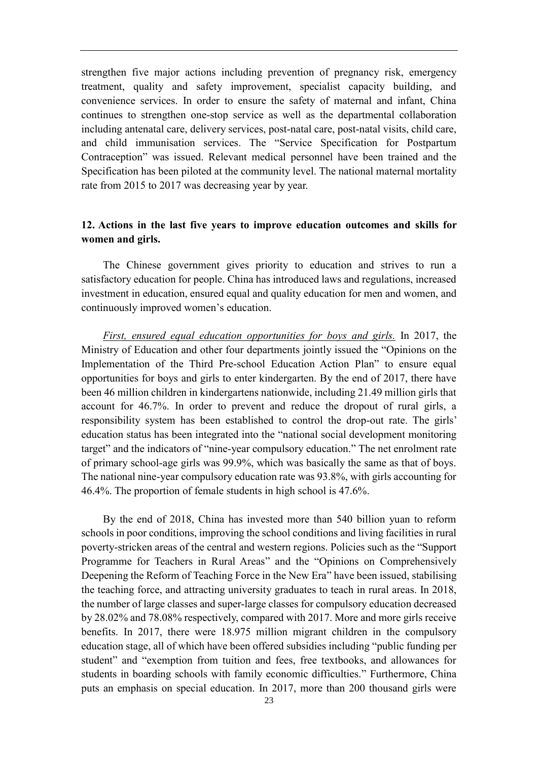strengthen five major actions including prevention of pregnancy risk, emergency treatment, quality and safety improvement, specialist capacity building, and convenience services. In order to ensure the safety of maternal and infant, China continues to strengthen one-stop service as well as the departmental collaboration including antenatal care, delivery services, post-natal care, post-natal visits, child care, and child immunisation services. The "Service Specification for Postpartum Contraception" was issued. Relevant medical personnel have been trained and the Specification has been piloted at the community level. The national maternal mortality rate from 2015 to 2017 was decreasing year by year.

## 12. Actions in the last five years to improve education outcomes and skills for women and girls.

The Chinese government gives priority to education and strives to run a satisfactory education for people. China has introduced laws and regulations, increased investment in education, ensured equal and quality education for men and women, and continuously improved women's education.

*First, ensured equal education opportunities for boys and girls.* In 2017, the Ministry of Education and other four departments jointly issued the "Opinions on the Implementation of the Third Pre-school Education Action Plan" to ensure equal opportunities for boys and girls to enter kindergarten. By the end of 2017, there have been 46 million children in kindergartens nationwide, including 21.49 million girls that account for 46.7%. In order to prevent and reduce the dropout of rural girls, a responsibility system has been established to control the drop-out rate. The girls' education status has been integrated into the "national social development monitoring target" and the indicators of "nine-year compulsory education." The net enrolment rate of primary school-age girls was 99.9%, which was basically the same as that of boys. The national nine-year compulsory education rate was 93.8%, with girls accounting for 46.4%. The proportion of female students in high school is 47.6%.

By the end of 2018, China has invested more than 540 billion yuan to reform schools in poor conditions, improving the school conditions and living facilities in rural poverty-stricken areas of the central and western regions. Policies such as the "Support Programme for Teachers in Rural Areas" and the "Opinions on Comprehensively Deepening the Reform of Teaching Force in the New Era" have been issued, stabilising the teaching force, and attracting university graduates to teach in rural areas. In 2018, the number of large classes and super-large classes for compulsory education decreased by 28.02% and 78.08% respectively, compared with 2017. More and more girls receive benefits. In 2017, there were 18.975 million migrant children in the compulsory education stage, all of which have been offered subsidies including "public funding per student" and "exemption from tuition and fees, free textbooks, and allowances for students in boarding schools with family economic difficulties." Furthermore, China puts an emphasis on special education. In 2017, more than 200 thousand girls were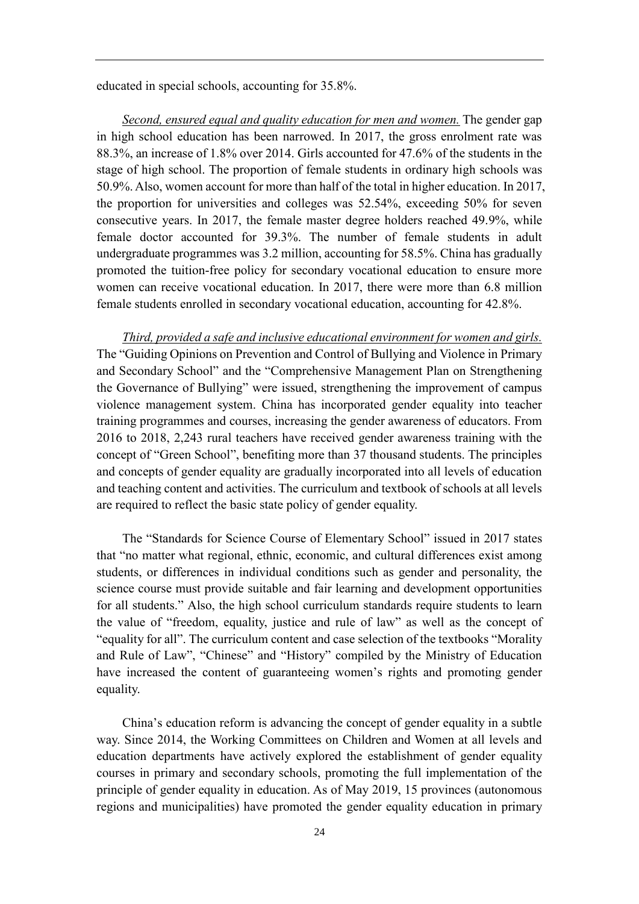educated in special schools, accounting for 35.8%.

*Second, ensured equal and quality education for men and women.* The gender gap in high school education has been narrowed. In 2017, the gross enrolment rate was 88.3%, an increase of 1.8% over 2014. Girls accounted for 47.6% of the students in the stage of high school. The proportion of female students in ordinary high schools was 50.9%. Also, women account for more than half of the total in higher education. In 2017, the proportion for universities and colleges was 52.54%, exceeding 50% for seven consecutive years. In 2017, the female master degree holders reached 49.9%, while female doctor accounted for 39.3%. The number of female students in adult undergraduate programmes was 3.2 million, accounting for 58.5%. China has gradually promoted the tuition-free policy for secondary vocational education to ensure more women can receive vocational education. In 2017, there were more than 6.8 million female students enrolled in secondary vocational education, accounting for 42.8%.

*Third, provided a safe and inclusive educational environment for women and girls.* The "Guiding Opinions on Prevention and Control of Bullying and Violence in Primary and Secondary School" and the "Comprehensive Management Plan on Strengthening the Governance of Bullying" were issued, strengthening the improvement of campus violence management system. China has incorporated gender equality into teacher training programmes and courses, increasing the gender awareness of educators. From 2016 to 2018, 2,243 rural teachers have received gender awareness training with the concept of "Green School", benefiting more than 37 thousand students. The principles and concepts of gender equality are gradually incorporated into all levels of education and teaching content and activities. The curriculum and textbook of schools at all levels are required to reflect the basic state policy of gender equality.

The "Standards for Science Course of Elementary School" issued in 2017 states that "no matter what regional, ethnic, economic, and cultural differences exist among students, or differences in individual conditions such as gender and personality, the science course must provide suitable and fair learning and development opportunities for all students." Also, the high school curriculum standards require students to learn the value of "freedom, equality, justice and rule of law" as well as the concept of "equality for all". The curriculum content and case selection of the textbooks "Morality and Rule of Law", "Chinese" and "History" compiled by the Ministry of Education have increased the content of guaranteeing women's rights and promoting gender equality.

China's education reform is advancing the concept of gender equality in a subtle way. Since 2014, the Working Committees on Children and Women at all levels and education departments have actively explored the establishment of gender equality courses in primary and secondary schools, promoting the full implementation of the principle of gender equality in education. As of May 2019, 15 provinces (autonomous regions and municipalities) have promoted the gender equality education in primary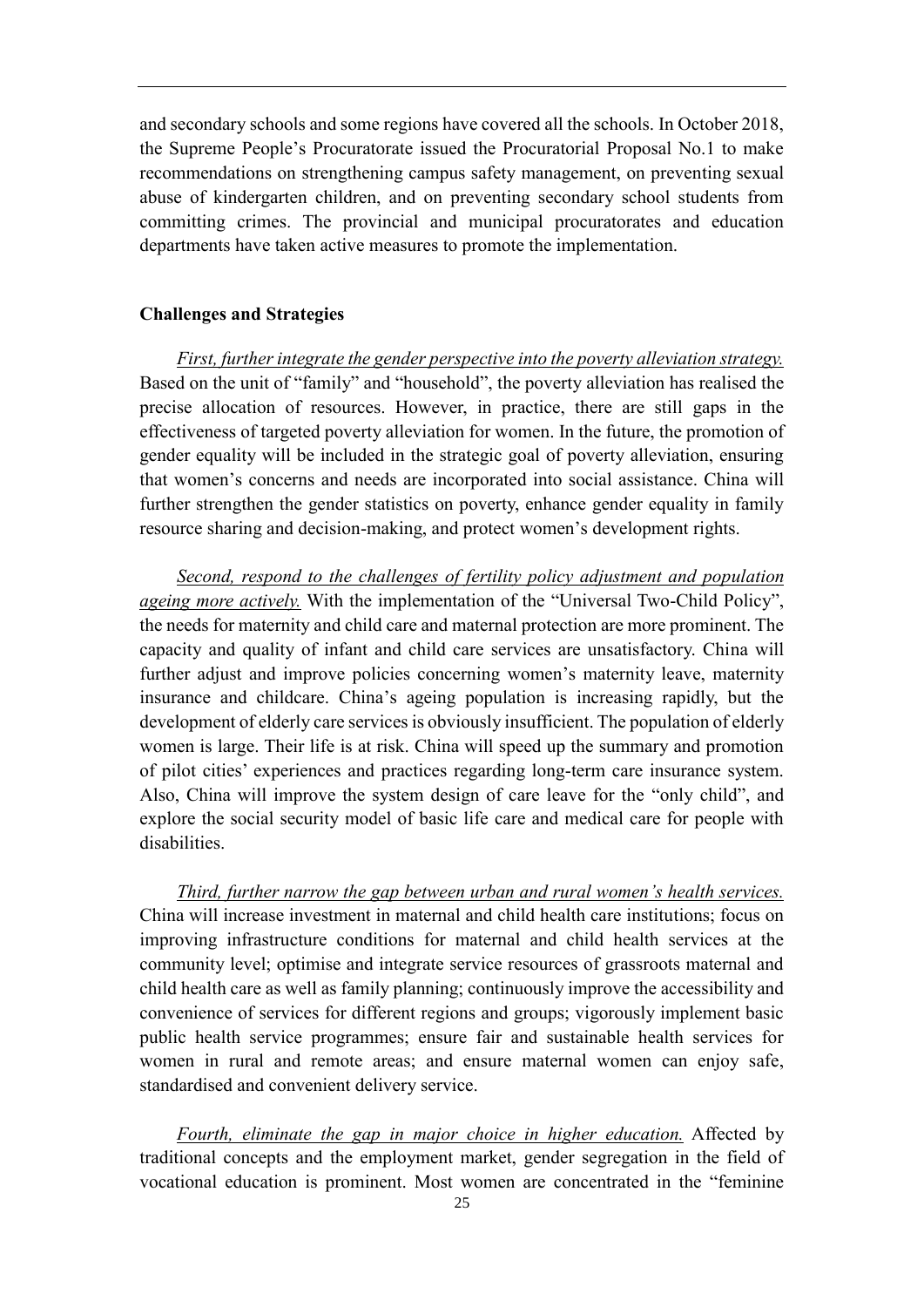and secondary schools and some regions have covered all the schools. In October 2018, the Supreme People's Procuratorate issued the Procuratorial Proposal No.1 to make recommendations on strengthening campus safety management, on preventing sexual abuse of kindergarten children, and on preventing secondary school students from committing crimes. The provincial and municipal procuratorates and education departments have taken active measures to promote the implementation.

**Challenges and Strategies**

*First, further integrate the gender perspective into the poverty alleviation strategy.* Based on the unit of "family" and "household", the poverty alleviation has realised the precise allocation of resources. However, in practice, there are still gaps in the effectiveness of targeted poverty alleviation for women. In the future, the promotion of gender equality will be included in the strategic goal of poverty alleviation, ensuring that women's concerns and needs are incorporated into social assistance. China will further strengthen the gender statistics on poverty, enhance gender equality in family resource sharing and decision-making, and protect women's development rights.

*Second, respond to the challenges of fertility policy adjustment and population ageing more actively.* With the implementation of the "Universal Two-Child Policy", the needs for maternity and child care and maternal protection are more prominent. The capacity and quality of infant and child care services are unsatisfactory. China will further adjust and improve policies concerning women's maternity leave, maternity insurance and childcare. China's ageing population is increasing rapidly, but the development of elderly care services is obviously insufficient. The population of elderly women is large. Their life is at risk. China will speed up the summary and promotion of pilot cities' experiences and practices regarding long-term care insurance system. Also, China will improve the system design of care leave for the "only child", and explore the social security model of basic life care and medical care for people with disabilities.

*Third, further narrow the gap between urban and rural women's health services.* China will increase investment in maternal and child health care institutions; focus on improving infrastructure conditions for maternal and child health services at the community level; optimise and integrate service resources of grassroots maternal and child health care as well as family planning; continuously improve the accessibility and convenience of services for different regions and groups; vigorously implement basic public health service programmes; ensure fair and sustainable health services for women in rural and remote areas; and ensure maternal women can enjoy safe, standardised and convenient delivery service.

*Fourth, eliminate the gap in major choice in higher education.* Affected by traditional concepts and the employment market, gender segregation in the field of vocational education is prominent. Most women are concentrated in the "feminine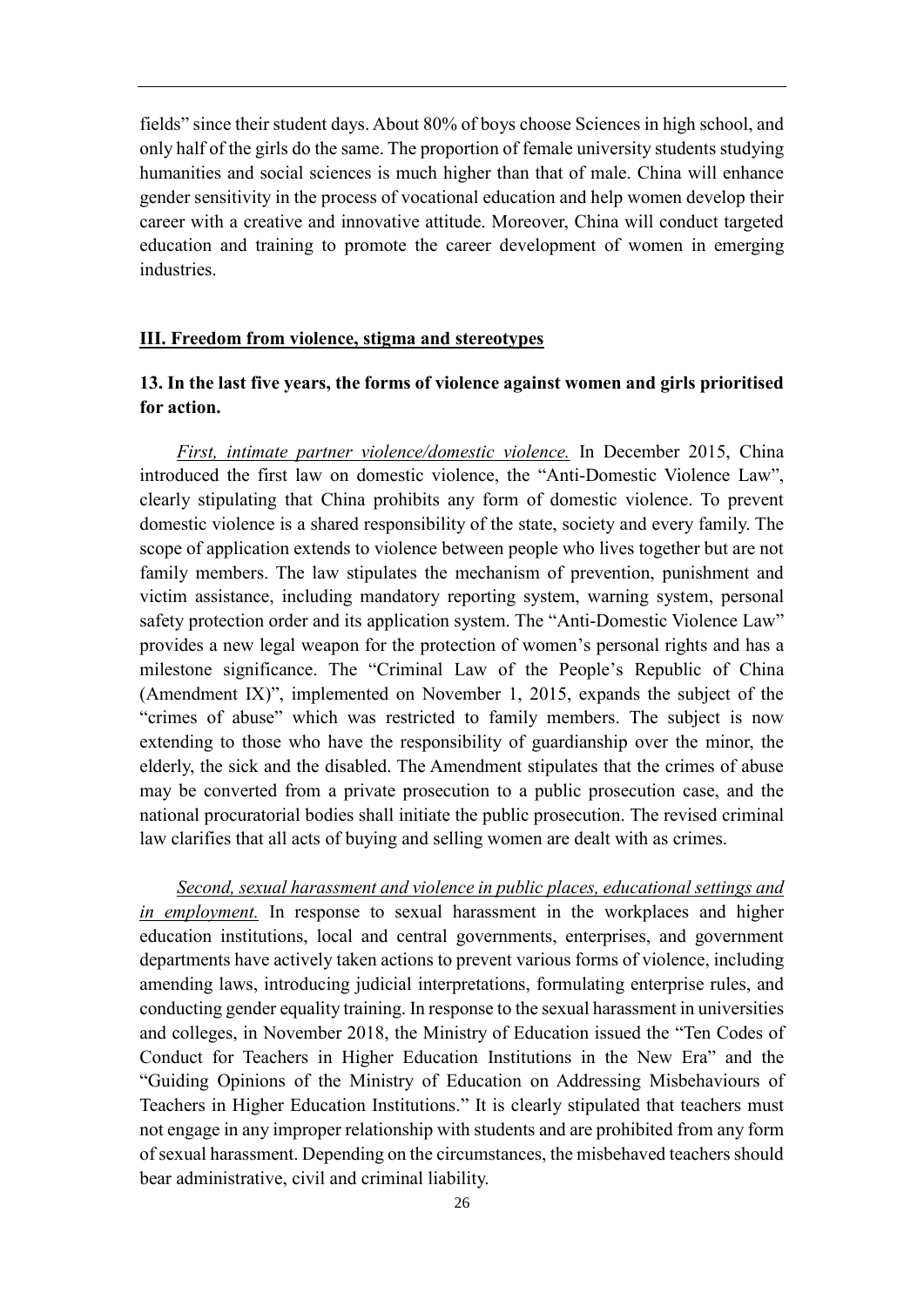fields" since their student days. About 80% of boys choose Sciences in high school, and only half of the girls do the same. The proportion of female university students studying humanities and social sciences is much higher than that of male. China will enhance gender sensitivity in the process of vocational education and help women develop their career with a creative and innovative attitude. Moreover, China will conduct targeted education and training to promote the career development of women in emerging industries.

## III. Freedom from violence, stigma and stereotypes

### 13. In the last five years, the forms of violence against women and girls prioritised for action.

*First, intimate partner violence/domestic violence.* In December 2015, China introduced the first law on domestic violence, the "Anti-Domestic Violence Law", clearly stipulating that China prohibits any form of domestic violence. To prevent domestic violence is a shared responsibility of the state, society and every family. The scope of application extends to violence between people who lives together but are not family members. The law stipulates the mechanism of prevention, punishment and victim assistance, including mandatory reporting system, warning system, personal safety protection order and its application system. The "Anti-Domestic Violence Law" provides a new legal weapon for the protection of women's personal rights and has a milestone significance. The "Criminal Law of the People's Republic of China (Amendment IX)", implemented on November 1, 2015, expands the subject of the "crimes of abuse" which was restricted to family members. The subject is now extending to those who have the responsibility of guardianship over the minor, the elderly, the sick and the disabled. The Amendment stipulates that the crimes of abuse may be converted from a private prosecution to a public prosecution case, and the national procuratorial bodies shall initiate the public prosecution. The revised criminal law clarifies that all acts of buying and selling women are dealt with as crimes.

*Second, sexual harassment and violence in public places, educational settings and in employment.* In response to sexual harassment in the workplaces and higher education institutions, local and central governments, enterprises, and government departments have actively taken actions to prevent various forms of violence, including amending laws, introducing judicial interpretations, formulating enterprise rules, and conducting gender equality training. In response to the sexual harassment in universities and colleges, in November 2018, the Ministry of Education issued the "Ten Codes of Conduct for Teachers in Higher Education Institutions in the New Era" and the "Guiding Opinions of the Ministry of Education on Addressing Misbehaviours of Teachers in Higher Education Institutions." It is clearly stipulated that teachers must not engage in any improper relationship with students and are prohibited from any form of sexual harassment. Depending on the circumstances, the misbehaved teachers should bear administrative, civil and criminal liability.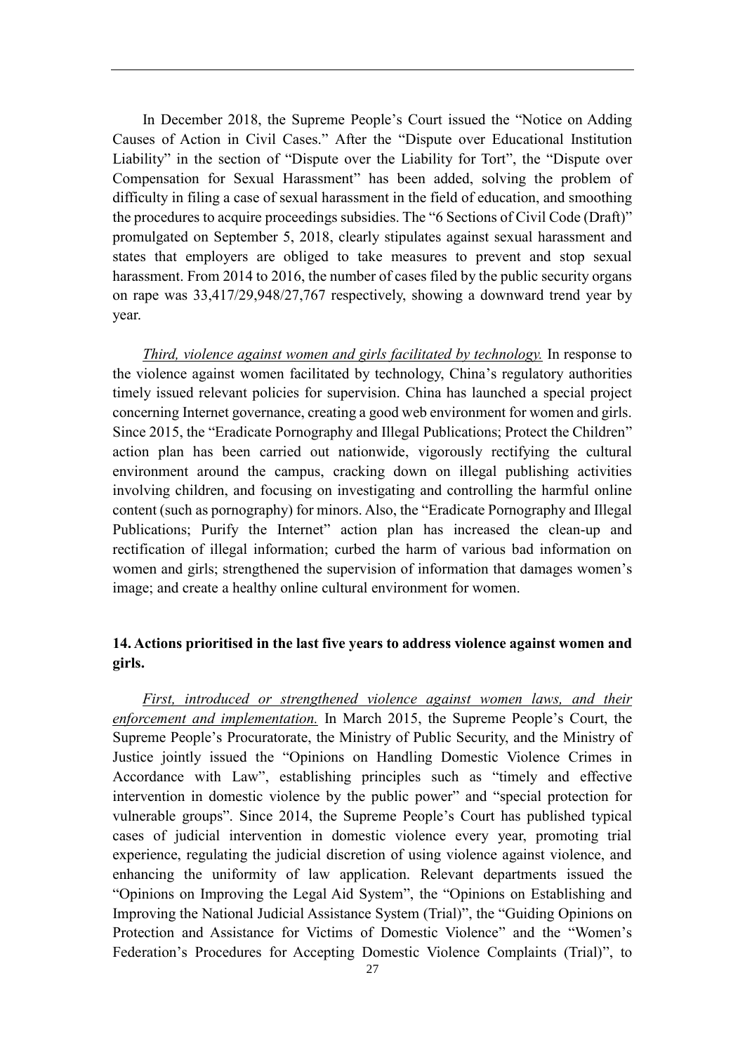In December 2018, the Supreme People's Court issued the "Notice on Adding Causes of Action in Civil Cases." After the "Dispute over Educational Institution Liability" in the section of "Dispute over the Liability for Tort", the "Dispute over Compensation for Sexual Harassment" has been added, solving the problem of difficulty in filing a case of sexual harassment in the field of education, and smoothing the procedures to acquire proceedings subsidies. The "6 Sections of Civil Code (Draft)" promulgated on September 5, 2018, clearly stipulates against sexual harassment and states that employers are obliged to take measures to prevent and stop sexual harassment. From 2014 to 2016, the number of cases filed by the public security organs on rape was 33,417/29,948/27,767 respectively, showing a downward trend year by year.

*Third, violence against women and girls facilitated by technology.* In response to the violence against women facilitated by technology, China's regulatory authorities timely issued relevant policies for supervision. China has launched a special project concerning Internet governance, creating a good web environment for women and girls. Since 2015, the "Eradicate Pornography and Illegal Publications; Protect the Children" action plan has been carried out nationwide, vigorously rectifying the cultural environment around the campus, cracking down on illegal publishing activities involving children, and focusing on investigating and controlling the harmful online content (such as pornography) for minors. Also, the "Eradicate Pornography and Illegal Publications; Purify the Internet" action plan has increased the clean-up and rectification of illegal information; curbed the harm of various bad information on women and girls; strengthened the supervision of information that damages women's image; and create a healthy online cultural environment for women.

## 14. Actions prioritised in the last five years to address violence against women and girls.

*First, introduced or strengthened violence against women laws, and their enforcement and implementation.* In March 2015, the Supreme People's Court, the Supreme People's Procuratorate, the Ministry of Public Security, and the Ministry of Justice jointly issued the "Opinions on Handling Domestic Violence Crimes in Accordance with Law", establishing principles such as "timely and effective intervention in domestic violence by the public power" and "special protection for vulnerable groups". Since 2014, the Supreme People's Court has published typical cases of judicial intervention in domestic violence every year, promoting trial experience, regulating the judicial discretion of using violence against violence, and enhancing the uniformity of law application. Relevant departments issued the "Opinions on Improving the Legal Aid System", the "Opinions on Establishing and Improving the National Judicial Assistance System (Trial)", the "Guiding Opinions on Protection and Assistance for Victims of Domestic Violence" and the "Women's Federation's Procedures for Accepting Domestic Violence Complaints (Trial)", to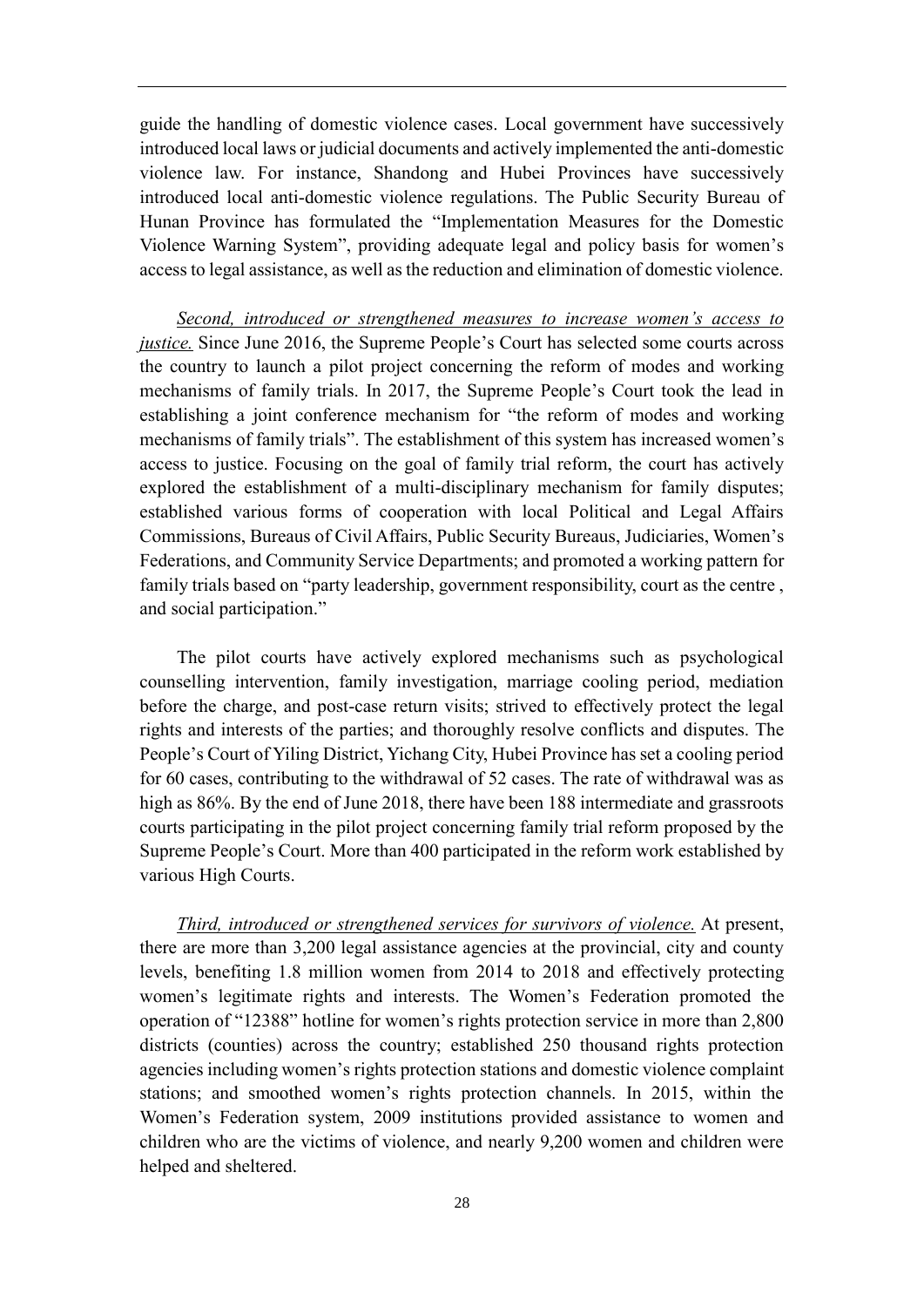guide the handling of domestic violence cases. Local government have successively introduced local laws or judicial documents and actively implemented the anti-domestic violence law. For instance, Shandong and Hubei Provinces have successively introduced local anti-domestic violence regulations. The Public Security Bureau of Hunan Province has formulated the "Implementation Measures for the Domestic Violence Warning System", providing adequate legal and policy basis for women's access to legal assistance, as well as the reduction and elimination of domestic violence.

*Second, introduced or strengthened measures to increase women's access to justice.* Since June 2016, the Supreme People's Court has selected some courts across the country to launch a pilot project concerning the reform of modes and working mechanisms of family trials. In 2017, the Supreme People's Court took the lead in establishing a joint conference mechanism for "the reform of modes and working mechanisms of family trials". The establishment of this system has increased women's access to justice. Focusing on the goal of family trial reform, the court has actively explored the establishment of a multi-disciplinary mechanism for family disputes; established various forms of cooperation with local Political and Legal Affairs Commissions, Bureaus of Civil Affairs, Public Security Bureaus, Judiciaries, Women's Federations, and Community Service Departments; and promoted a working pattern for family trials based on "party leadership, government responsibility, court as the centre , and social participation."

The pilot courts have actively explored mechanisms such as psychological counselling intervention, family investigation, marriage cooling period, mediation before the charge, and post-case return visits; strived to effectively protect the legal rights and interests of the parties; and thoroughly resolve conflicts and disputes. The People's Court of Yiling District, Yichang City, Hubei Province has set a cooling period for 60 cases, contributing to the withdrawal of 52 cases. The rate of withdrawal was as high as 86%. By the end of June 2018, there have been 188 intermediate and grassroots courts participating in the pilot project concerning family trial reform proposed by the Supreme People's Court. More than 400 participated in the reform work established by various High Courts.

*Third, introduced or strengthened services for survivors of violence.* At present, there are more than 3,200 legal assistance agencies at the provincial, city and county levels, benefiting 1.8 million women from 2014 to 2018 and effectively protecting women's legitimate rights and interests. The Women's Federation promoted the operation of "12388" hotline for women's rights protection service in more than 2,800 districts (counties) across the country; established 250 thousand rights protection agencies including women's rights protection stations and domestic violence complaint stations; and smoothed women's rights protection channels. In 2015, within the Women's Federation system, 2009 institutions provided assistance to women and children who are the victims of violence, and nearly 9,200 women and children were helped and sheltered.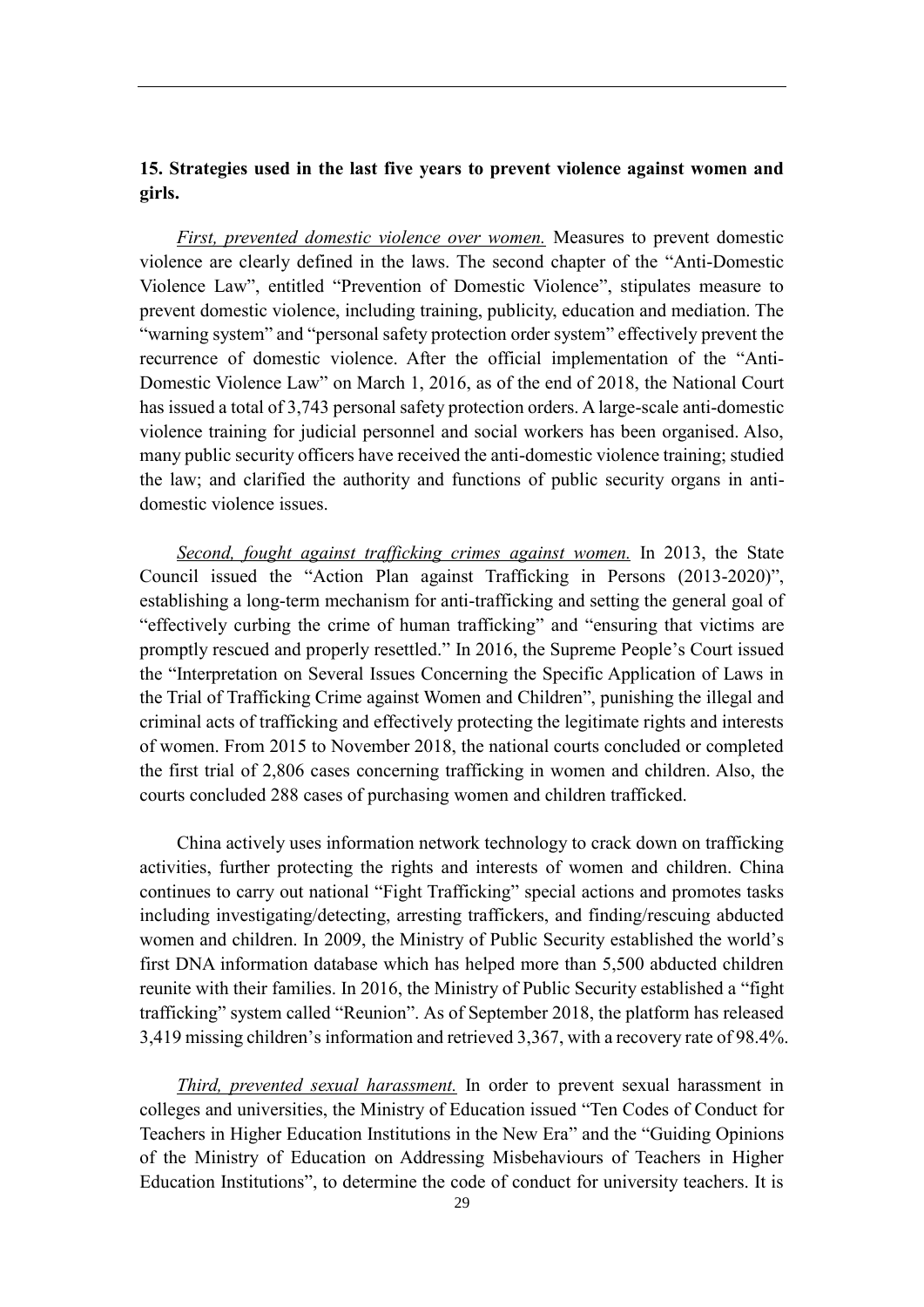**15. Strategies used in the last five years to prevent violence against women and girls.**

*First, prevented domestic violence over women.* Measures to prevent domestic violence are clearly defined in the laws. The second chapter of the "Anti-Domestic Violence Law", entitled "Prevention of Domestic Violence", stipulates measure to prevent domestic violence, including training, publicity, education and mediation. The "warning system" and "personal safety protection order system" effectively prevent the recurrence of domestic violence. After the official implementation of the "Anti-Domestic Violence Law" on March 1, 2016, as of the end of 2018, the National Court has issued a total of 3,743 personal safety protection orders. A large-scale anti-domestic violence training for judicial personnel and social workers has been organised. Also, many public security officers have received the anti-domestic violence training; studied the law; and clarified the authority and functions of public security organs in anti-domestic violence issues.

*Second, fought against trafficking crimes against women.* In 2013, the State Council issued the "Action Plan against Trafficking in Persons (2013-2020)", establishing a long-term mechanism for anti-trafficking and setting the general goal of "effectively curbing the crime of human trafficking" and "ensuring that victims are promptly rescued and properly resettled." In 2016, the Supreme People's Court issued the "Interpretation on Several Issues Concerning the Specific Application of Laws in the Trial of Trafficking Crime against Women and Children", punishing the illegal and criminal acts of trafficking and effectively protecting the legitimate rights and interests of women. From 2015 to November 2018, the national courts concluded or completed the first trial of 2,806 cases concerning trafficking in women and children. Also, the courts concluded 288 cases of purchasing women and children trafficked.

China actively uses information network technology to crack down on trafficking activities, further protecting the rights and interests of women and children. China continues to carry out national "Fight Trafficking" special actions and promotes tasks including investigating/detecting, arresting traffickers, and finding/rescuing abducted women and children. In 2009, the Ministry of Public Security established the world's first DNA information database which has helped more than 5,500 abducted children reunite with their families. In 2016, the Ministry of Public Security established a "fight trafficking" system called "Reunion". As of September 2018, the platform has released 3,419 missing children's information and retrieved 3,367, with a recovery rate of 98.4%.

*Third, prevented sexual harassment.* In order to prevent sexual harassment in colleges and universities, the Ministry of Education issued "Ten Codes of Conduct for Teachers in Higher Education Institutions in the New Era" and the "Guiding Opinions of the Ministry of Education on Addressing Misbehaviours of Teachers in Higher Education Institutions", to determine the code of conduct for university teachers. It is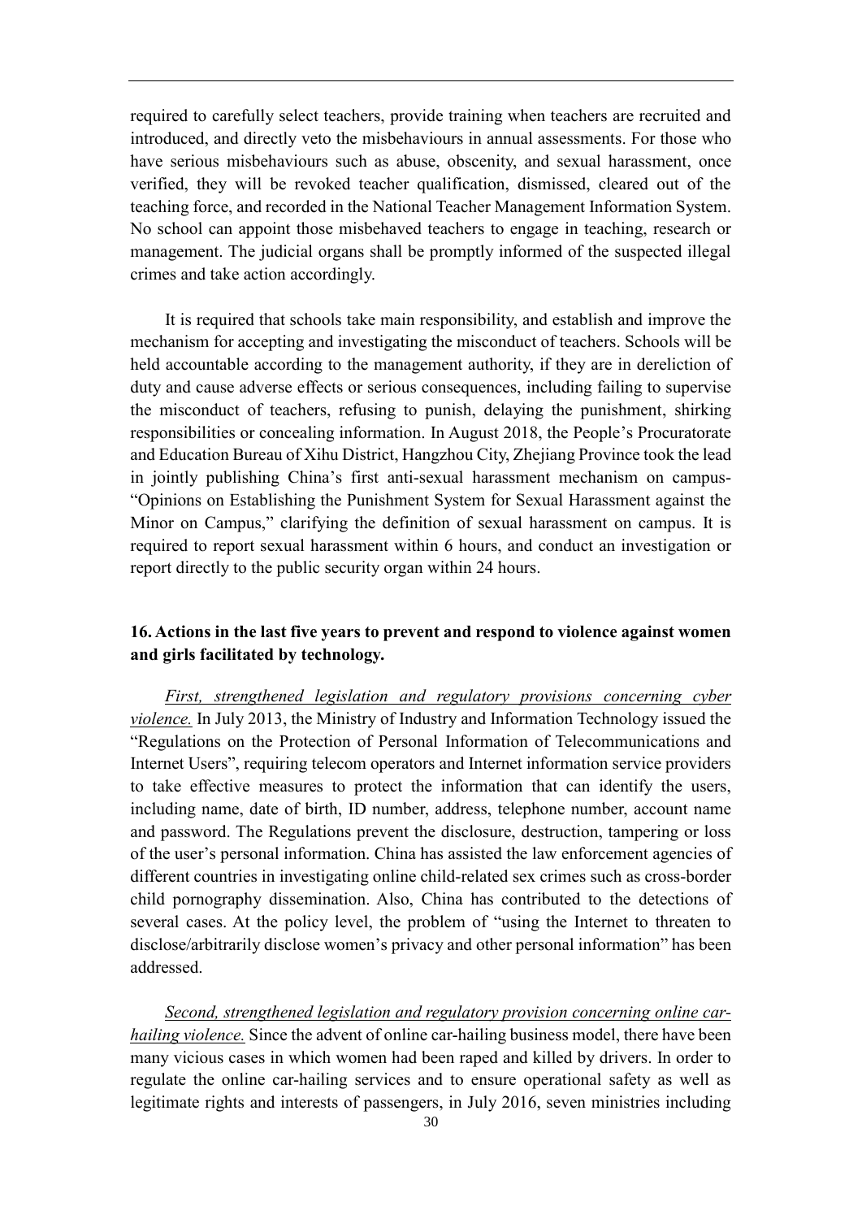required to carefully select teachers, provide training when teachers are recruited and introduced, and directly veto the misbehaviours in annual assessments. For those who have serious misbehaviours such as abuse, obscenity, and sexual harassment, once verified, they will be revoked teacher qualification, dismissed, cleared out of the teaching force, and recorded in the National Teacher Management Information System. No school can appoint those misbehaved teachers to engage in teaching, research or management. The judicial organs shall be promptly informed of the suspected illegal crimes and take action accordingly.

It is required that schools take main responsibility, and establish and improve the mechanism for accepting and investigating the misconduct of teachers. Schools will be held accountable according to the management authority, if they are in dereliction of duty and cause adverse effects or serious consequences, including failing to supervise the misconduct of teachers, refusing to punish, delaying the punishment, shirking responsibilities or concealing information. In August 2018, the People's Procuratorate and Education Bureau of Xihu District, Hangzhou City, Zhejiang Province took the lead in jointly publishing China's first anti-sexual harassment mechanism on campus- "Opinions on Establishing the Punishment System for Sexual Harassment against the Minor on Campus," clarifying the definition of sexual harassment on campus. It is required to report sexual harassment within 6 hours, and conduct an investigation or report directly to the public security organ within 24 hours.

### 16. Actions in the last five years to prevent and respond to violence against women and girls facilitated by technology.

*First, strengthened legislation and regulatory provisions concerning cyber violence.* In July 2013, the Ministry of Industry and Information Technology issued the "Regulations on the Protection of Personal Information of Telecommunications and Internet Users", requiring telecom operators and Internet information service providers to take effective measures to protect the information that can identify the users, including name, date of birth, ID number, address, telephone number, account name and password. The Regulations prevent the disclosure, destruction, tampering or loss of the user's personal information. China has assisted the law enforcement agencies of different countries in investigating online child-related sex crimes such as cross-border child pornography dissemination. Also, China has contributed to the detections of several cases. At the policy level, the problem of "using the Internet to threaten to disclose/arbitrarily disclose women's privacy and other personal information" has been addressed.

*Second, strengthened legislation and regulatory provision concerning online car-hailing violence.* Since the advent of online car-hailing business model, there have been many vicious cases in which women had been raped and killed by drivers. In order to regulate the online car-hailing services and to ensure operational safety as well as legitimate rights and interests of passengers, in July 2016, seven ministries including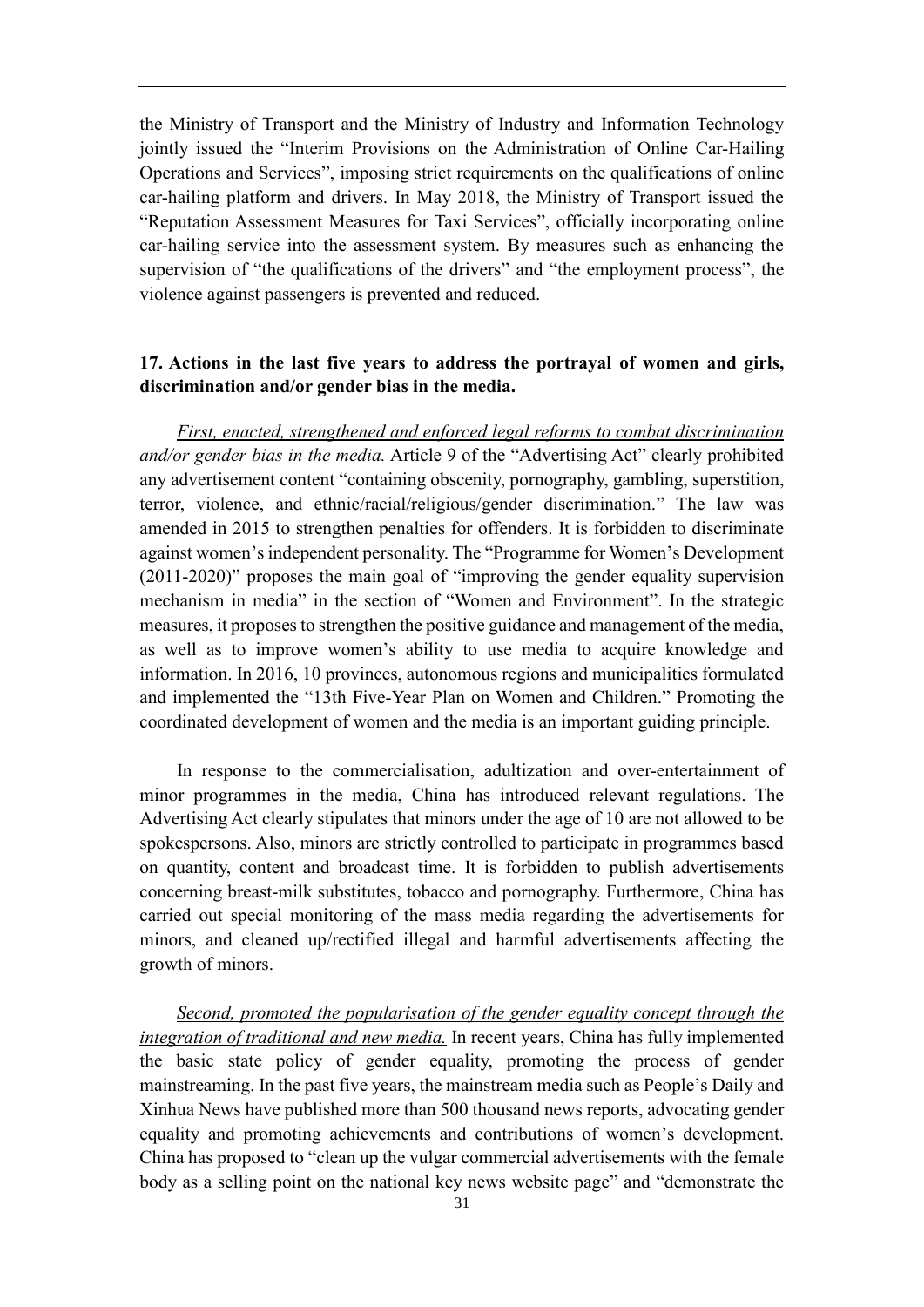the Ministry of Transport and the Ministry of Industry and Information Technology jointly issued the "Interim Provisions on the Administration of Online Car-Hailing Operations and Services", imposing strict requirements on the qualifications of online car-hailing platform and drivers. In May 2018, the Ministry of Transport issued the "Reputation Assessment Measures for Taxi Services", officially incorporating online car-hailing service into the assessment system. By measures such as enhancing the supervision of "the qualifications of the drivers" and "the employment process", the violence against passengers is prevented and reduced.

**17. Actions in the last five years to address the portrayal of women and girls, discrimination and/or gender bias in the media.**

*First, enacted, strengthened and enforced legal reforms to combat discrimination and/or gender bias in the media.* Article 9 of the "Advertising Act" clearly prohibited any advertisement content "containing obscenity, pornography, gambling, superstition, terror, violence, and ethnic/racial/religious/gender discrimination." The law was amended in 2015 to strengthen penalties for offenders. It is forbidden to discriminate against women's independent personality. The "Programme for Women's Development (2011-2020)" proposes the main goal of "improving the gender equality supervision mechanism in media" in the section of "Women and Environment". In the strategic measures, it proposes to strengthen the positive guidance and management of the media, as well as to improve women's ability to use media to acquire knowledge and information. In 2016, 10 provinces, autonomous regions and municipalities formulated and implemented the "13th Five-Year Plan on Women and Children." Promoting the coordinated development of women and the media is an important guiding principle.

In response to the commercialisation, adultization and over-entertainment of minor programmes in the media, China has introduced relevant regulations. The Advertising Act clearly stipulates that minors under the age of 10 are not allowed to be spokespersons. Also, minors are strictly controlled to participate in programmes based on quantity, content and broadcast time. It is forbidden to publish advertisements concerning breast-milk substitutes, tobacco and pornography. Furthermore, China has carried out special monitoring of the mass media regarding the advertisements for minors, and cleaned up/rectified illegal and harmful advertisements affecting the growth of minors.

*Second, promoted the popularisation of the gender equality concept through the integration of traditional and new media.* In recent years, China has fully implemented the basic state policy of gender equality, promoting the process of gender mainstreaming. In the past five years, the mainstream media such as People's Daily and Xinhua News have published more than 500 thousand news reports, advocating gender equality and promoting achievements and contributions of women's development. China has proposed to "clean up the vulgar commercial advertisements with the female body as a selling point on the national key news website page" and "demonstrate the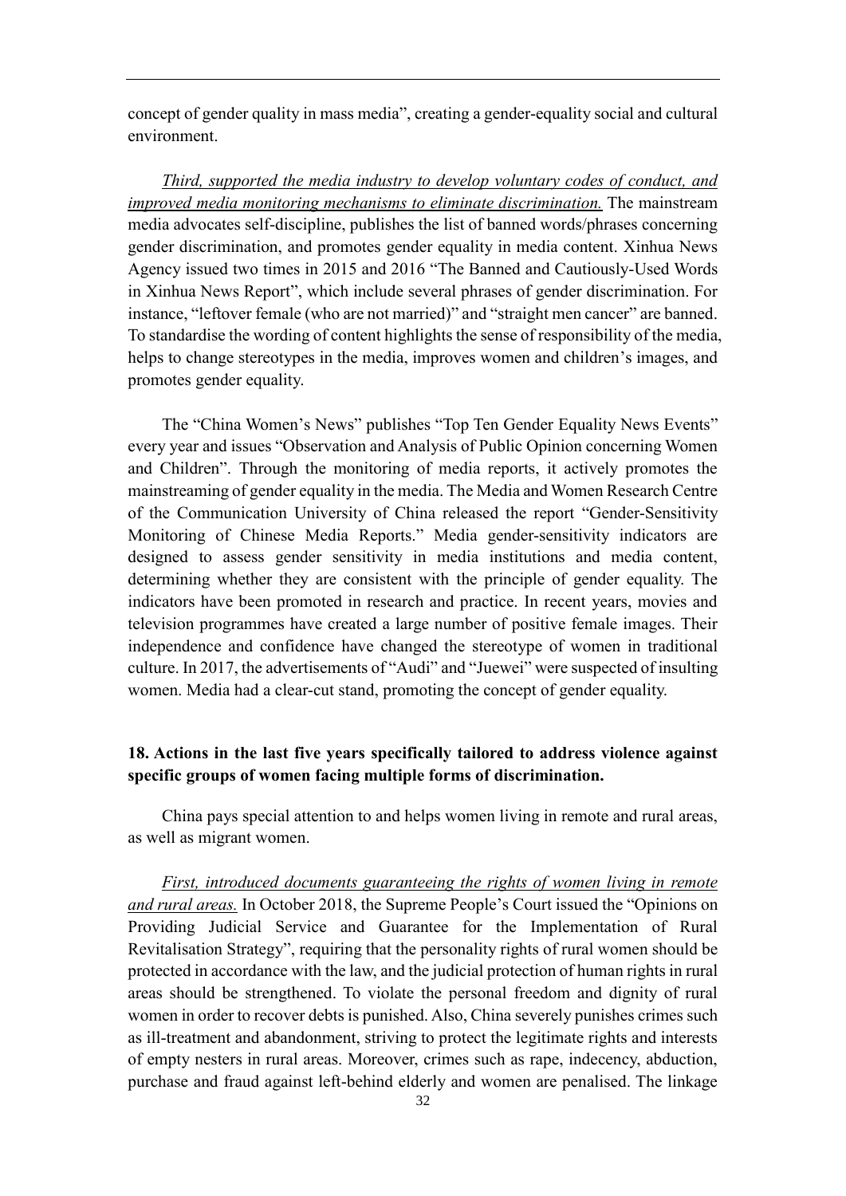concept of gender quality in mass media", creating a gender-equality social and cultural environment.

*Third, supported the media industry to develop voluntary codes of conduct, and improved media monitoring mechanisms to eliminate discrimination.* The mainstream media advocates self-discipline, publishes the list of banned words/phrases concerning gender discrimination, and promotes gender equality in media content. Xinhua News Agency issued two times in 2015 and 2016 "The Banned and Cautiously-Used Words in Xinhua News Report", which include several phrases of gender discrimination. For instance, "leftover female (who are not married)" and "straight men cancer" are banned. To standardise the wording of content highlights the sense of responsibility of the media, helps to change stereotypes in the media, improves women and children's images, and promotes gender equality.

The "China Women's News" publishes "Top Ten Gender Equality News Events" every year and issues "Observation and Analysis of Public Opinion concerning Women and Children". Through the monitoring of media reports, it actively promotes the mainstreaming of gender equality in the media. The Media and Women Research Centre of the Communication University of China released the report "Gender-Sensitivity Monitoring of Chinese Media Reports." Media gender-sensitivity indicators are designed to assess gender sensitivity in media institutions and media content, determining whether they are consistent with the principle of gender equality. The indicators have been promoted in research and practice. In recent years, movies and television programmes have created a large number of positive female images. Their independence and confidence have changed the stereotype of women in traditional culture. In 2017, the advertisements of "Audi" and "Juewei" were suspected of insulting women. Media had a clear-cut stand, promoting the concept of gender equality.

**18. Actions in the last five years specifically tailored to address violence against specific groups of women facing multiple forms of discrimination.**

China pays special attention to and helps women living in remote and rural areas, as well as migrant women.

*First, introduced documents guaranteeing the rights of women living in remote and rural areas.* In October 2018, the Supreme People's Court issued the "Opinions on Providing Judicial Service and Guarantee for the Implementation of Rural Revitalisation Strategy", requiring that the personality rights of rural women should be protected in accordance with the law, and the judicial protection of human rights in rural areas should be strengthened. To violate the personal freedom and dignity of rural women in order to recover debts is punished. Also, China severely punishes crimes such as ill-treatment and abandonment, striving to protect the legitimate rights and interests of empty nesters in rural areas. Moreover, crimes such as rape, indecency, abduction, purchase and fraud against left-behind elderly and women are penalised. The linkage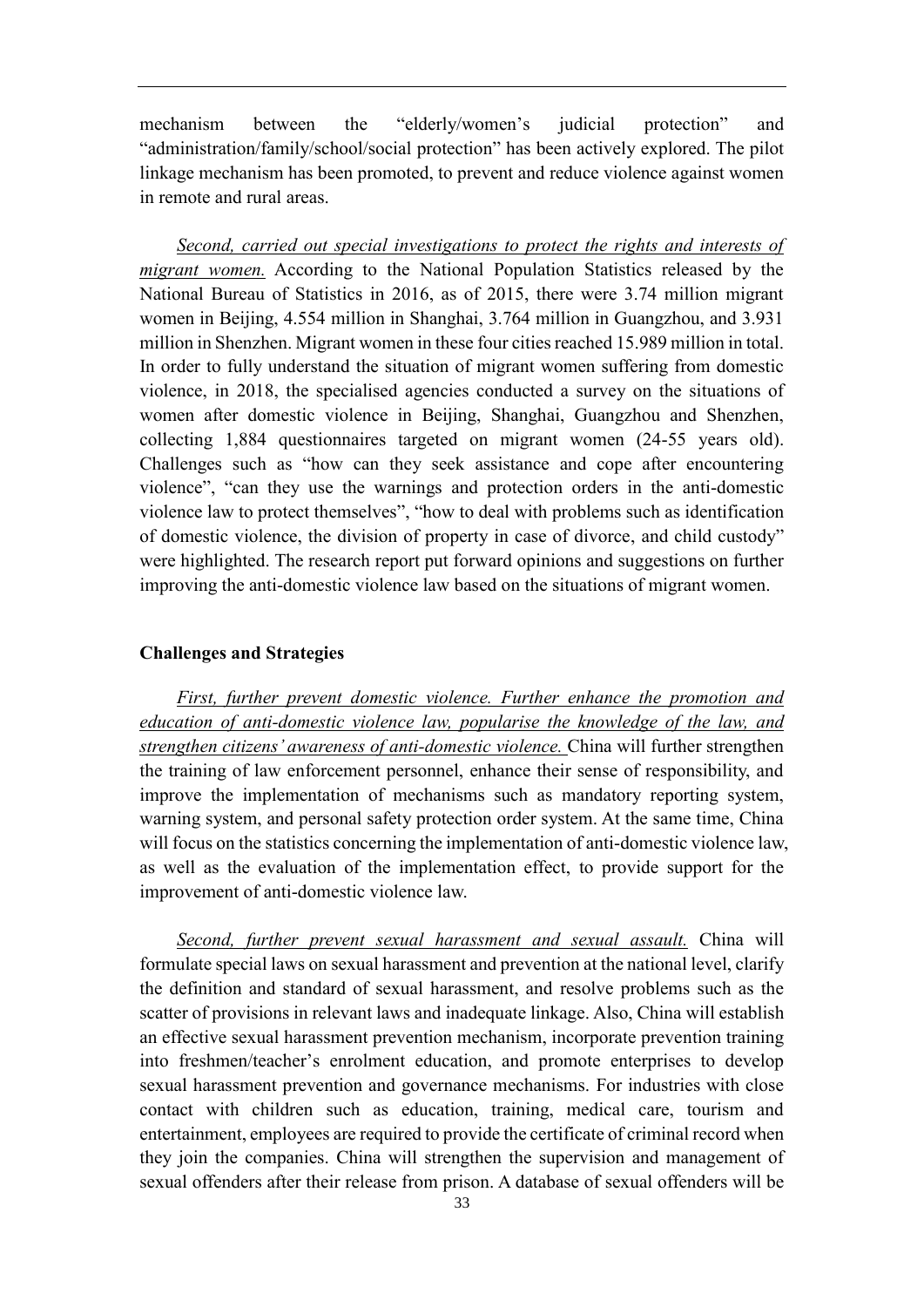mechanism between the "elderly/women's judicial protection" and "administration/family/school/social protection" has been actively explored. The pilot linkage mechanism has been promoted, to prevent and reduce violence against women in remote and rural areas.

*Second, carried out special investigations to protect the rights and interests of migrant women.* According to the National Population Statistics released by the National Bureau of Statistics in 2016, as of 2015, there were 3.74 million migrant women in Beijing, 4.554 million in Shanghai, 3.764 million in Guangzhou, and 3.931 million in Shenzhen. Migrant women in these four cities reached 15.989 million in total. In order to fully understand the situation of migrant women suffering from domestic violence, in 2018, the specialised agencies conducted a survey on the situations of women after domestic violence in Beijing, Shanghai, Guangzhou and Shenzhen, collecting 1,884 questionnaires targeted on migrant women (24-55 years old). Challenges such as "how can they seek assistance and cope after encountering violence", "can they use the warnings and protection orders in the anti-domestic violence law to protect themselves", "how to deal with problems such as identification of domestic violence, the division of property in case of divorce, and child custody" were highlighted. The research report put forward opinions and suggestions on further improving the anti-domestic violence law based on the situations of migrant women.

**Challenges and Strategies**

*First, further prevent domestic violence. Further enhance the promotion and education of anti-domestic violence law, popularise the knowledge of the law, and strengthen citizens' awareness of anti-domestic violence.* China will further strengthen the training of law enforcement personnel, enhance their sense of responsibility, and improve the implementation of mechanisms such as mandatory reporting system, warning system, and personal safety protection order system. At the same time, China will focus on the statistics concerning the implementation of anti-domestic violence law, as well as the evaluation of the implementation effect, to provide support for the improvement of anti-domestic violence law.

*Second, further prevent sexual harassment and sexual assault.* China will formulate special laws on sexual harassment and prevention at the national level, clarify the definition and standard of sexual harassment, and resolve problems such as the scatter of provisions in relevant laws and inadequate linkage. Also, China will establish an effective sexual harassment prevention mechanism, incorporate prevention training into freshmen/teacher's enrolment education, and promote enterprises to develop sexual harassment prevention and governance mechanisms. For industries with close contact with children such as education, training, medical care, tourism and entertainment, employees are required to provide the certificate of criminal record when they join the companies. China will strengthen the supervision and management of sexual offenders after their release from prison. A database of sexual offenders will be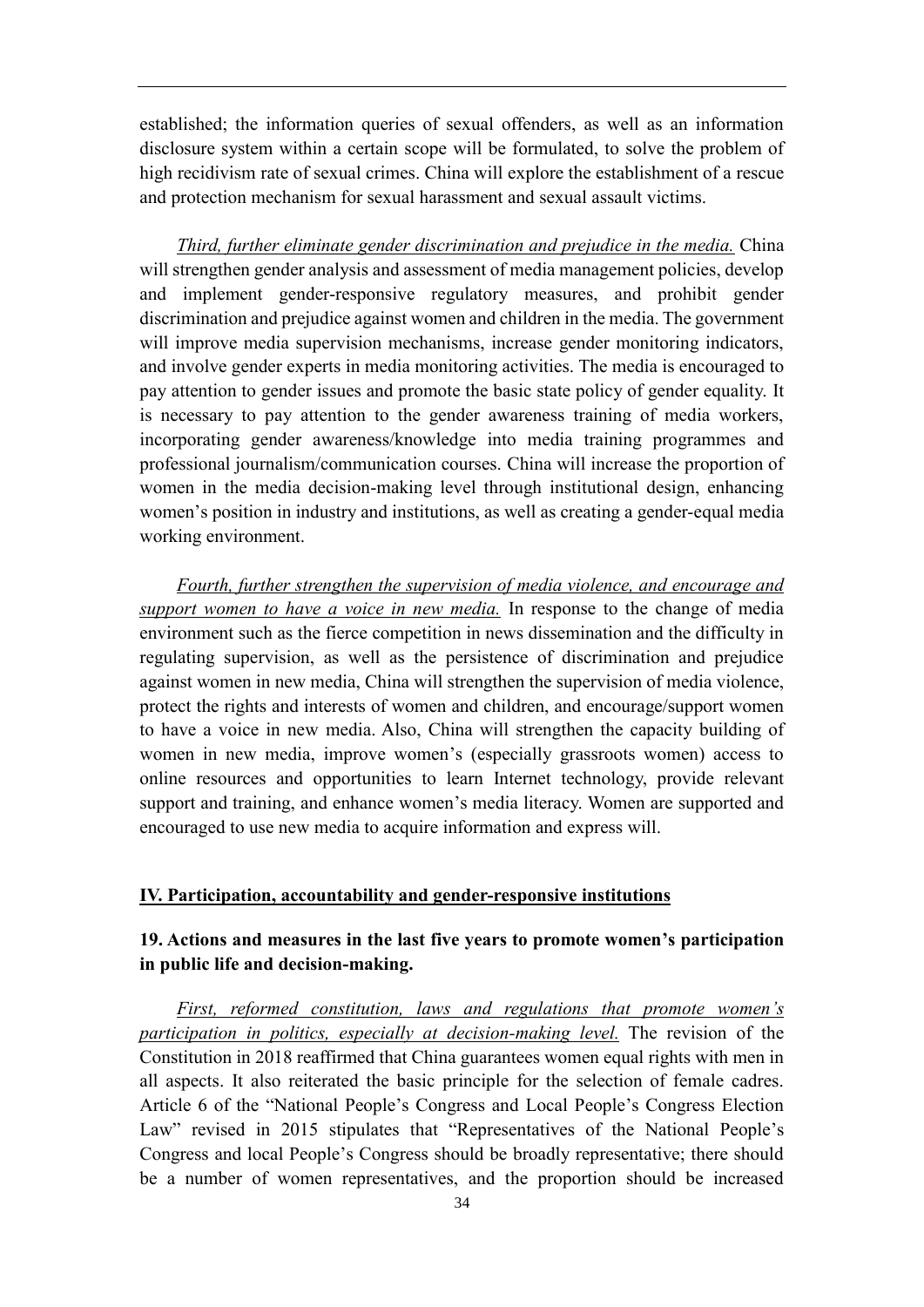established; the information queries of sexual offenders, as well as an information disclosure system within a certain scope will be formulated, to solve the problem of high recidivism rate of sexual crimes. China will explore the establishment of a rescue and protection mechanism for sexual harassment and sexual assault victims.

*Third, further eliminate gender discrimination and prejudice in the media.* China will strengthen gender analysis and assessment of media management policies, develop and implement gender-responsive regulatory measures, and prohibit gender discrimination and prejudice against women and children in the media. The government will improve media supervision mechanisms, increase gender monitoring indicators, and involve gender experts in media monitoring activities. The media is encouraged to pay attention to gender issues and promote the basic state policy of gender equality. It is necessary to pay attention to the gender awareness training of media workers, incorporating gender awareness/knowledge into media training programmes and professional journalism/communication courses. China will increase the proportion of women in the media decision-making level through institutional design, enhancing women's position in industry and institutions, as well as creating a gender-equal media working environment.

*Fourth, further strengthen the supervision of media violence, and encourage and support women to have a voice in new media.* In response to the change of media environment such as the fierce competition in news dissemination and the difficulty in regulating supervision, as well as the persistence of discrimination and prejudice against women in new media, China will strengthen the supervision of media violence, protect the rights and interests of women and children, and encourage/support women to have a voice in new media. Also, China will strengthen the capacity building of women in new media, improve women's (especially grassroots women) access to online resources and opportunities to learn Internet technology, provide relevant support and training, and enhance women's media literacy. Women are supported and encouraged to use new media to acquire information and express will.

## IV. Participation, accountability and gender-responsive institutions

### 19. Actions and measures in the last five years to promote women's participation in public life and decision-making.

*First, reformed constitution, laws and regulations that promote women's participation in politics, especially at decision-making level.* The revision of the Constitution in 2018 reaffirmed that China guarantees women equal rights with men in all aspects. It also reiterated the basic principle for the selection of female cadres. Article 6 of the "National People's Congress and Local People's Congress Election Law" revised in 2015 stipulates that "Representatives of the National People's Congress and local People's Congress should be broadly representative; there should be a number of women representatives, and the proportion should be increased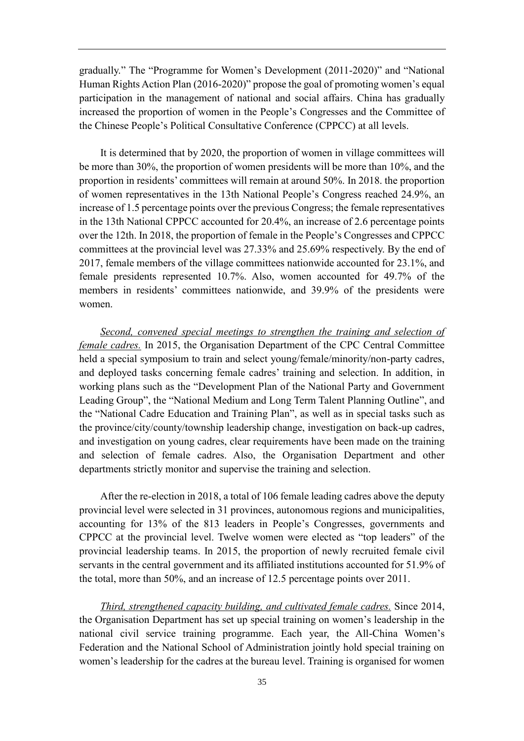gradually." The "Programme for Women's Development (2011-2020)" and "National Human Rights Action Plan (2016-2020)" propose the goal of promoting women's equal participation in the management of national and social affairs. China has gradually increased the proportion of women in the People's Congresses and the Committee of the Chinese People's Political Consultative Conference (CPPCC) at all levels.

It is determined that by 2020, the proportion of women in village committees will be more than 30%, the proportion of women presidents will be more than 10%, and the proportion in residents' committees will remain at around 50%. In 2018. the proportion of women representatives in the 13th National People's Congress reached 24.9%, an increase of 1.5 percentage points over the previous Congress; the female representatives in the 13th National CPPCC accounted for 20.4%, an increase of 2.6 percentage points over the 12th. In 2018, the proportion of female in the People's Congresses and CPPCC committees at the provincial level was 27.33% and 25.69% respectively. By the end of 2017, female members of the village committees nationwide accounted for 23.1%, and female presidents represented 10.7%. Also, women accounted for 49.7% of the members in residents' committees nationwide, and 39.9% of the presidents were women.

*Second, convened special meetings to strengthen the training and selection of female cadres.* In 2015, the Organisation Department of the CPC Central Committee held a special symposium to train and select young/female/minority/non-party cadres, and deployed tasks concerning female cadres' training and selection. In addition, in working plans such as the "Development Plan of the National Party and Government Leading Group", the "National Medium and Long Term Talent Planning Outline", and the "National Cadre Education and Training Plan", as well as in special tasks such as the province/city/county/township leadership change, investigation on back-up cadres, and investigation on young cadres, clear requirements have been made on the training and selection of female cadres. Also, the Organisation Department and other departments strictly monitor and supervise the training and selection.

After the re-election in 2018, a total of 106 female leading cadres above the deputy provincial level were selected in 31 provinces, autonomous regions and municipalities, accounting for 13% of the 813 leaders in People's Congresses, governments and CPPCC at the provincial level. Twelve women were elected as "top leaders" of the provincial leadership teams. In 2015, the proportion of newly recruited female civil servants in the central government and its affiliated institutions accounted for 51.9% of the total, more than 50%, and an increase of 12.5 percentage points over 2011.

*Third, strengthened capacity building, and cultivated female cadres.* Since 2014, the Organisation Department has set up special training on women's leadership in the national civil service training programme. Each year, the All-China Women's Federation and the National School of Administration jointly hold special training on women's leadership for the cadres at the bureau level. Training is organised for women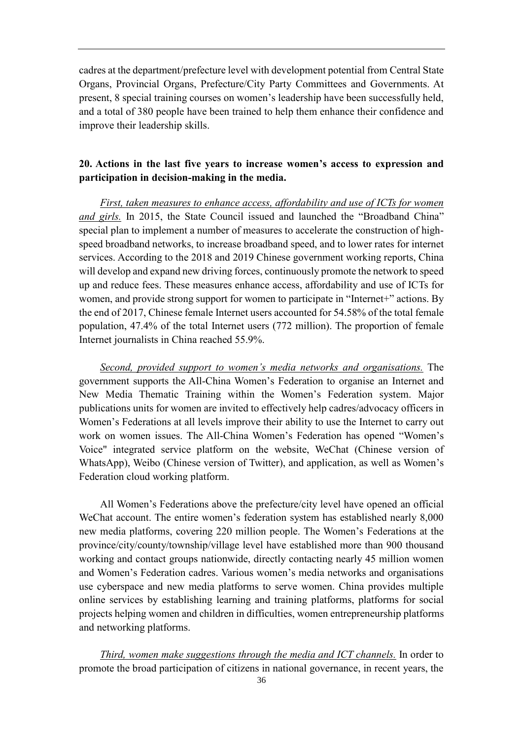cadres at the department/prefecture level with development potential from Central State Organs, Provincial Organs, Prefecture/City Party Committees and Governments. At present, 8 special training courses on women's leadership have been successfully held, and a total of 380 people have been trained to help them enhance their confidence and improve their leadership skills.

**20. Actions in the last five years to increase women's access to expression and participation in decision-making in the media.**

*First, taken measures to enhance access, affordability and use of ICTs for women and girls.* In 2015, the State Council issued and launched the "Broadband China" special plan to implement a number of measures to accelerate the construction of high-speed broadband networks, to increase broadband speed, and to lower rates for internet services. According to the 2018 and 2019 Chinese government working reports, China will develop and expand new driving forces, continuously promote the network to speed up and reduce fees. These measures enhance access, affordability and use of ICTs for women, and provide strong support for women to participate in "Internet+" actions. By the end of 2017, Chinese female Internet users accounted for 54.58% of the total female population, 47.4% of the total Internet users (772 million). The proportion of female Internet journalists in China reached 55.9%.

*Second, provided support to women's media networks and organisations.* The government supports the All-China Women's Federation to organise an Internet and New Media Thematic Training within the Women's Federation system. Major publications units for women are invited to effectively help cadres/advocacy officers in Women's Federations at all levels improve their ability to use the Internet to carry out work on women issues. The All-China Women's Federation has opened "Women's Voice" integrated service platform on the website, WeChat (Chinese version of WhatsApp), Weibo (Chinese version of Twitter), and application, as well as Women's Federation cloud working platform.

All Women's Federations above the prefecture/city level have opened an official WeChat account. The entire women's federation system has established nearly 8,000 new media platforms, covering 220 million people. The Women's Federations at the province/city/county/township/village level have established more than 900 thousand working and contact groups nationwide, directly contacting nearly 45 million women and Women's Federation cadres. Various women's media networks and organisations use cyberspace and new media platforms to serve women. China provides multiple online services by establishing learning and training platforms, platforms for social projects helping women and children in difficulties, women entrepreneurship platforms and networking platforms.

*Third, women make suggestions through the media and ICT channels.* In order to promote the broad participation of citizens in national governance, in recent years, the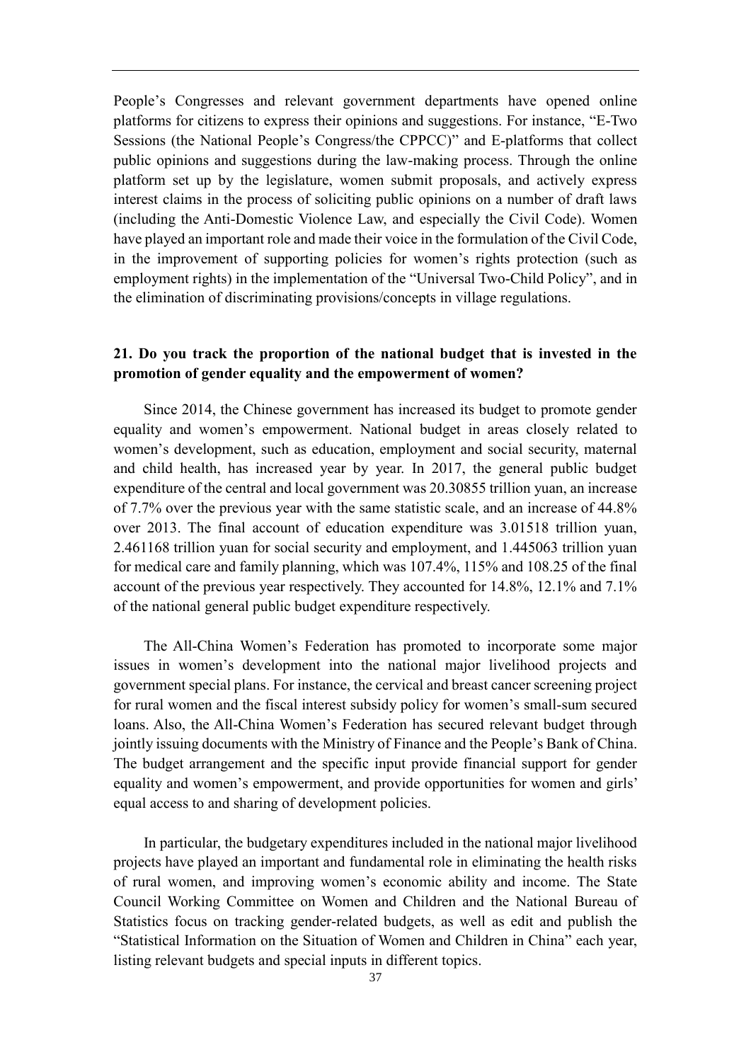People's Congresses and relevant government departments have opened online platforms for citizens to express their opinions and suggestions. For instance, "E-Two Sessions (the National People's Congress/the CPPCC)" and E-platforms that collect public opinions and suggestions during the law-making process. Through the online platform set up by the legislature, women submit proposals, and actively express interest claims in the process of soliciting public opinions on a number of draft laws (including the Anti-Domestic Violence Law, and especially the Civil Code). Women have played an important role and made their voice in the formulation of the Civil Code, in the improvement of supporting policies for women's rights protection (such as employment rights) in the implementation of the "Universal Two-Child Policy", and in the elimination of discriminating provisions/concepts in village regulations.

**21. Do you track the proportion of the national budget that is invested in the promotion of gender equality and the empowerment of women?**

Since 2014, the Chinese government has increased its budget to promote gender equality and women's empowerment. National budget in areas closely related to women's development, such as education, employment and social security, maternal and child health, has increased year by year. In 2017, the general public budget expenditure of the central and local government was 20.30855 trillion yuan, an increase of 7.7% over the previous year with the same statistic scale, and an increase of 44.8% over 2013. The final account of education expenditure was 3.01518 trillion yuan, 2.461168 trillion yuan for social security and employment, and 1.445063 trillion yuan for medical care and family planning, which was 107.4%, 115% and 108.25 of the final account of the previous year respectively. They accounted for 14.8%, 12.1% and 7.1% of the national general public budget expenditure respectively.

The All-China Women's Federation has promoted to incorporate some major issues in women's development into the national major livelihood projects and government special plans. For instance, the cervical and breast cancer screening project for rural women and the fiscal interest subsidy policy for women's small-sum secured loans. Also, the All-China Women's Federation has secured relevant budget through jointly issuing documents with the Ministry of Finance and the People's Bank of China. The budget arrangement and the specific input provide financial support for gender equality and women's empowerment, and provide opportunities for women and girls' equal access to and sharing of development policies.

In particular, the budgetary expenditures included in the national major livelihood projects have played an important and fundamental role in eliminating the health risks of rural women, and improving women's economic ability and income. The State Council Working Committee on Women and Children and the National Bureau of Statistics focus on tracking gender-related budgets, as well as edit and publish the "Statistical Information on the Situation of Women and Children in China" each year, listing relevant budgets and special inputs in different topics.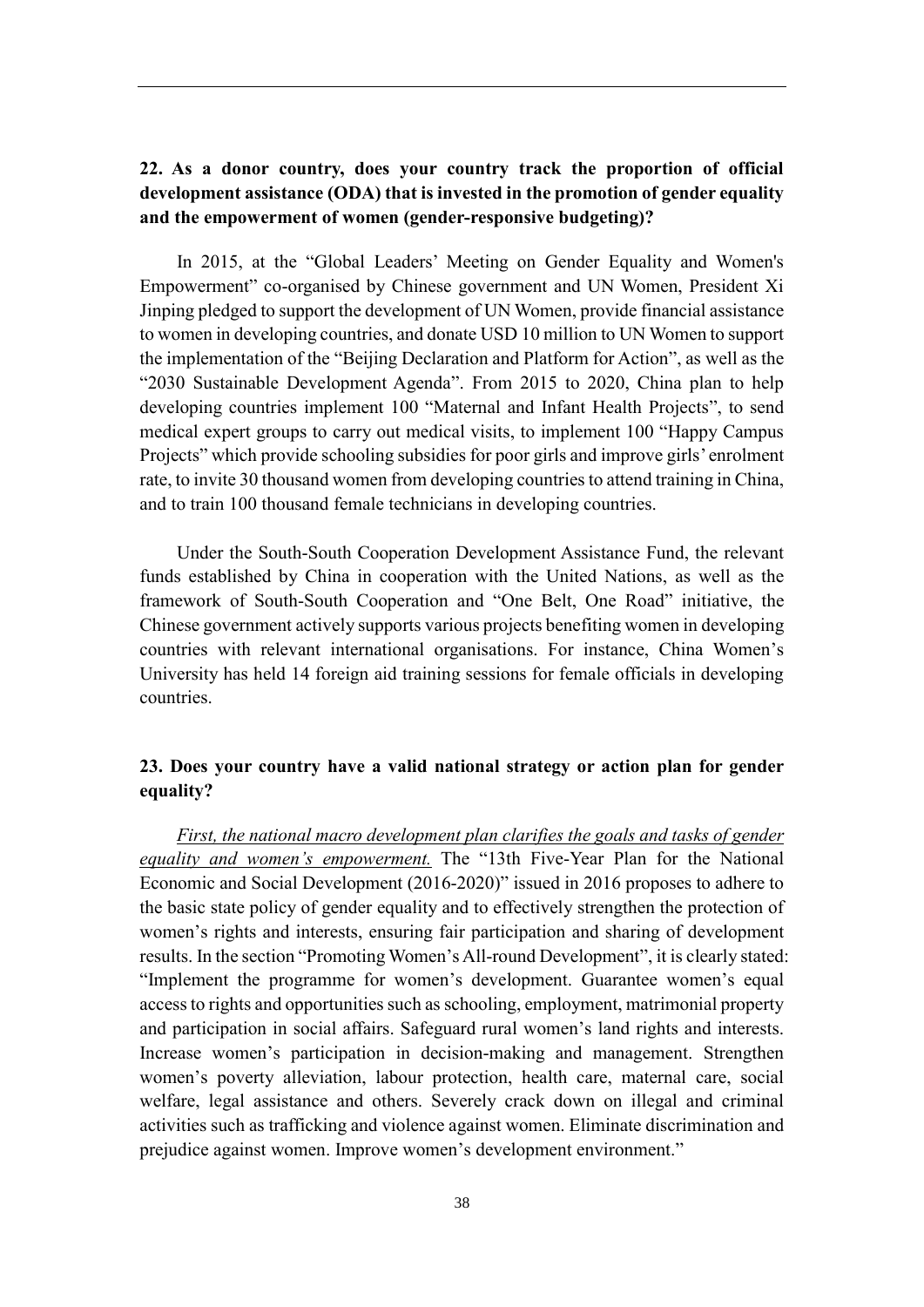**22. As a donor country, does your country track the proportion of official development assistance (ODA) that is invested in the promotion of gender equality and the empowerment of women (gender-responsive budgeting)?**

In 2015, at the "Global Leaders' Meeting on Gender Equality and Women's Empowerment" co-organised by Chinese government and UN Women, President Xi Jinping pledged to support the development of UN Women, provide financial assistance to women in developing countries, and donate USD 10 million to UN Women to support the implementation of the "Beijing Declaration and Platform for Action", as well as the "2030 Sustainable Development Agenda". From 2015 to 2020, China plan to help developing countries implement 100 "Maternal and Infant Health Projects", to send medical expert groups to carry out medical visits, to implement 100 "Happy Campus Projects" which provide schooling subsidies for poor girls and improve girls' enrolment rate, to invite 30 thousand women from developing countries to attend training in China, and to train 100 thousand female technicians in developing countries.

Under the South-South Cooperation Development Assistance Fund, the relevant funds established by China in cooperation with the United Nations, as well as the framework of South-South Cooperation and "One Belt, One Road" initiative, the Chinese government actively supports various projects benefiting women in developing countries with relevant international organisations. For instance, China Women's University has held 14 foreign aid training sessions for female officials in developing countries.

**23. Does your country have a valid national strategy or action plan for gender equality?**

*First, the national macro development plan clarifies the goals and tasks of gender equality and women's empowerment.* The "13th Five-Year Plan for the National Economic and Social Development (2016-2020)" issued in 2016 proposes to adhere to the basic state policy of gender equality and to effectively strengthen the protection of women's rights and interests, ensuring fair participation and sharing of development results. In the section "Promoting Women's All-round Development", it is clearly stated: "Implement the programme for women's development. Guarantee women's equal access to rights and opportunities such as schooling, employment, matrimonial property and participation in social affairs. Safeguard rural women's land rights and interests. Increase women's participation in decision-making and management. Strengthen women's poverty alleviation, labour protection, health care, maternal care, social welfare, legal assistance and others. Severely crack down on illegal and criminal activities such as trafficking and violence against women. Eliminate discrimination and prejudice against women. Improve women's development environment."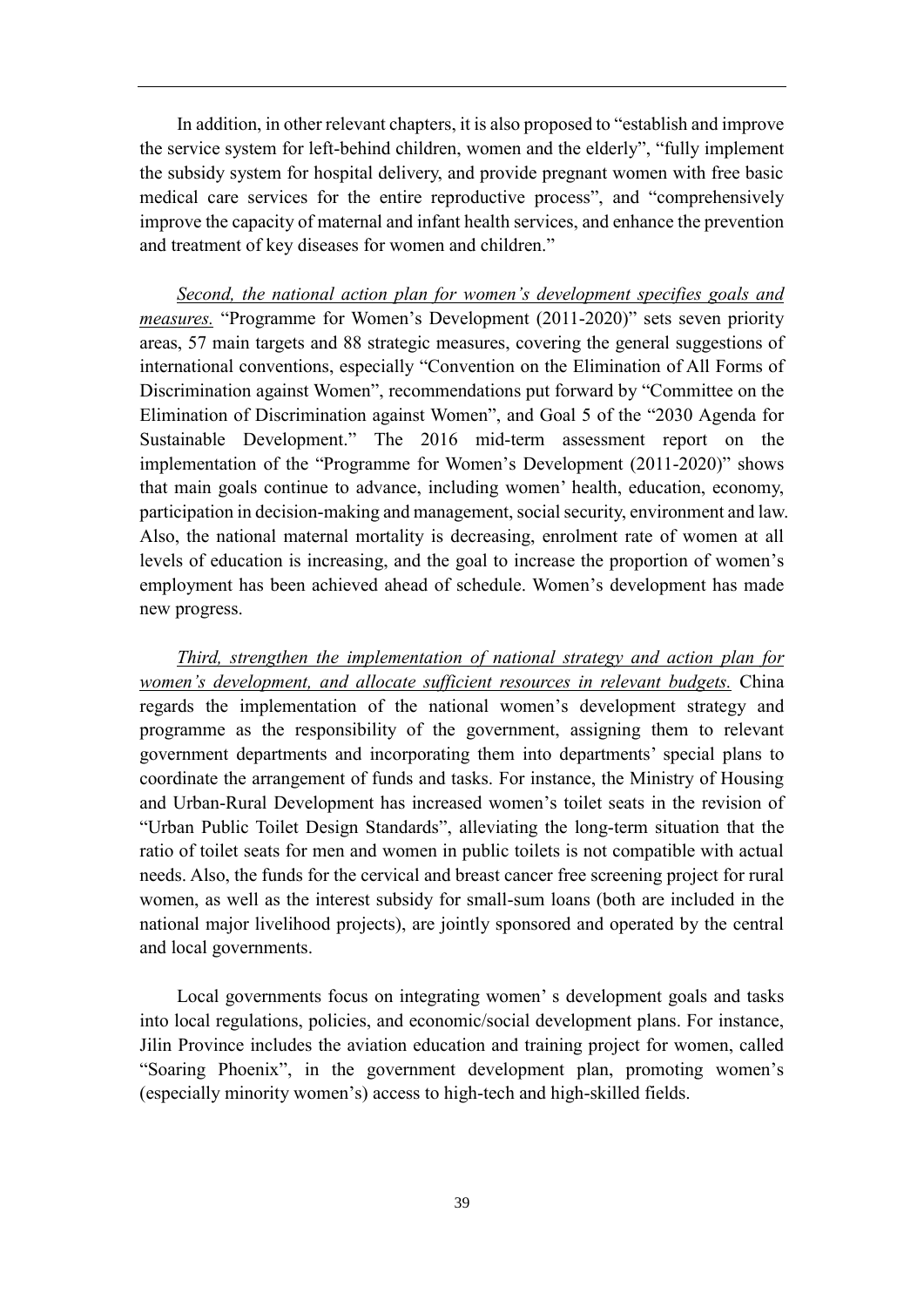In addition, in other relevant chapters, it is also proposed to "establish and improve the service system for left-behind children, women and the elderly", "fully implement the subsidy system for hospital delivery, and provide pregnant women with free basic medical care services for the entire reproductive process", and "comprehensively improve the capacity of maternal and infant health services, and enhance the prevention and treatment of key diseases for women and children."

*Second, the national action plan for women's development specifies goals and measures.* "Programme for Women's Development (2011-2020)" sets seven priority areas, 57 main targets and 88 strategic measures, covering the general suggestions of international conventions, especially "Convention on the Elimination of All Forms of Discrimination against Women", recommendations put forward by "Committee on the Elimination of Discrimination against Women", and Goal 5 of the "2030 Agenda for Sustainable Development." The 2016 mid-term assessment report on the implementation of the "Programme for Women's Development (2011-2020)" shows that main goals continue to advance, including women' health, education, economy, participation in decision-making and management, social security, environment and law. Also, the national maternal mortality is decreasing, enrolment rate of women at all levels of education is increasing, and the goal to increase the proportion of women's employment has been achieved ahead of schedule. Women's development has made new progress.

*Third, strengthen the implementation of national strategy and action plan for women's development, and allocate sufficient resources in relevant budgets.* China regards the implementation of the national women's development strategy and programme as the responsibility of the government, assigning them to relevant government departments and incorporating them into departments' special plans to coordinate the arrangement of funds and tasks. For instance, the Ministry of Housing and Urban-Rural Development has increased women's toilet seats in the revision of "Urban Public Toilet Design Standards", alleviating the long-term situation that the ratio of toilet seats for men and women in public toilets is not compatible with actual needs. Also, the funds for the cervical and breast cancer free screening project for rural women, as well as the interest subsidy for small-sum loans (both are included in the national major livelihood projects), are jointly sponsored and operated by the central and local governments.

Local governments focus on integrating women' s development goals and tasks into local regulations, policies, and economic/social development plans. For instance, Jilin Province includes the aviation education and training project for women, called "Soaring Phoenix", in the government development plan, promoting women's (especially minority women's) access to high-tech and high-skilled fields.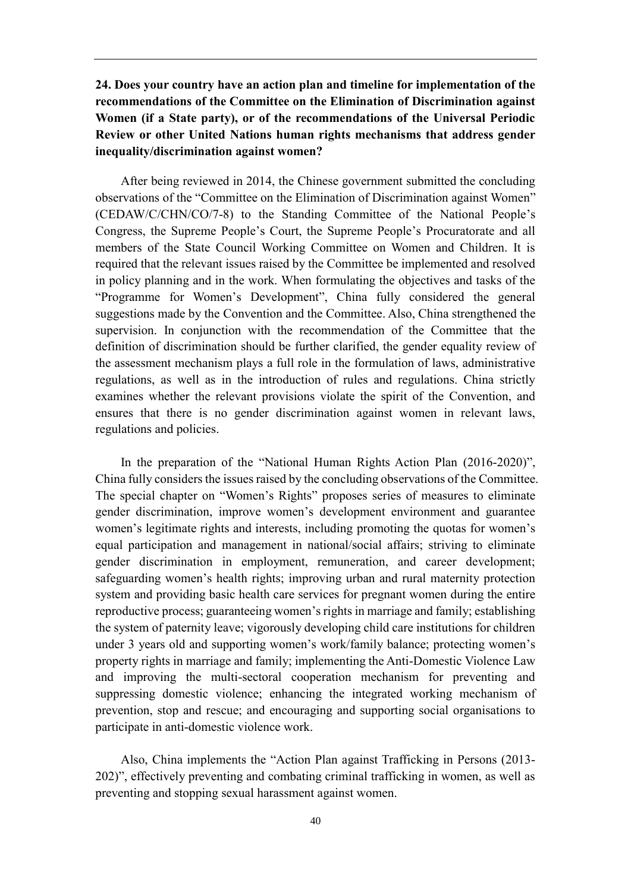**24. Does your country have an action plan and timeline for implementation of the recommendations of the Committee on the Elimination of Discrimination against Women (if a State party), or of the recommendations of the Universal Periodic Review or other United Nations human rights mechanisms that address gender inequality/discrimination against women?**

After being reviewed in 2014, the Chinese government submitted the concluding observations of the "Committee on the Elimination of Discrimination against Women" (CEDAW/C/CHN/CO/7-8) to the Standing Committee of the National People's Congress, the Supreme People's Court, the Supreme People's Procuratorate and all members of the State Council Working Committee on Women and Children. It is required that the relevant issues raised by the Committee be implemented and resolved in policy planning and in the work. When formulating the objectives and tasks of the "Programme for Women's Development", China fully considered the general suggestions made by the Convention and the Committee. Also, China strengthened the supervision. In conjunction with the recommendation of the Committee that the definition of discrimination should be further clarified, the gender equality review of the assessment mechanism plays a full role in the formulation of laws, administrative regulations, as well as in the introduction of rules and regulations. China strictly examines whether the relevant provisions violate the spirit of the Convention, and ensures that there is no gender discrimination against women in relevant laws, regulations and policies.

In the preparation of the "National Human Rights Action Plan (2016-2020)", China fully considers the issues raised by the concluding observations of the Committee. The special chapter on "Women's Rights" proposes series of measures to eliminate gender discrimination, improve women's development environment and guarantee women's legitimate rights and interests, including promoting the quotas for women's equal participation and management in national/social affairs; striving to eliminate gender discrimination in employment, remuneration, and career development; safeguarding women's health rights; improving urban and rural maternity protection system and providing basic health care services for pregnant women during the entire reproductive process; guaranteeing women's rights in marriage and family; establishing the system of paternity leave; vigorously developing child care institutions for children under 3 years old and supporting women's work/family balance; protecting women's property rights in marriage and family; implementing the Anti-Domestic Violence Law and improving the multi-sectoral cooperation mechanism for preventing and suppressing domestic violence; enhancing the integrated working mechanism of prevention, stop and rescue; and encouraging and supporting social organisations to participate in anti-domestic violence work.

Also, China implements the "Action Plan against Trafficking in Persons (2013-202)", effectively preventing and combating criminal trafficking in women, as well as preventing and stopping sexual harassment against women.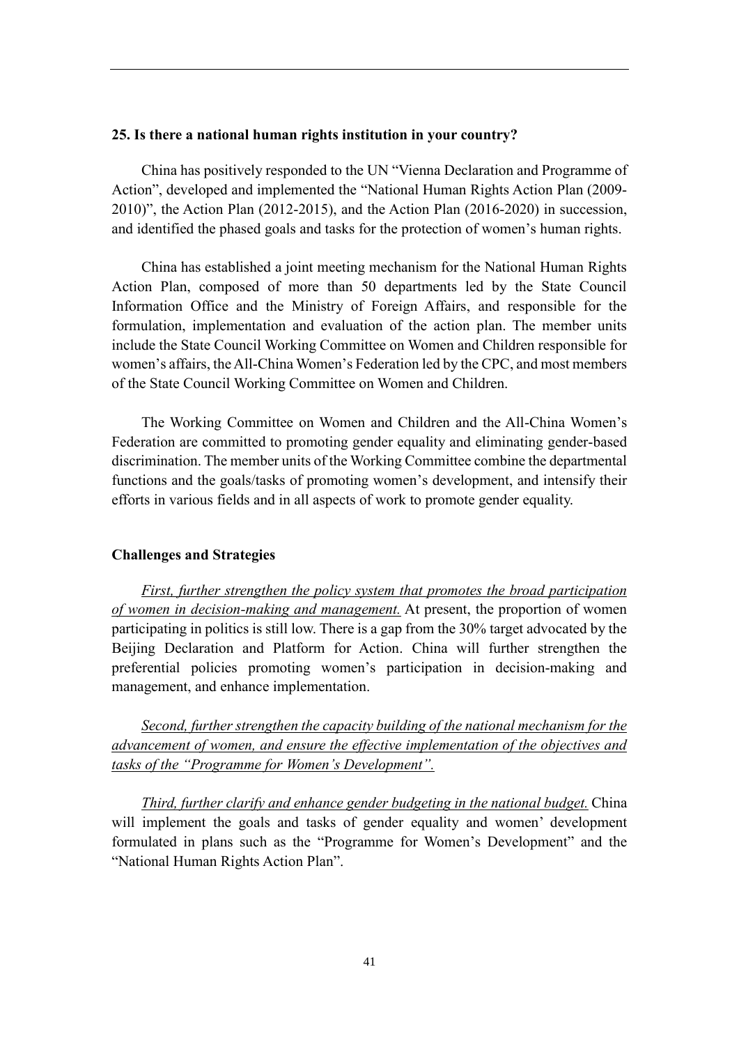**25. Is there a national human rights institution in your country?**

China has positively responded to the UN "Vienna Declaration and Programme of Action", developed and implemented the "National Human Rights Action Plan (2009-2010)", the Action Plan (2012-2015), and the Action Plan (2016-2020) in succession, and identified the phased goals and tasks for the protection of women's human rights.

China has established a joint meeting mechanism for the National Human Rights Action Plan, composed of more than 50 departments led by the State Council Information Office and the Ministry of Foreign Affairs, and responsible for the formulation, implementation and evaluation of the action plan. The member units include the State Council Working Committee on Women and Children responsible for women's affairs, the All-China Women's Federation led by the CPC, and most members of the State Council Working Committee on Women and Children.

The Working Committee on Women and Children and the All-China Women's Federation are committed to promoting gender equality and eliminating gender-based discrimination. The member units of the Working Committee combine the departmental functions and the goals/tasks of promoting women's development, and intensify their efforts in various fields and in all aspects of work to promote gender equality.

**Challenges and Strategies**

*First, further strengthen the policy system that promotes the broad participation of women in decision-making and management.* At present, the proportion of women participating in politics is still low. There is a gap from the 30% target advocated by the Beijing Declaration and Platform for Action. China will further strengthen the preferential policies promoting women's participation in decision-making and management, and enhance implementation.

*Second, further strengthen the capacity building of the national mechanism for the advancement of women, and ensure the effective implementation of the objectives and tasks of the "Programme for Women's Development".*

*Third, further clarify and enhance gender budgeting in the national budget.* China will implement the goals and tasks of gender equality and women' development formulated in plans such as the "Programme for Women's Development" and the "National Human Rights Action Plan".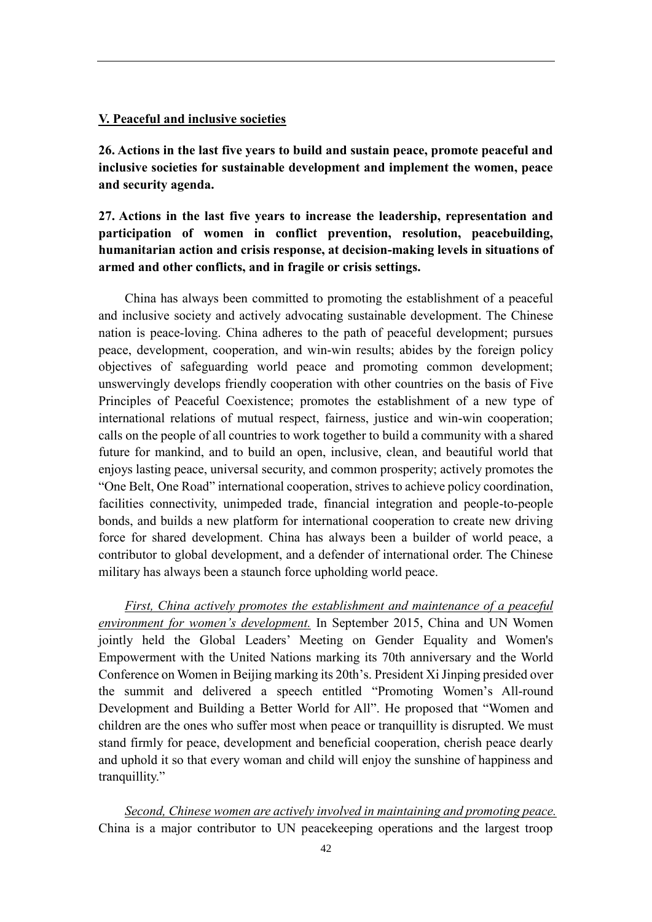**V. Peaceful and inclusive societies**

**26. Actions in the last five years to build and sustain peace, promote peaceful and inclusive societies for sustainable development and implement the women, peace and security agenda.**

**27. Actions in the last five years to increase the leadership, representation and participation of women in conflict prevention, resolution, peacebuilding, humanitarian action and crisis response, at decision-making levels in situations of armed and other conflicts, and in fragile or crisis settings.**

China has always been committed to promoting the establishment of a peaceful and inclusive society and actively advocating sustainable development. The Chinese nation is peace-loving. China adheres to the path of peaceful development; pursues peace, development, cooperation, and win-win results; abides by the foreign policy objectives of safeguarding world peace and promoting common development; unswervingly develops friendly cooperation with other countries on the basis of Five Principles of Peaceful Coexistence; promotes the establishment of a new type of international relations of mutual respect, fairness, justice and win-win cooperation; calls on the people of all countries to work together to build a community with a shared future for mankind, and to build an open, inclusive, clean, and beautiful world that enjoys lasting peace, universal security, and common prosperity; actively promotes the "One Belt, One Road" international cooperation, strives to achieve policy coordination, facilities connectivity, unimpeded trade, financial integration and people-to-people bonds, and builds a new platform for international cooperation to create new driving force for shared development. China has always been a builder of world peace, a contributor to global development, and a defender of international order. The Chinese military has always been a staunch force upholding world peace.

*First, China actively promotes the establishment and maintenance of a peaceful environment for women's development.* In September 2015, China and UN Women jointly held the Global Leaders' Meeting on Gender Equality and Women's Empowerment with the United Nations marking its 70th anniversary and the World Conference on Women in Beijing marking its 20th's. President Xi Jinping presided over the summit and delivered a speech entitled "Promoting Women's All-round Development and Building a Better World for All". He proposed that "Women and children are the ones who suffer most when peace or tranquillity is disrupted. We must stand firmly for peace, development and beneficial cooperation, cherish peace dearly and uphold it so that every woman and child will enjoy the sunshine of happiness and tranquillity."

*Second, Chinese women are actively involved in maintaining and promoting peace.* China is a major contributor to UN peacekeeping operations and the largest troop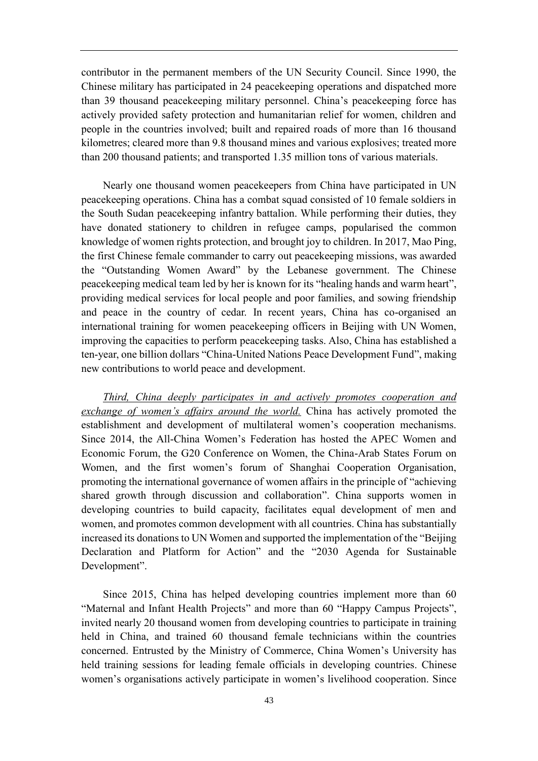contributor in the permanent members of the UN Security Council. Since 1990, the Chinese military has participated in 24 peacekeeping operations and dispatched more than 39 thousand peacekeeping military personnel. China's peacekeeping force has actively provided safety protection and humanitarian relief for women, children and people in the countries involved; built and repaired roads of more than 16 thousand kilometres; cleared more than 9.8 thousand mines and various explosives; treated more than 200 thousand patients; and transported 1.35 million tons of various materials.

Nearly one thousand women peacekeepers from China have participated in UN peacekeeping operations. China has a combat squad consisted of 10 female soldiers in the South Sudan peacekeeping infantry battalion. While performing their duties, they have donated stationery to children in refugee camps, popularised the common knowledge of women rights protection, and brought joy to children. In 2017, Mao Ping, the first Chinese female commander to carry out peacekeeping missions, was awarded the "Outstanding Women Award" by the Lebanese government. The Chinese peacekeeping medical team led by her is known for its "healing hands and warm heart", providing medical services for local people and poor families, and sowing friendship and peace in the country of cedar. In recent years, China has co-organised an international training for women peacekeeping officers in Beijing with UN Women, improving the capacities to perform peacekeeping tasks. Also, China has established a ten-year, one billion dollars "China-United Nations Peace Development Fund", making new contributions to world peace and development.

*Third, China deeply participates in and actively promotes cooperation and exchange of women's affairs around the world.* China has actively promoted the establishment and development of multilateral women's cooperation mechanisms. Since 2014, the All-China Women's Federation has hosted the APEC Women and Economic Forum, the G20 Conference on Women, the China-Arab States Forum on Women, and the first women's forum of Shanghai Cooperation Organisation, promoting the international governance of women affairs in the principle of "achieving shared growth through discussion and collaboration". China supports women in developing countries to build capacity, facilitates equal development of men and women, and promotes common development with all countries. China has substantially increased its donations to UN Women and supported the implementation of the "Beijing Declaration and Platform for Action" and the "2030 Agenda for Sustainable Development".

Since 2015, China has helped developing countries implement more than 60 "Maternal and Infant Health Projects" and more than 60 "Happy Campus Projects", invited nearly 20 thousand women from developing countries to participate in training held in China, and trained 60 thousand female technicians within the countries concerned. Entrusted by the Ministry of Commerce, China Women's University has held training sessions for leading female officials in developing countries. Chinese women's organisations actively participate in women's livelihood cooperation. Since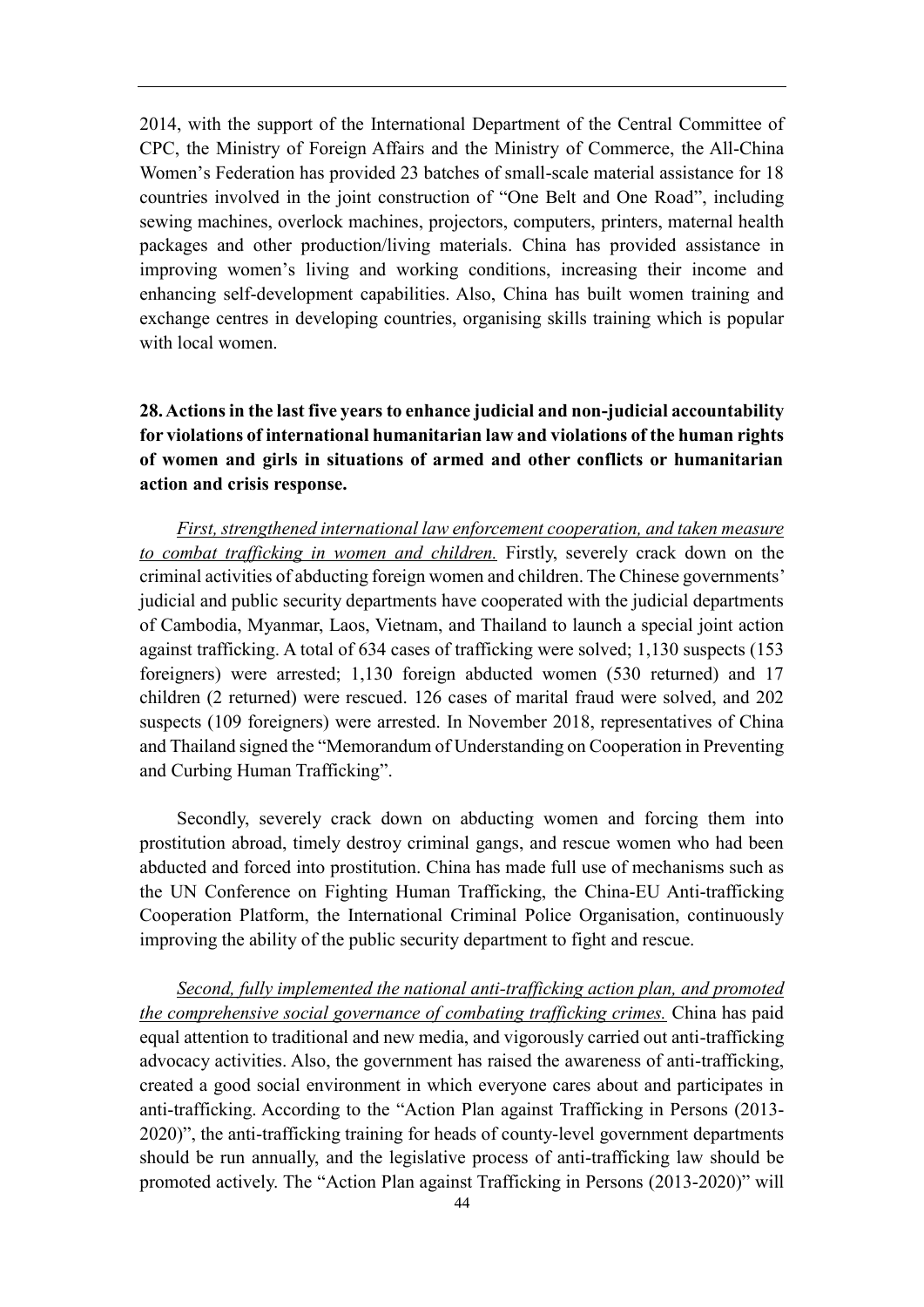2014, with the support of the International Department of the Central Committee of CPC, the Ministry of Foreign Affairs and the Ministry of Commerce, the All-China Women's Federation has provided 23 batches of small-scale material assistance for 18 countries involved in the joint construction of "One Belt and One Road", including sewing machines, overlock machines, projectors, computers, printers, maternal health packages and other production/living materials. China has provided assistance in improving women's living and working conditions, increasing their income and enhancing self-development capabilities. Also, China has built women training and exchange centres in developing countries, organising skills training which is popular with local women.

**28. Actions in the last five years to enhance judicial and non-judicial accountability for violations of international humanitarian law and violations of the human rights of women and girls in situations of armed and other conflicts or humanitarian action and crisis response.**

*First, strengthened international law enforcement cooperation, and taken measure to combat trafficking in women and children.* Firstly, severely crack down on the criminal activities of abducting foreign women and children. The Chinese governments' judicial and public security departments have cooperated with the judicial departments of Cambodia, Myanmar, Laos, Vietnam, and Thailand to launch a special joint action against trafficking. A total of 634 cases of trafficking were solved; 1,130 suspects (153 foreigners) were arrested; 1,130 foreign abducted women (530 returned) and 17 children (2 returned) were rescued. 126 cases of marital fraud were solved, and 202 suspects (109 foreigners) were arrested. In November 2018, representatives of China and Thailand signed the "Memorandum of Understanding on Cooperation in Preventing and Curbing Human Trafficking".

Secondly, severely crack down on abducting women and forcing them into prostitution abroad, timely destroy criminal gangs, and rescue women who had been abducted and forced into prostitution. China has made full use of mechanisms such as the UN Conference on Fighting Human Trafficking, the China-EU Anti-trafficking Cooperation Platform, the International Criminal Police Organisation, continuously improving the ability of the public security department to fight and rescue.

*Second, fully implemented the national anti-trafficking action plan, and promoted the comprehensive social governance of combating trafficking crimes.* China has paid equal attention to traditional and new media, and vigorously carried out anti-trafficking advocacy activities. Also, the government has raised the awareness of anti-trafficking, created a good social environment in which everyone cares about and participates in anti-trafficking. According to the "Action Plan against Trafficking in Persons (2013-2020)", the anti-trafficking training for heads of county-level government departments should be run annually, and the legislative process of anti-trafficking law should be promoted actively. The "Action Plan against Trafficking in Persons (2013-2020)" will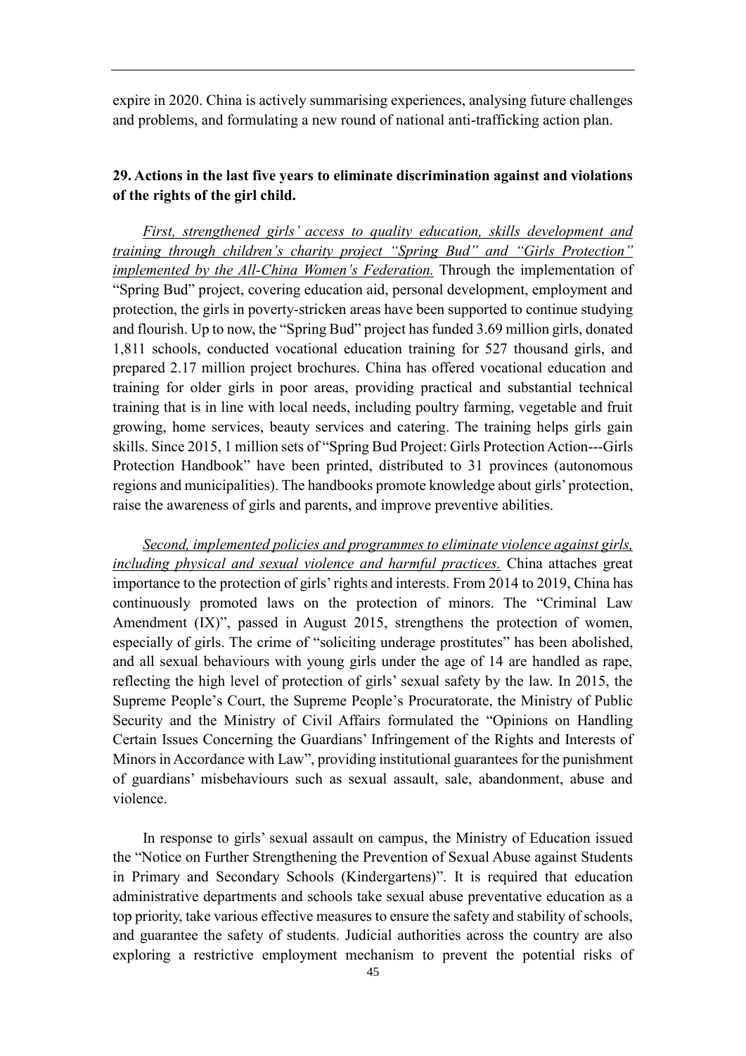expire in 2020. China is actively summarising experiences, analysing future challenges and problems, and formulating a new round of national anti-trafficking action plan.

**29. Actions in the last five years to eliminate discrimination against and violations of the rights of the girl child.**

*First, strengthened girls' access to quality education, skills development and training through children's charity project "Spring Bud" and "Girls Protection" implemented by the All-China Women's Federation.* Through the implementation of "Spring Bud" project, covering education aid, personal development, employment and protection, the girls in poverty-stricken areas have been supported to continue studying and flourish. Up to now, the "Spring Bud" project has funded 3.69 million girls, donated 1,811 schools, conducted vocational education training for 527 thousand girls, and prepared 2.17 million project brochures. China has offered vocational education and training for older girls in poor areas, providing practical and substantial technical training that is in line with local needs, including poultry farming, vegetable and fruit growing, home services, beauty services and catering. The training helps girls gain skills. Since 2015, 1 million sets of "Spring Bud Project: Girls Protection Action---Girls Protection Handbook" have been printed, distributed to 31 provinces (autonomous regions and municipalities). The handbooks promote knowledge about girls' protection, raise the awareness of girls and parents, and improve preventive abilities.

*Second, implemented policies and programmes to eliminate violence against girls, including physical and sexual violence and harmful practices.* China attaches great importance to the protection of girls' rights and interests. From 2014 to 2019, China has continuously promoted laws on the protection of minors. The "Criminal Law Amendment (IX)", passed in August 2015, strengthens the protection of women, especially of girls. The crime of "soliciting underage prostitutes" has been abolished, and all sexual behaviours with young girls under the age of 14 are handled as rape, reflecting the high level of protection of girls' sexual safety by the law. In 2015, the Supreme People's Court, the Supreme People's Procuratorate, the Ministry of Public Security and the Ministry of Civil Affairs formulated the "Opinions on Handling Certain Issues Concerning the Guardians' Infringement of the Rights and Interests of Minors in Accordance with Law", providing institutional guarantees for the punishment of guardians' misbehaviours such as sexual assault, sale, abandonment, abuse and violence.

In response to girls' sexual assault on campus, the Ministry of Education issued the "Notice on Further Strengthening the Prevention of Sexual Abuse against Students in Primary and Secondary Schools (Kindergartens)". It is required that education administrative departments and schools take sexual abuse preventative education as a top priority, take various effective measures to ensure the safety and stability of schools, and guarantee the safety of students. Judicial authorities across the country are also exploring a restrictive employment mechanism to prevent the potential risks of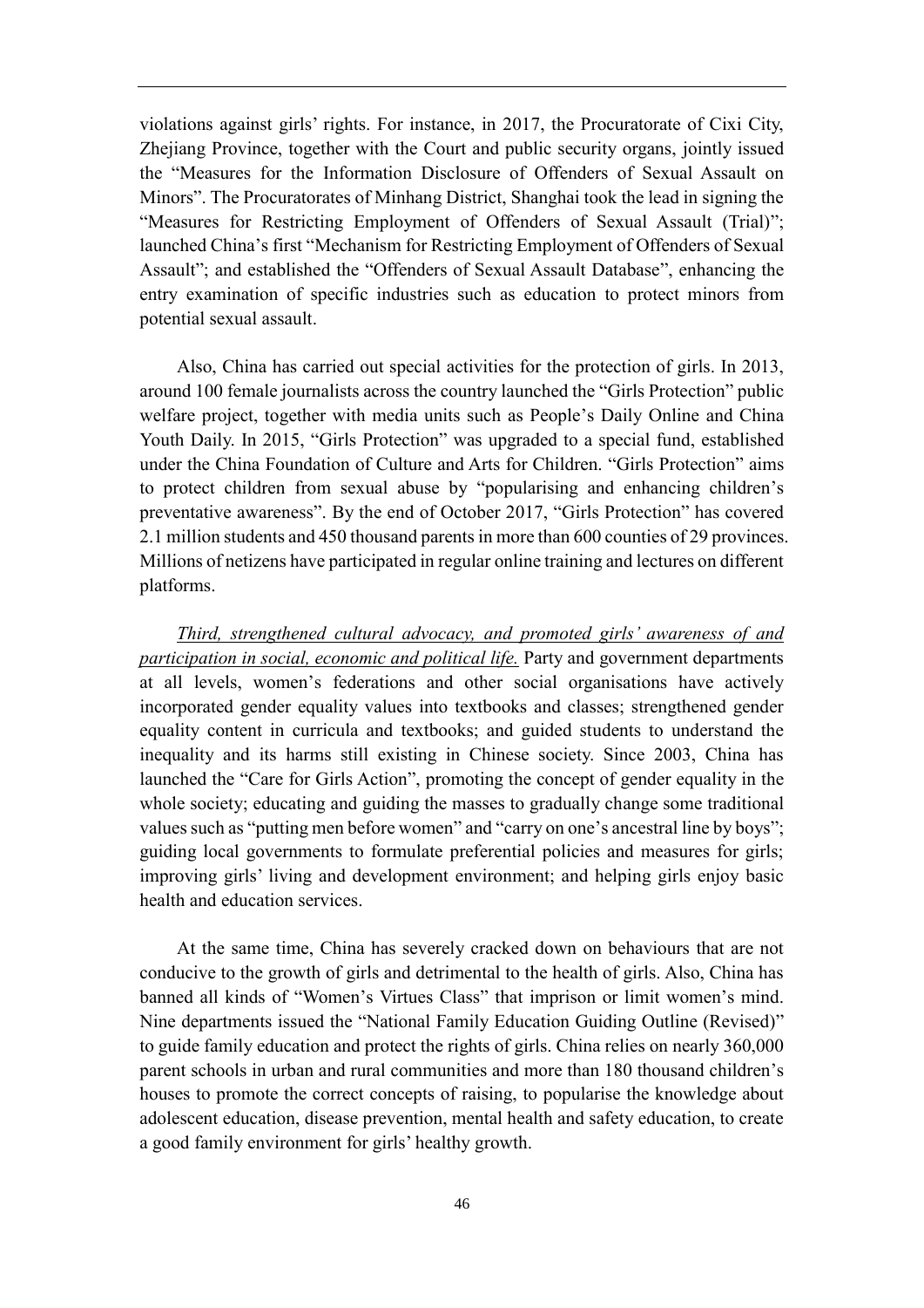violations against girls' rights. For instance, in 2017, the Procuratorate of Cixi City, Zhejiang Province, together with the Court and public security organs, jointly issued the "Measures for the Information Disclosure of Offenders of Sexual Assault on Minors". The Procuratorates of Minhang District, Shanghai took the lead in signing the "Measures for Restricting Employment of Offenders of Sexual Assault (Trial)"; launched China's first "Mechanism for Restricting Employment of Offenders of Sexual Assault"; and established the "Offenders of Sexual Assault Database", enhancing the entry examination of specific industries such as education to protect minors from potential sexual assault.

Also, China has carried out special activities for the protection of girls. In 2013, around 100 female journalists across the country launched the "Girls Protection" public welfare project, together with media units such as People's Daily Online and China Youth Daily. In 2015, "Girls Protection" was upgraded to a special fund, established under the China Foundation of Culture and Arts for Children. "Girls Protection" aims to protect children from sexual abuse by "popularising and enhancing children's preventative awareness". By the end of October 2017, "Girls Protection" has covered 2.1 million students and 450 thousand parents in more than 600 counties of 29 provinces. Millions of netizens have participated in regular online training and lectures on different platforms.

*Third, strengthened cultural advocacy, and promoted girls' awareness of and participation in social, economic and political life.* Party and government departments at all levels, women's federations and other social organisations have actively incorporated gender equality values into textbooks and classes; strengthened gender equality content in curricula and textbooks; and guided students to understand the inequality and its harms still existing in Chinese society. Since 2003, China has launched the "Care for Girls Action", promoting the concept of gender equality in the whole society; educating and guiding the masses to gradually change some traditional values such as "putting men before women" and "carry on one's ancestral line by boys"; guiding local governments to formulate preferential policies and measures for girls; improving girls' living and development environment; and helping girls enjoy basic health and education services.

At the same time, China has severely cracked down on behaviours that are not conducive to the growth of girls and detrimental to the health of girls. Also, China has banned all kinds of "Women's Virtues Class" that imprison or limit women's mind. Nine departments issued the "National Family Education Guiding Outline (Revised)" to guide family education and protect the rights of girls. China relies on nearly 360,000 parent schools in urban and rural communities and more than 180 thousand children's houses to promote the correct concepts of raising, to popularise the knowledge about adolescent education, disease prevention, mental health and safety education, to create a good family environment for girls' healthy growth.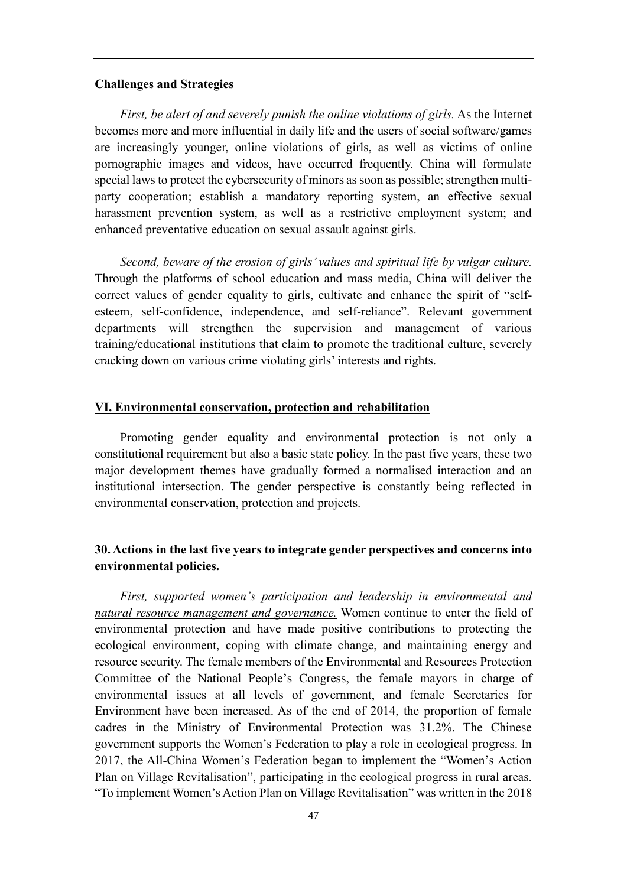**Challenges and Strategies**

*First, be alert of and severely punish the online violations of girls.* As the Internet becomes more and more influential in daily life and the users of social software/games are increasingly younger, online violations of girls, as well as victims of online pornographic images and videos, have occurred frequently. China will formulate special laws to protect the cybersecurity of minors as soon as possible; strengthen multi-party cooperation; establish a mandatory reporting system, an effective sexual harassment prevention system, as well as a restrictive employment system; and enhanced preventative education on sexual assault against girls.

*Second, beware of the erosion of girls' values and spiritual life by vulgar culture.* Through the platforms of school education and mass media, China will deliver the correct values of gender equality to girls, cultivate and enhance the spirit of "self-esteem, self-confidence, independence, and self-reliance". Relevant government departments will strengthen the supervision and management of various training/educational institutions that claim to promote the traditional culture, severely cracking down on various crime violating girls' interests and rights.

## VI. Environmental conservation, protection and rehabilitation

Promoting gender equality and environmental protection is not only a constitutional requirement but also a basic state policy. In the past five years, these two major development themes have gradually formed a normalised interaction and an institutional intersection. The gender perspective is constantly being reflected in environmental conservation, protection and projects.

### 30. Actions in the last five years to integrate gender perspectives and concerns into environmental policies.

*First, supported women's participation and leadership in environmental and natural resource management and governance.* Women continue to enter the field of environmental protection and have made positive contributions to protecting the ecological environment, coping with climate change, and maintaining energy and resource security. The female members of the Environmental and Resources Protection Committee of the National People's Congress, the female mayors in charge of environmental issues at all levels of government, and female Secretaries for Environment have been increased. As of the end of 2014, the proportion of female cadres in the Ministry of Environmental Protection was 31.2%. The Chinese government supports the Women's Federation to play a role in ecological progress. In 2017, the All-China Women's Federation began to implement the "Women's Action Plan on Village Revitalisation", participating in the ecological progress in rural areas. "To implement Women's Action Plan on Village Revitalisation" was written in the 2018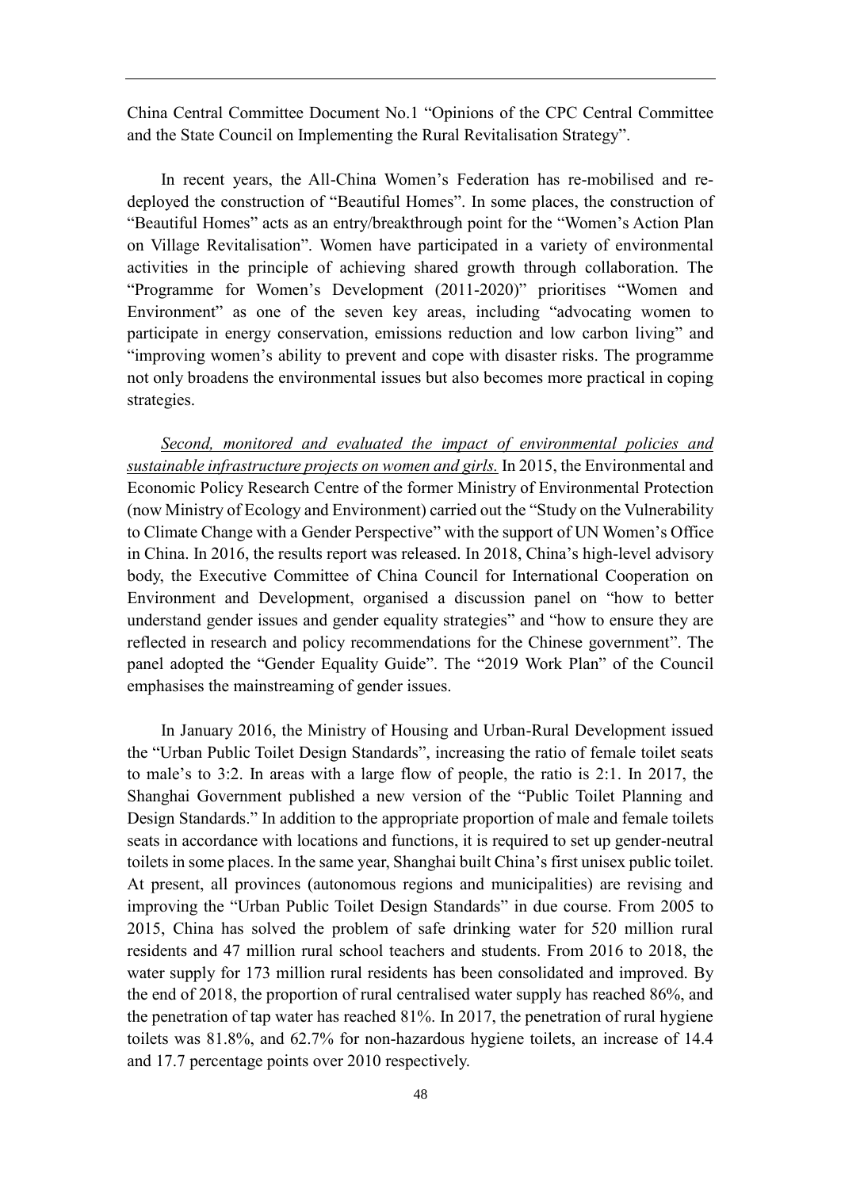China Central Committee Document No.1 "Opinions of the CPC Central Committee and the State Council on Implementing the Rural Revitalisation Strategy".

In recent years, the All-China Women's Federation has re-mobilised and re-deployed the construction of "Beautiful Homes". In some places, the construction of "Beautiful Homes" acts as an entry/breakthrough point for the "Women's Action Plan on Village Revitalisation". Women have participated in a variety of environmental activities in the principle of achieving shared growth through collaboration. The "Programme for Women's Development (2011-2020)" prioritises "Women and Environment" as one of the seven key areas, including "advocating women to participate in energy conservation, emissions reduction and low carbon living" and "improving women's ability to prevent and cope with disaster risks. The programme not only broadens the environmental issues but also becomes more practical in coping strategies.

*Second, monitored and evaluated the impact of environmental policies and sustainable infrastructure projects on women and girls.* In 2015, the Environmental and Economic Policy Research Centre of the former Ministry of Environmental Protection (now Ministry of Ecology and Environment) carried out the "Study on the Vulnerability to Climate Change with a Gender Perspective" with the support of UN Women's Office in China. In 2016, the results report was released. In 2018, China's high-level advisory body, the Executive Committee of China Council for International Cooperation on Environment and Development, organised a discussion panel on "how to better understand gender issues and gender equality strategies" and "how to ensure they are reflected in research and policy recommendations for the Chinese government". The panel adopted the "Gender Equality Guide". The "2019 Work Plan" of the Council emphasises the mainstreaming of gender issues.

In January 2016, the Ministry of Housing and Urban-Rural Development issued the "Urban Public Toilet Design Standards", increasing the ratio of female toilet seats to male's to 3:2. In areas with a large flow of people, the ratio is 2:1. In 2017, the Shanghai Government published a new version of the "Public Toilet Planning and Design Standards." In addition to the appropriate proportion of male and female toilets seats in accordance with locations and functions, it is required to set up gender-neutral toilets in some places. In the same year, Shanghai built China's first unisex public toilet. At present, all provinces (autonomous regions and municipalities) are revising and improving the "Urban Public Toilet Design Standards" in due course. From 2005 to 2015, China has solved the problem of safe drinking water for 520 million rural residents and 47 million rural school teachers and students. From 2016 to 2018, the water supply for 173 million rural residents has been consolidated and improved. By the end of 2018, the proportion of rural centralised water supply has reached 86%, and the penetration of tap water has reached 81%. In 2017, the penetration of rural hygiene toilets was 81.8%, and 62.7% for non-hazardous hygiene toilets, an increase of 14.4 and 17.7 percentage points over 2010 respectively.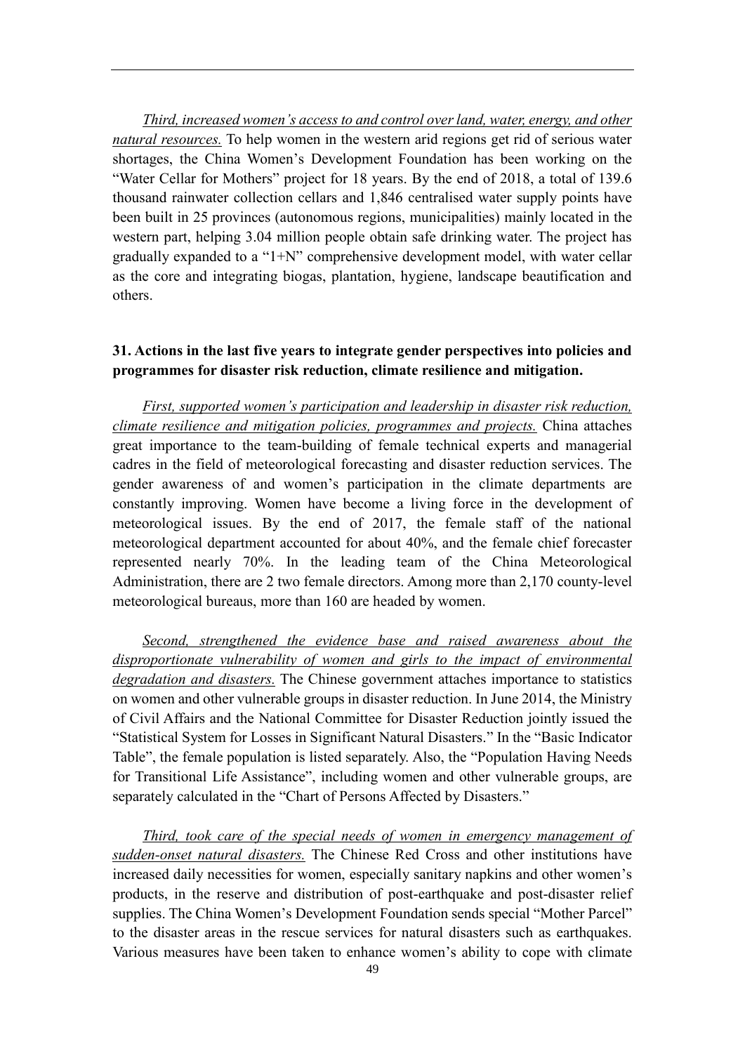*Third, increased women's access to and control over land, water, energy, and other natural resources.* To help women in the western arid regions get rid of serious water shortages, the China Women's Development Foundation has been working on the "Water Cellar for Mothers" project for 18 years. By the end of 2018, a total of 139.6 thousand rainwater collection cellars and 1,846 centralised water supply points have been built in 25 provinces (autonomous regions, municipalities) mainly located in the western part, helping 3.04 million people obtain safe drinking water. The project has gradually expanded to a "1+N" comprehensive development model, with water cellar as the core and integrating biogas, plantation, hygiene, landscape beautification and others.

**31. Actions in the last five years to integrate gender perspectives into policies and programmes for disaster risk reduction, climate resilience and mitigation.**

*First, supported women's participation and leadership in disaster risk reduction, climate resilience and mitigation policies, programmes and projects.* China attaches great importance to the team-building of female technical experts and managerial cadres in the field of meteorological forecasting and disaster reduction services. The gender awareness of and women's participation in the climate departments are constantly improving. Women have become a living force in the development of meteorological issues. By the end of 2017, the female staff of the national meteorological department accounted for about 40%, and the female chief forecaster represented nearly 70%. In the leading team of the China Meteorological Administration, there are 2 two female directors. Among more than 2,170 county-level meteorological bureaus, more than 160 are headed by women.

*Second, strengthened the evidence base and raised awareness about the disproportionate vulnerability of women and girls to the impact of environmental degradation and disasters.* The Chinese government attaches importance to statistics on women and other vulnerable groups in disaster reduction. In June 2014, the Ministry of Civil Affairs and the National Committee for Disaster Reduction jointly issued the "Statistical System for Losses in Significant Natural Disasters." In the "Basic Indicator Table", the female population is listed separately. Also, the "Population Having Needs for Transitional Life Assistance", including women and other vulnerable groups, are separately calculated in the "Chart of Persons Affected by Disasters."

*Third, took care of the special needs of women in emergency management of sudden-onset natural disasters.* The Chinese Red Cross and other institutions have increased daily necessities for women, especially sanitary napkins and other women's products, in the reserve and distribution of post-earthquake and post-disaster relief supplies. The China Women's Development Foundation sends special "Mother Parcel" to the disaster areas in the rescue services for natural disasters such as earthquakes. Various measures have been taken to enhance women's ability to cope with climate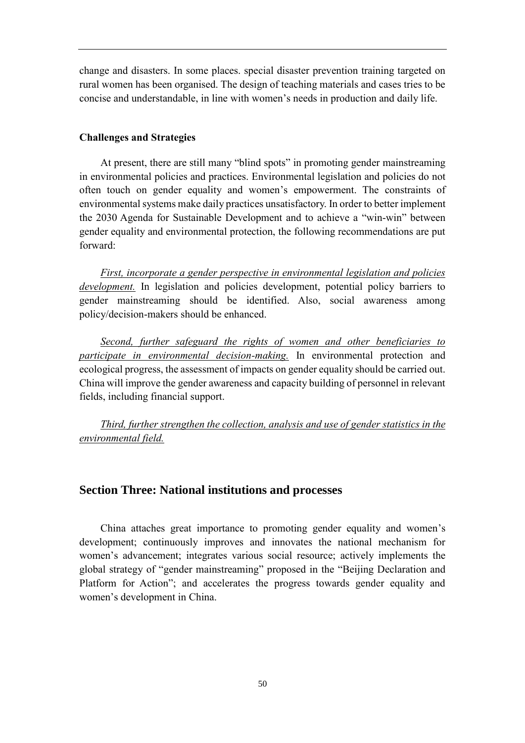change and disasters. In some places. special disaster prevention training targeted on rural women has been organised. The design of teaching materials and cases tries to be concise and understandable, in line with women's needs in production and daily life.

**Challenges and Strategies**

At present, there are still many "blind spots" in promoting gender mainstreaming in environmental policies and practices. Environmental legislation and policies do not often touch on gender equality and women's empowerment. The constraints of environmental systems make daily practices unsatisfactory. In order to better implement the 2030 Agenda for Sustainable Development and to achieve a "win-win" between gender equality and environmental protection, the following recommendations are put forward:

*First, incorporate a gender perspective in environmental legislation and policies development.* In legislation and policies development, potential policy barriers to gender mainstreaming should be identified. Also, social awareness among policy/decision-makers should be enhanced.

*Second, further safeguard the rights of women and other beneficiaries to participate in environmental decision-making.* In environmental protection and ecological progress, the assessment of impacts on gender equality should be carried out. China will improve the gender awareness and capacity building of personnel in relevant fields, including financial support.

*Third, further strengthen the collection, analysis and use of gender statistics in the environmental field.*

## Section Three: National institutions and processes

China attaches great importance to promoting gender equality and women's development; continuously improves and innovates the national mechanism for women's advancement; integrates various social resource; actively implements the global strategy of "gender mainstreaming" proposed in the "Beijing Declaration and Platform for Action"; and accelerates the progress towards gender equality and women's development in China.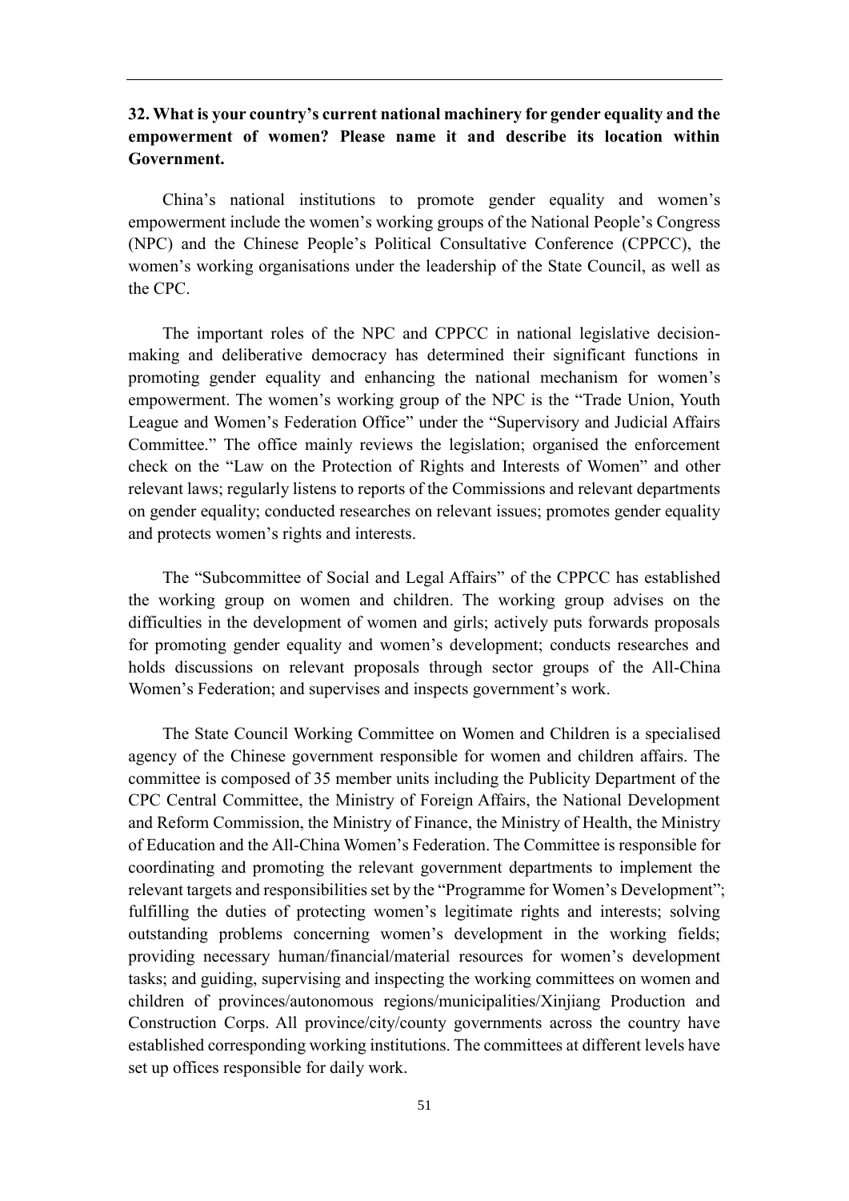**32. What is your country's current national machinery for gender equality and the empowerment of women? Please name it and describe its location within Government.**

China's national institutions to promote gender equality and women's empowerment include the women's working groups of the National People's Congress (NPC) and the Chinese People's Political Consultative Conference (CPPCC), the women's working organisations under the leadership of the State Council, as well as the CPC.

The important roles of the NPC and CPPCC in national legislative decision-making and deliberative democracy has determined their significant functions in promoting gender equality and enhancing the national mechanism for women's empowerment. The women's working group of the NPC is the "Trade Union, Youth League and Women's Federation Office" under the "Supervisory and Judicial Affairs Committee." The office mainly reviews the legislation; organised the enforcement check on the "Law on the Protection of Rights and Interests of Women" and other relevant laws; regularly listens to reports of the Commissions and relevant departments on gender equality; conducted researches on relevant issues; promotes gender equality and protects women's rights and interests.

The "Subcommittee of Social and Legal Affairs" of the CPPCC has established the working group on women and children. The working group advises on the difficulties in the development of women and girls; actively puts forwards proposals for promoting gender equality and women's development; conducts researches and holds discussions on relevant proposals through sector groups of the All-China Women's Federation; and supervises and inspects government's work.

The State Council Working Committee on Women and Children is a specialised agency of the Chinese government responsible for women and children affairs. The committee is composed of 35 member units including the Publicity Department of the CPC Central Committee, the Ministry of Foreign Affairs, the National Development and Reform Commission, the Ministry of Finance, the Ministry of Health, the Ministry of Education and the All-China Women's Federation. The Committee is responsible for coordinating and promoting the relevant government departments to implement the relevant targets and responsibilities set by the "Programme for Women's Development"; fulfilling the duties of protecting women's legitimate rights and interests; solving outstanding problems concerning women's development in the working fields; providing necessary human/financial/material resources for women's development tasks; and guiding, supervising and inspecting the working committees on women and children of provinces/autonomous regions/municipalities/Xinjiang Production and Construction Corps. All province/city/county governments across the country have established corresponding working institutions. The committees at different levels have set up offices responsible for daily work.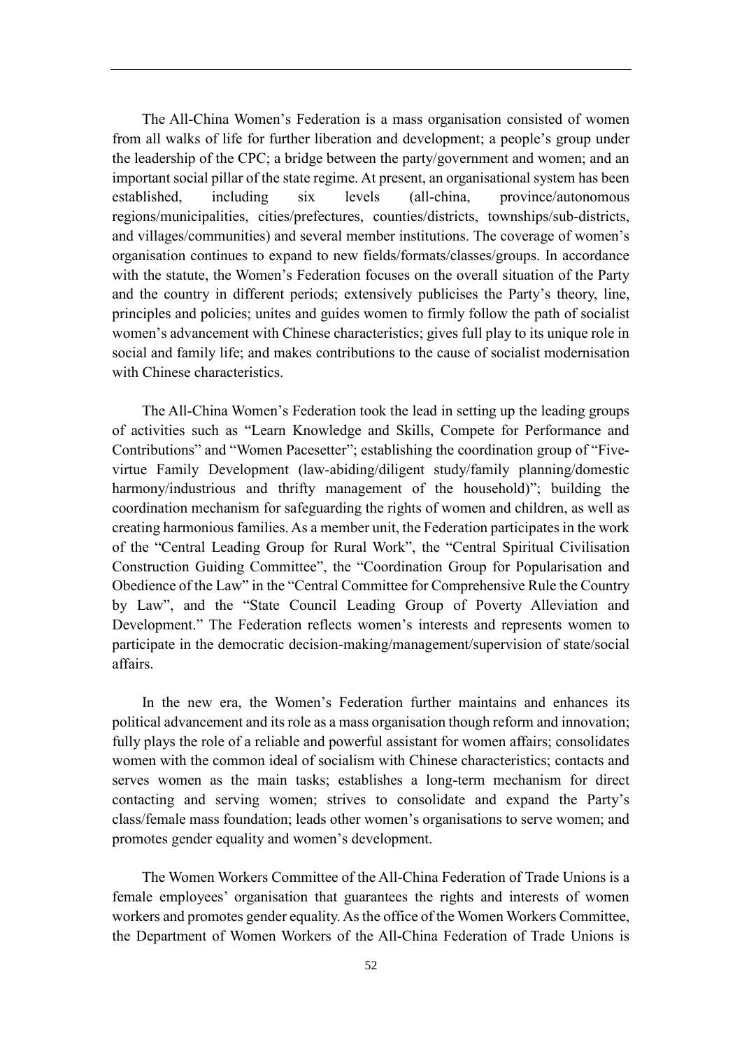The All-China Women's Federation is a mass organisation consisted of women from all walks of life for further liberation and development; a people's group under the leadership of the CPC; a bridge between the party/government and women; and an important social pillar of the state regime. At present, an organisational system has been established, including six levels (all-china, province/autonomous regions/municipalities, cities/prefectures, counties/districts, townships/sub-districts, and villages/communities) and several member institutions. The coverage of women's organisation continues to expand to new fields/formats/classes/groups. In accordance with the statute, the Women's Federation focuses on the overall situation of the Party and the country in different periods; extensively publicises the Party's theory, line, principles and policies; unites and guides women to firmly follow the path of socialist women's advancement with Chinese characteristics; gives full play to its unique role in social and family life; and makes contributions to the cause of socialist modernisation with Chinese characteristics.

The All-China Women's Federation took the lead in setting up the leading groups of activities such as "Learn Knowledge and Skills, Compete for Performance and Contributions" and "Women Pacesetter"; establishing the coordination group of "Five-virtue Family Development (law-abiding/diligent study/family planning/domestic harmony/industrious and thrifty management of the household)"; building the coordination mechanism for safeguarding the rights of women and children, as well as creating harmonious families. As a member unit, the Federation participates in the work of the "Central Leading Group for Rural Work", the "Central Spiritual Civilisation Construction Guiding Committee", the "Coordination Group for Popularisation and Obedience of the Law" in the "Central Committee for Comprehensive Rule the Country by Law", and the "State Council Leading Group of Poverty Alleviation and Development." The Federation reflects women's interests and represents women to participate in the democratic decision-making/management/supervision of state/social affairs.

In the new era, the Women's Federation further maintains and enhances its political advancement and its role as a mass organisation though reform and innovation; fully plays the role of a reliable and powerful assistant for women affairs; consolidates women with the common ideal of socialism with Chinese characteristics; contacts and serves women as the main tasks; establishes a long-term mechanism for direct contacting and serving women; strives to consolidate and expand the Party's class/female mass foundation; leads other women's organisations to serve women; and promotes gender equality and women's development.

The Women Workers Committee of the All-China Federation of Trade Unions is a female employees' organisation that guarantees the rights and interests of women workers and promotes gender equality. As the office of the Women Workers Committee, the Department of Women Workers of the All-China Federation of Trade Unions is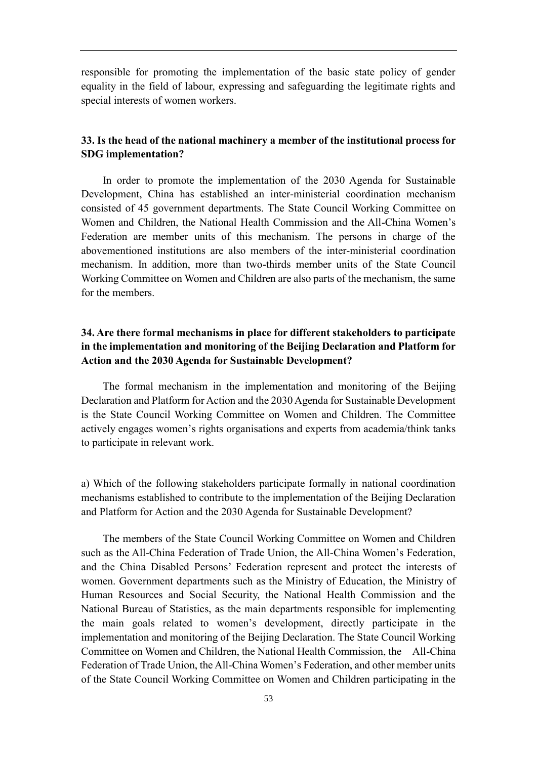responsible for promoting the implementation of the basic state policy of gender equality in the field of labour, expressing and safeguarding the legitimate rights and special interests of women workers.

**33. Is the head of the national machinery a member of the institutional process for SDG implementation?**

In order to promote the implementation of the 2030 Agenda for Sustainable Development, China has established an inter-ministerial coordination mechanism consisted of 45 government departments. The State Council Working Committee on Women and Children, the National Health Commission and the All-China Women's Federation are member units of this mechanism. The persons in charge of the abovementioned institutions are also members of the inter-ministerial coordination mechanism. In addition, more than two-thirds member units of the State Council Working Committee on Women and Children are also parts of the mechanism, the same for the members.

**34. Are there formal mechanisms in place for different stakeholders to participate in the implementation and monitoring of the Beijing Declaration and Platform for Action and the 2030 Agenda for Sustainable Development?**

The formal mechanism in the implementation and monitoring of the Beijing Declaration and Platform for Action and the 2030 Agenda for Sustainable Development is the State Council Working Committee on Women and Children. The Committee actively engages women's rights organisations and experts from academia/think tanks to participate in relevant work.

a) Which of the following stakeholders participate formally in national coordination mechanisms established to contribute to the implementation of the Beijing Declaration and Platform for Action and the 2030 Agenda for Sustainable Development?

The members of the State Council Working Committee on Women and Children such as the All-China Federation of Trade Union, the All-China Women's Federation, and the China Disabled Persons' Federation represent and protect the interests of women. Government departments such as the Ministry of Education, the Ministry of Human Resources and Social Security, the National Health Commission and the National Bureau of Statistics, as the main departments responsible for implementing the main goals related to women's development, directly participate in the implementation and monitoring of the Beijing Declaration. The State Council Working Committee on Women and Children, the National Health Commission, the All-China Federation of Trade Union, the All-China Women's Federation, and other member units of the State Council Working Committee on Women and Children participating in the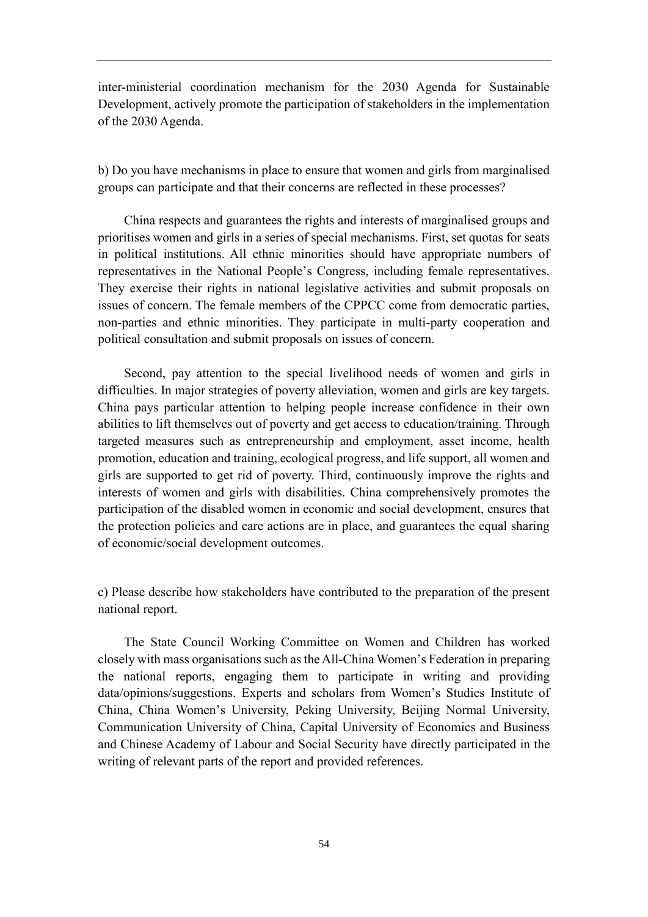inter-ministerial coordination mechanism for the 2030 Agenda for Sustainable Development, actively promote the participation of stakeholders in the implementation of the 2030 Agenda.

b) Do you have mechanisms in place to ensure that women and girls from marginalised groups can participate and that their concerns are reflected in these processes?

China respects and guarantees the rights and interests of marginalised groups and prioritises women and girls in a series of special mechanisms. First, set quotas for seats in political institutions. All ethnic minorities should have appropriate numbers of representatives in the National People's Congress, including female representatives. They exercise their rights in national legislative activities and submit proposals on issues of concern. The female members of the CPPCC come from democratic parties, non-parties and ethnic minorities. They participate in multi-party cooperation and political consultation and submit proposals on issues of concern.

Second, pay attention to the special livelihood needs of women and girls in difficulties. In major strategies of poverty alleviation, women and girls are key targets. China pays particular attention to helping people increase confidence in their own abilities to lift themselves out of poverty and get access to education/training. Through targeted measures such as entrepreneurship and employment, asset income, health promotion, education and training, ecological progress, and life support, all women and girls are supported to get rid of poverty. Third, continuously improve the rights and interests of women and girls with disabilities. China comprehensively promotes the participation of the disabled women in economic and social development, ensures that the protection policies and care actions are in place, and guarantees the equal sharing of economic/social development outcomes.

c) Please describe how stakeholders have contributed to the preparation of the present national report.

The State Council Working Committee on Women and Children has worked closely with mass organisations such as the All-China Women's Federation in preparing the national reports, engaging them to participate in writing and providing data/opinions/suggestions. Experts and scholars from Women's Studies Institute of China, China Women's University, Peking University, Beijing Normal University, Communication University of China, Capital University of Economics and Business and Chinese Academy of Labour and Social Security have directly participated in the writing of relevant parts of the report and provided references.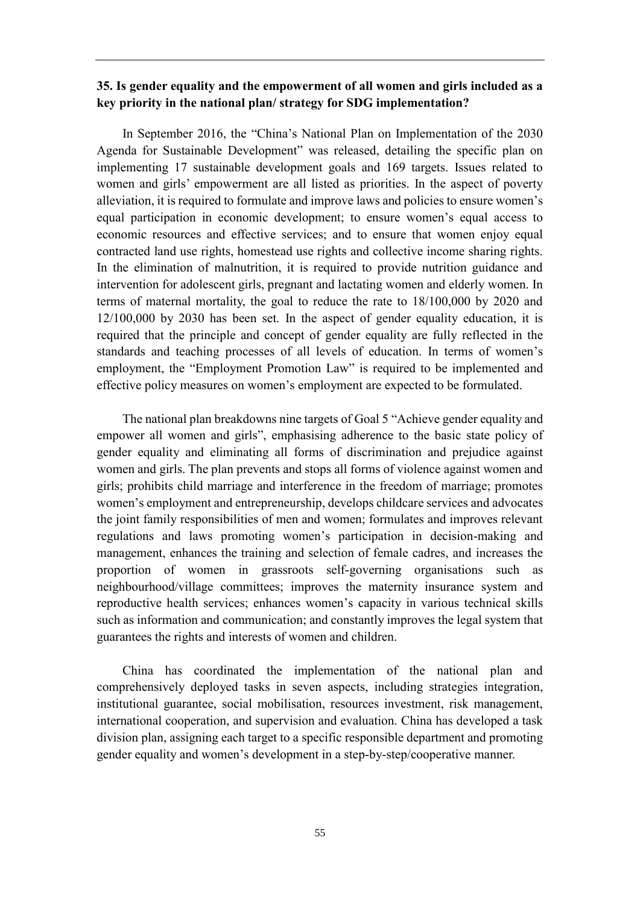**35. Is gender equality and the empowerment of all women and girls included as a key priority in the national plan/ strategy for SDG implementation?**

In September 2016, the "China's National Plan on Implementation of the 2030 Agenda for Sustainable Development" was released, detailing the specific plan on implementing 17 sustainable development goals and 169 targets. Issues related to women and girls' empowerment are all listed as priorities. In the aspect of poverty alleviation, it is required to formulate and improve laws and policies to ensure women's equal participation in economic development; to ensure women's equal access to economic resources and effective services; and to ensure that women enjoy equal contracted land use rights, homestead use rights and collective income sharing rights. In the elimination of malnutrition, it is required to provide nutrition guidance and intervention for adolescent girls, pregnant and lactating women and elderly women. In terms of maternal mortality, the goal to reduce the rate to 18/100,000 by 2020 and 12/100,000 by 2030 has been set. In the aspect of gender equality education, it is required that the principle and concept of gender equality are fully reflected in the standards and teaching processes of all levels of education. In terms of women's employment, the "Employment Promotion Law" is required to be implemented and effective policy measures on women's employment are expected to be formulated.

The national plan breakdowns nine targets of Goal 5 "Achieve gender equality and empower all women and girls", emphasising adherence to the basic state policy of gender equality and eliminating all forms of discrimination and prejudice against women and girls. The plan prevents and stops all forms of violence against women and girls; prohibits child marriage and interference in the freedom of marriage; promotes women's employment and entrepreneurship, develops childcare services and advocates the joint family responsibilities of men and women; formulates and improves relevant regulations and laws promoting women's participation in decision-making and management, enhances the training and selection of female cadres, and increases the proportion of women in grassroots self-governing organisations such as neighbourhood/village committees; improves the maternity insurance system and reproductive health services; enhances women's capacity in various technical skills such as information and communication; and constantly improves the legal system that guarantees the rights and interests of women and children.

China has coordinated the implementation of the national plan and comprehensively deployed tasks in seven aspects, including strategies integration, institutional guarantee, social mobilisation, resources investment, risk management, international cooperation, and supervision and evaluation. China has developed a task division plan, assigning each target to a specific responsible department and promoting gender equality and women's development in a step-by-step/cooperative manner.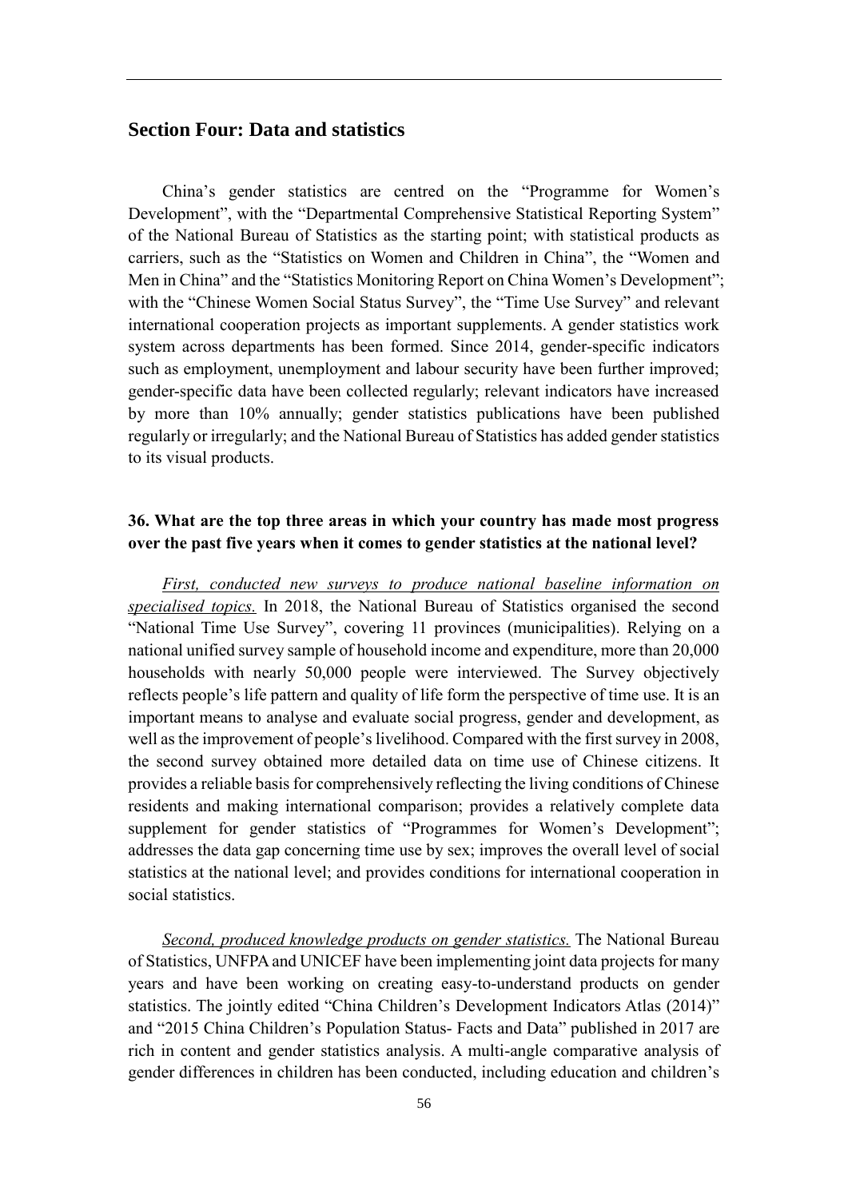## Section Four: Data and statistics

China's gender statistics are centred on the "Programme for Women's Development", with the "Departmental Comprehensive Statistical Reporting System" of the National Bureau of Statistics as the starting point; with statistical products as carriers, such as the "Statistics on Women and Children in China", the "Women and Men in China" and the "Statistics Monitoring Report on China Women's Development"; with the "Chinese Women Social Status Survey", the "Time Use Survey" and relevant international cooperation projects as important supplements. A gender statistics work system across departments has been formed. Since 2014, gender-specific indicators such as employment, unemployment and labour security have been further improved; gender-specific data have been collected regularly; relevant indicators have increased by more than 10% annually; gender statistics publications have been published regularly or irregularly; and the National Bureau of Statistics has added gender statistics to its visual products.

**36. What are the top three areas in which your country has made most progress over the past five years when it comes to gender statistics at the national level?**

*First, conducted new surveys to produce national baseline information on specialised topics.* In 2018, the National Bureau of Statistics organised the second "National Time Use Survey", covering 11 provinces (municipalities). Relying on a national unified survey sample of household income and expenditure, more than 20,000 households with nearly 50,000 people were interviewed. The Survey objectively reflects people's life pattern and quality of life form the perspective of time use. It is an important means to analyse and evaluate social progress, gender and development, as well as the improvement of people's livelihood. Compared with the first survey in 2008, the second survey obtained more detailed data on time use of Chinese citizens. It provides a reliable basis for comprehensively reflecting the living conditions of Chinese residents and making international comparison; provides a relatively complete data supplement for gender statistics of "Programmes for Women's Development"; addresses the data gap concerning time use by sex; improves the overall level of social statistics at the national level; and provides conditions for international cooperation in social statistics.

*Second, produced knowledge products on gender statistics.* The National Bureau of Statistics, UNFPA and UNICEF have been implementing joint data projects for many years and have been working on creating easy-to-understand products on gender statistics. The jointly edited "China Children's Development Indicators Atlas (2014)" and "2015 China Children's Population Status- Facts and Data" published in 2017 are rich in content and gender statistics analysis. A multi-angle comparative analysis of gender differences in children has been conducted, including education and children's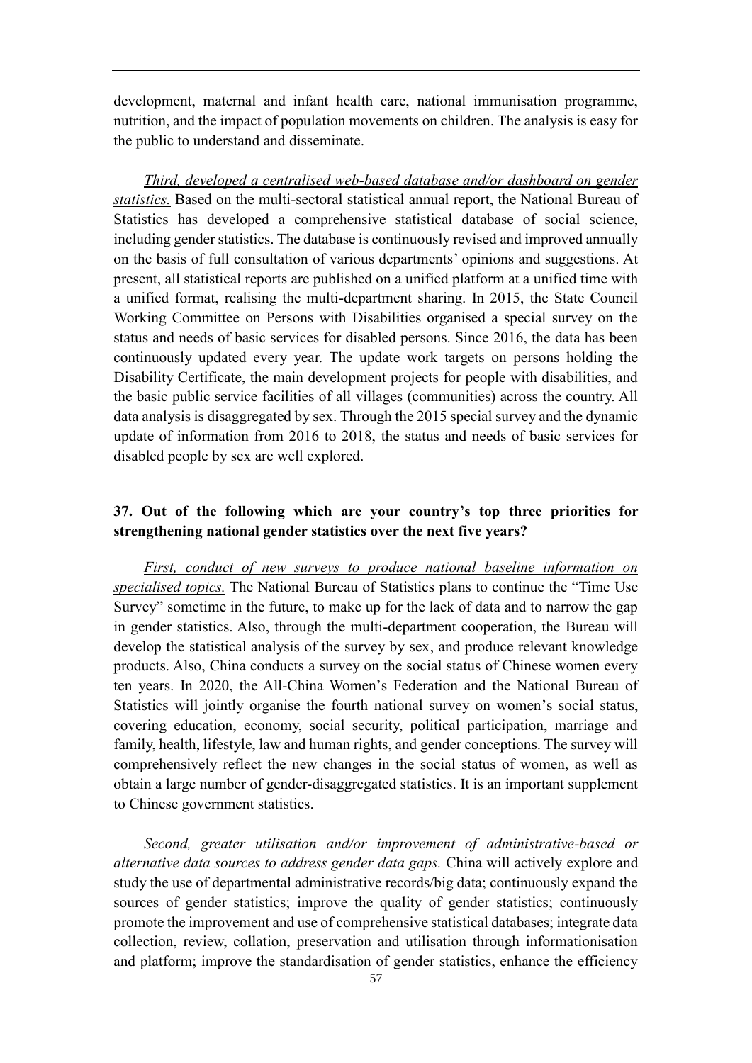development, maternal and infant health care, national immunisation programme, nutrition, and the impact of population movements on children. The analysis is easy for the public to understand and disseminate.

*Third, developed a centralised web-based database and/or dashboard on gender statistics.* Based on the multi-sectoral statistical annual report, the National Bureau of Statistics has developed a comprehensive statistical database of social science, including gender statistics. The database is continuously revised and improved annually on the basis of full consultation of various departments' opinions and suggestions. At present, all statistical reports are published on a unified platform at a unified time with a unified format, realising the multi-department sharing. In 2015, the State Council Working Committee on Persons with Disabilities organised a special survey on the status and needs of basic services for disabled persons. Since 2016, the data has been continuously updated every year. The update work targets on persons holding the Disability Certificate, the main development projects for people with disabilities, and the basic public service facilities of all villages (communities) across the country. All data analysis is disaggregated by sex. Through the 2015 special survey and the dynamic update of information from 2016 to 2018, the status and needs of basic services for disabled people by sex are well explored.

**37. Out of the following which are your country's top three priorities for strengthening national gender statistics over the next five years?**

*First, conduct of new surveys to produce national baseline information on specialised topics.* The National Bureau of Statistics plans to continue the "Time Use Survey" sometime in the future, to make up for the lack of data and to narrow the gap in gender statistics. Also, through the multi-department cooperation, the Bureau will develop the statistical analysis of the survey by sex, and produce relevant knowledge products. Also, China conducts a survey on the social status of Chinese women every ten years. In 2020, the All-China Women's Federation and the National Bureau of Statistics will jointly organise the fourth national survey on women's social status, covering education, economy, social security, political participation, marriage and family, health, lifestyle, law and human rights, and gender conceptions. The survey will comprehensively reflect the new changes in the social status of women, as well as obtain a large number of gender-disaggregated statistics. It is an important supplement to Chinese government statistics.

*Second, greater utilisation and/or improvement of administrative-based or alternative data sources to address gender data gaps.* China will actively explore and study the use of departmental administrative records/big data; continuously expand the sources of gender statistics; improve the quality of gender statistics; continuously promote the improvement and use of comprehensive statistical databases; integrate data collection, review, collation, preservation and utilisation through informationisation and platform; improve the standardisation of gender statistics, enhance the efficiency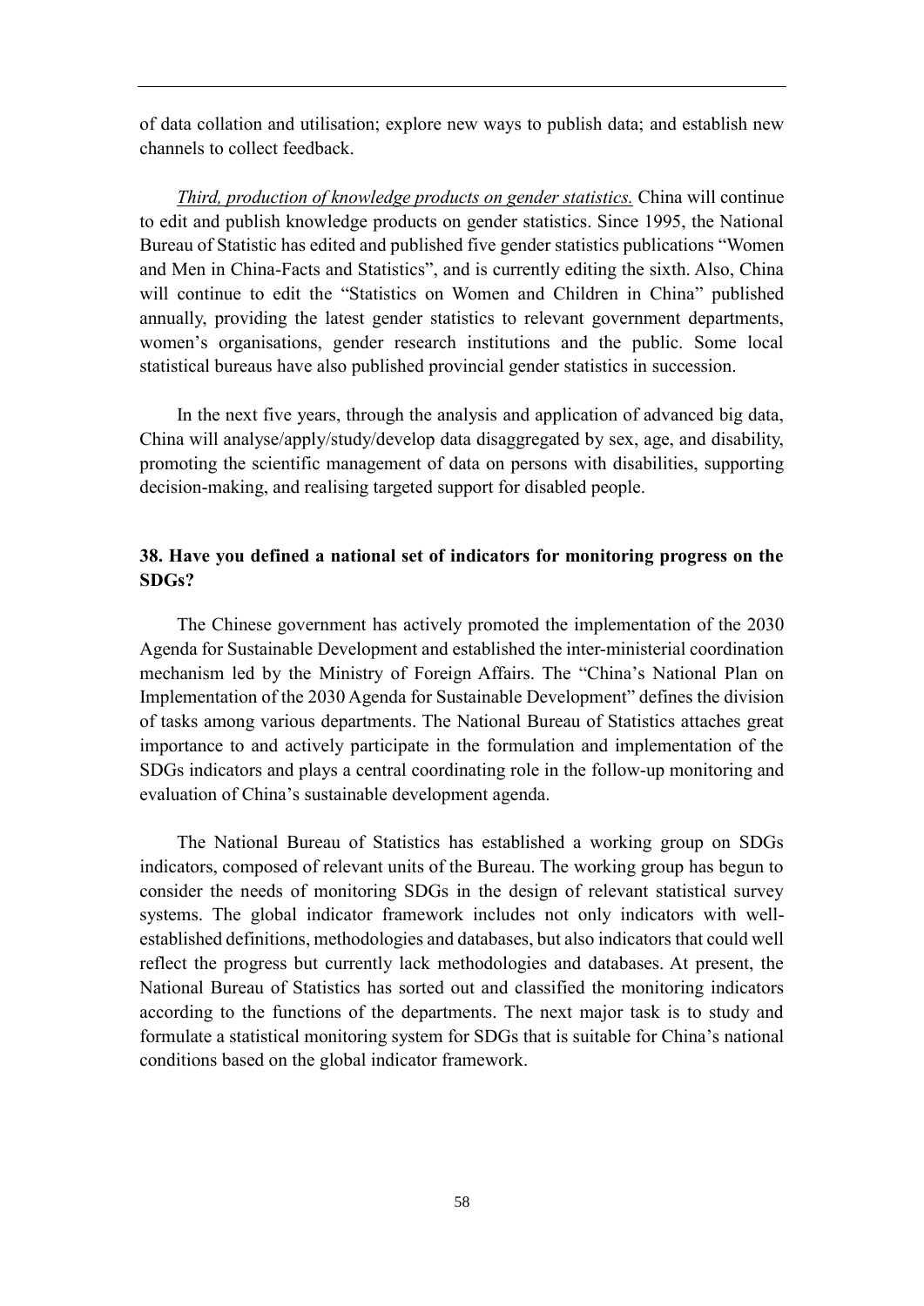of data collation and utilisation; explore new ways to publish data; and establish new channels to collect feedback.

*Third, production of knowledge products on gender statistics.* China will continue to edit and publish knowledge products on gender statistics. Since 1995, the National Bureau of Statistic has edited and published five gender statistics publications "Women and Men in China-Facts and Statistics", and is currently editing the sixth. Also, China will continue to edit the "Statistics on Women and Children in China" published annually, providing the latest gender statistics to relevant government departments, women's organisations, gender research institutions and the public. Some local statistical bureaus have also published provincial gender statistics in succession.

In the next five years, through the analysis and application of advanced big data, China will analyse/apply/study/develop data disaggregated by sex, age, and disability, promoting the scientific management of data on persons with disabilities, supporting decision-making, and realising targeted support for disabled people.

**38. Have you defined a national set of indicators for monitoring progress on the SDGs?**

The Chinese government has actively promoted the implementation of the 2030 Agenda for Sustainable Development and established the inter-ministerial coordination mechanism led by the Ministry of Foreign Affairs. The "China's National Plan on Implementation of the 2030 Agenda for Sustainable Development" defines the division of tasks among various departments. The National Bureau of Statistics attaches great importance to and actively participate in the formulation and implementation of the SDGs indicators and plays a central coordinating role in the follow-up monitoring and evaluation of China's sustainable development agenda.

The National Bureau of Statistics has established a working group on SDGs indicators, composed of relevant units of the Bureau. The working group has begun to consider the needs of monitoring SDGs in the design of relevant statistical survey systems. The global indicator framework includes not only indicators with well-established definitions, methodologies and databases, but also indicators that could well reflect the progress but currently lack methodologies and databases. At present, the National Bureau of Statistics has sorted out and classified the monitoring indicators according to the functions of the departments. The next major task is to study and formulate a statistical monitoring system for SDGs that is suitable for China's national conditions based on the global indicator framework.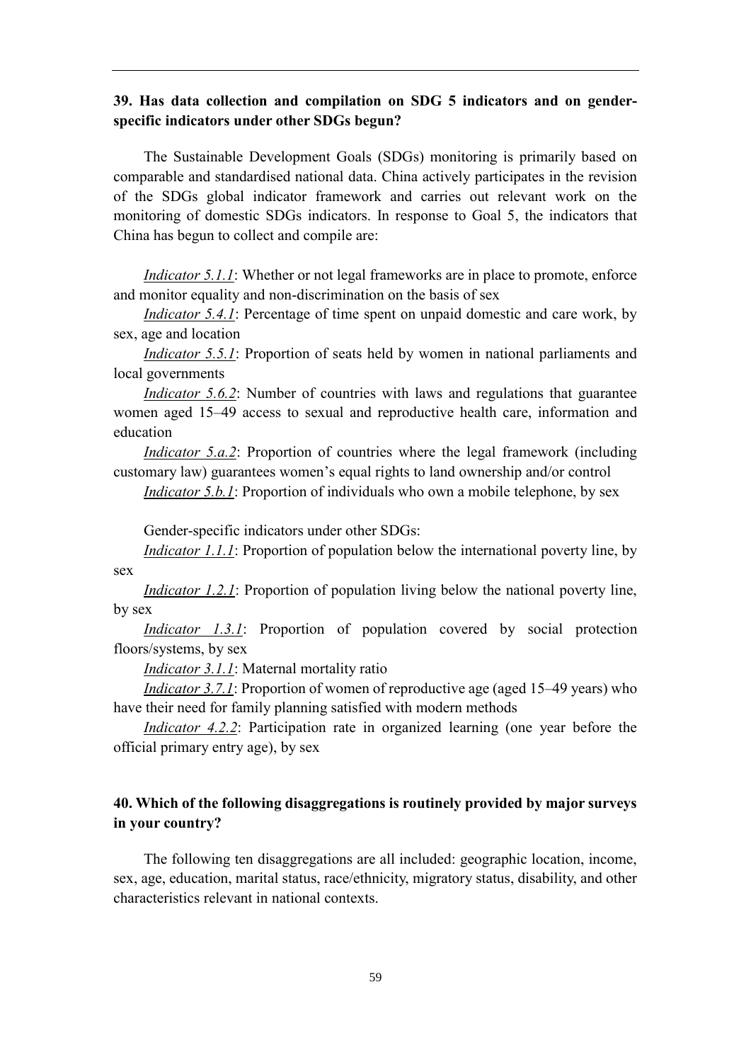**39. Has data collection and compilation on SDG 5 indicators and on gender-specific indicators under other SDGs begun?**

The Sustainable Development Goals (SDGs) monitoring is primarily based on comparable and standardised national data. China actively participates in the revision of the SDGs global indicator framework and carries out relevant work on the monitoring of domestic SDGs indicators. In response to Goal 5, the indicators that China has begun to collect and compile are:

*Indicator 5.1.1*: Whether or not legal frameworks are in place to promote, enforce and monitor equality and non-discrimination on the basis of sex

*Indicator 5.4.1*: Percentage of time spent on unpaid domestic and care work, by sex, age and location

*Indicator 5.5.1*: Proportion of seats held by women in national parliaments and local governments

*Indicator 5.6.2*: Number of countries with laws and regulations that guarantee women aged 15–49 access to sexual and reproductive health care, information and education

*Indicator 5.a.2*: Proportion of countries where the legal framework (including customary law) guarantees women's equal rights to land ownership and/or control

*Indicator 5.b.1*: Proportion of individuals who own a mobile telephone, by sex

Gender-specific indicators under other SDGs:

*Indicator 1.1.1*: Proportion of population below the international poverty line, by sex

*Indicator 1.2.1*: Proportion of population living below the national poverty line, by sex

*Indicator 1.3.1*: Proportion of population covered by social protection floors/systems, by sex

*Indicator 3.1.1*: Maternal mortality ratio

*Indicator 3.7.1*: Proportion of women of reproductive age (aged 15–49 years) who have their need for family planning satisfied with modern methods

*Indicator 4.2.2*: Participation rate in organized learning (one year before the official primary entry age), by sex

**40. Which of the following disaggregations is routinely provided by major surveys in your country?**

The following ten disaggregations are all included: geographic location, income, sex, age, education, marital status, race/ethnicity, migratory status, disability, and other characteristics relevant in national contexts.